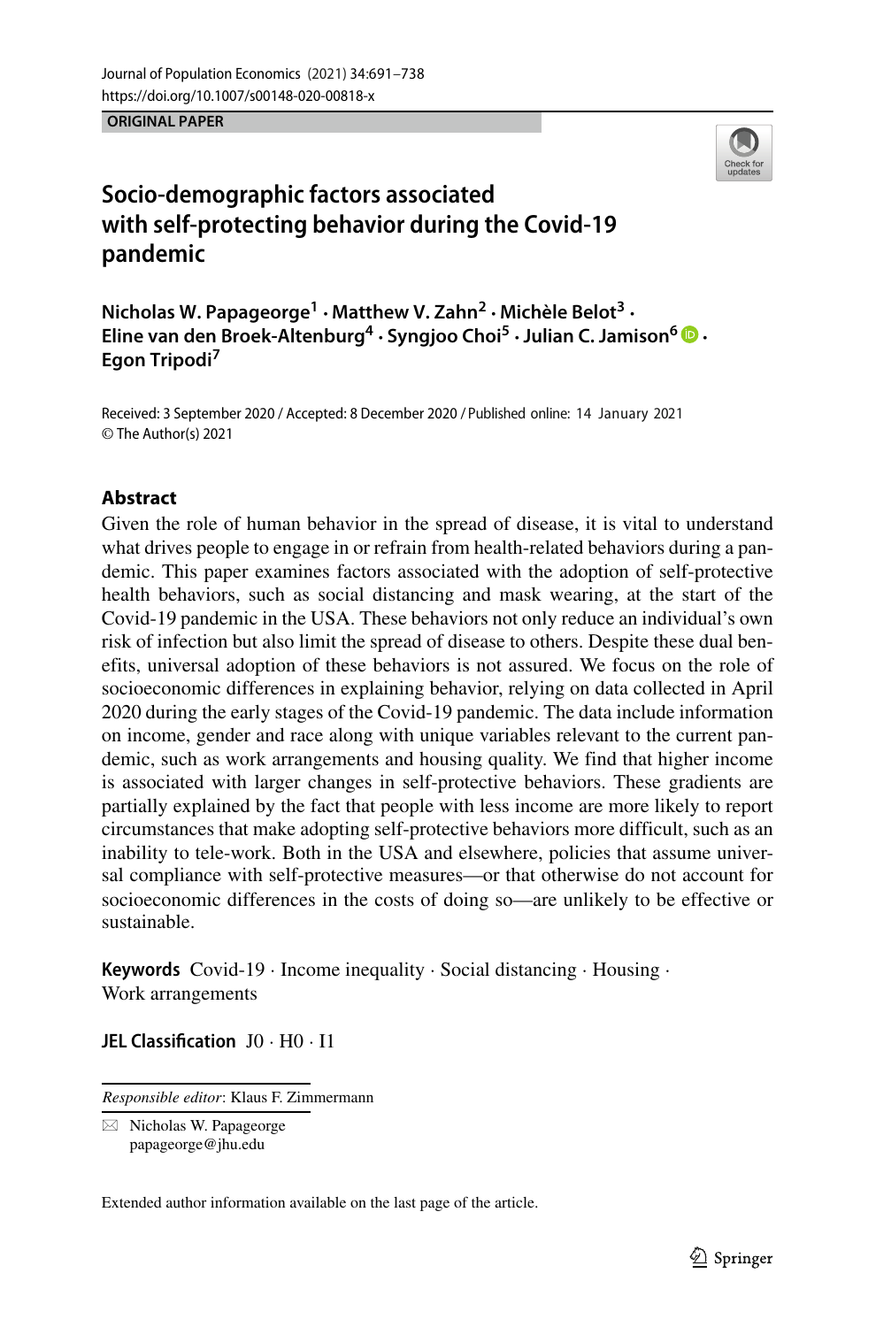ORIGINAL PAPER

# Socio-demographic factors associated with self-protecting behavior during the Covid-19 pandemic

**Nicholas W. Papageorge[1] · Matthew V. Zahn[2] · Michèle Belot[3] · Eline van den Broek-Altenburg[4] · Syngjoo Choi[5] · Julian C. Jamison[6] · Egon Tripodi[7]**

Received: 3 September 2020 / Accepted: 8 December 2020 / Published online: 14 January 2021
© The Author(s) 2021

## Abstract

Given the role of human behavior in the spread of disease, it is vital to understand what drives people to engage in or refrain from health-related behaviors during a pandemic. This paper examines factors associated with the adoption of self-protective health behaviors, such as social distancing and mask wearing, at the start of the Covid-19 pandemic in the USA. These behaviors not only reduce an individual's own risk of infection but also limit the spread of disease to others. Despite these dual benefits, universal adoption of these behaviors is not assured. We focus on the role of socioeconomic differences in explaining behavior, relying on data collected in April 2020 during the early stages of the Covid-19 pandemic. The data include information on income, gender and race along with unique variables relevant to the current pandemic, such as work arrangements and housing quality. We find that higher income is associated with larger changes in self-protective behaviors. These gradients are partially explained by the fact that people with less income are more likely to report circumstances that make adopting self-protective behaviors more difficult, such as an inability to tele-work. Both in the USA and elsewhere, policies that assume universal compliance with self-protective measures—or that otherwise do not account for socioeconomic differences in the costs of doing so—are unlikely to be effective or sustainable.

**Keywords** Covid-19 · Income inequality · Social distancing · Housing · Work arrangements

**JEL Classification** J0 · H0 · I1

*Responsible editor*: Klaus F. Zimmermann

✉ Nicholas W. Papageorge
papageorge@jhu.edu

Extended author information available on the last page of the article.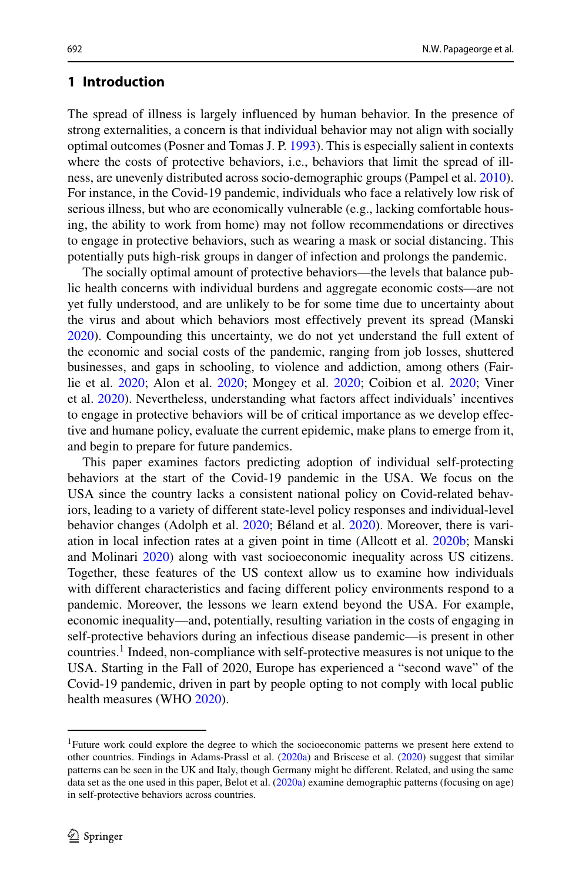## 1 Introduction

The spread of illness is largely influenced by human behavior. In the presence of strong externalities, a concern is that individual behavior may not align with socially optimal outcomes (Posner and Tomas J. P. 1993). This is especially salient in contexts where the costs of protective behaviors, i.e., behaviors that limit the spread of illness, are unevenly distributed across socio-demographic groups (Pampel et al. 2010). For instance, in the Covid-19 pandemic, individuals who face a relatively low risk of serious illness, but who are economically vulnerable (e.g., lacking comfortable housing, the ability to work from home) may not follow recommendations or directives to engage in protective behaviors, such as wearing a mask or social distancing. This potentially puts high-risk groups in danger of infection and prolongs the pandemic.

The socially optimal amount of protective behaviors—the levels that balance public health concerns with individual burdens and aggregate economic costs—are not yet fully understood, and are unlikely to be for some time due to uncertainty about the virus and about which behaviors most effectively prevent its spread (Manski 2020). Compounding this uncertainty, we do not yet understand the full extent of the economic and social costs of the pandemic, ranging from job losses, shuttered businesses, and gaps in schooling, to violence and addiction, among others (Fairlie et al. 2020; Alon et al. 2020; Mongey et al. 2020; Coibion et al. 2020; Viner et al. 2020). Nevertheless, understanding what factors affect individuals' incentives to engage in protective behaviors will be of critical importance as we develop effective and humane policy, evaluate the current epidemic, make plans to emerge from it, and begin to prepare for future pandemics.

This paper examines factors predicting adoption of individual self-protecting behaviors at the start of the Covid-19 pandemic in the USA. We focus on the USA since the country lacks a consistent national policy on Covid-related behaviors, leading to a variety of different state-level policy responses and individual-level behavior changes (Adolph et al. 2020; Béland et al. 2020). Moreover, there is variation in local infection rates at a given point in time (Allcott et al. 2020b; Manski and Molinari 2020) along with vast socioeconomic inequality across US citizens. Together, these features of the US context allow us to examine how individuals with different characteristics and facing different policy environments respond to a pandemic. Moreover, the lessons we learn extend beyond the USA. For example, economic inequality—and, potentially, resulting variation in the costs of engaging in self-protective behaviors during an infectious disease pandemic—is present in other countries.[1] Indeed, non-compliance with self-protective measures is not unique to the USA. Starting in the Fall of 2020, Europe has experienced a "second wave" of the Covid-19 pandemic, driven in part by people opting to not comply with local public health measures (WHO 2020).

[1] Future work could explore the degree to which the socioeconomic patterns we present here extend to other countries. Findings in Adams-Prassl et al. (2020a) and Briscese et al. (2020) suggest that similar patterns can be seen in the UK and Italy, though Germany might be different. Related, and using the same data set as the one used in this paper, Belot et al. (2020a) examine demographic patterns (focusing on age) in self-protective behaviors across countries.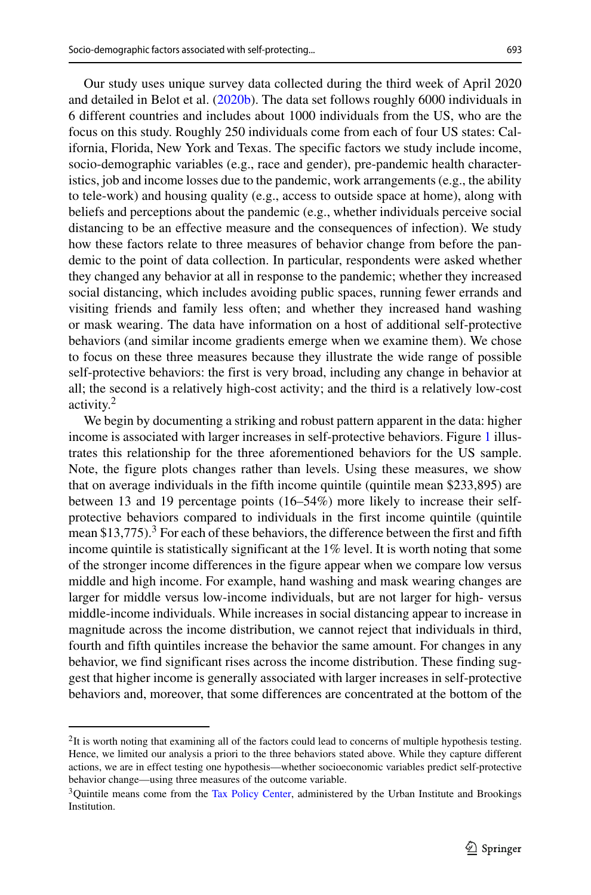Our study uses unique survey data collected during the third week of April 2020 and detailed in Belot et al. (2020b). The data set follows roughly 6000 individuals in 6 different countries and includes about 1000 individuals from the US, who are the focus on this study. Roughly 250 individuals come from each of four US states: California, Florida, New York and Texas. The specific factors we study include income, socio-demographic variables (e.g., race and gender), pre-pandemic health characteristics, job and income losses due to the pandemic, work arrangements (e.g., the ability to tele-work) and housing quality (e.g., access to outside space at home), along with beliefs and perceptions about the pandemic (e.g., whether individuals perceive social distancing to be an effective measure and the consequences of infection). We study how these factors relate to three measures of behavior change from before the pandemic to the point of data collection. In particular, respondents were asked whether they changed any behavior at all in response to the pandemic; whether they increased social distancing, which includes avoiding public spaces, running fewer errands and visiting friends and family less often; and whether they increased hand washing or mask wearing. The data have information on a host of additional self-protective behaviors (and similar income gradients emerge when we examine them). We chose to focus on these three measures because they illustrate the wide range of possible self-protective behaviors: the first is very broad, including any change in behavior at all; the second is a relatively high-cost activity; and the third is a relatively low-cost activity.[2]

We begin by documenting a striking and robust pattern apparent in the data: higher income is associated with larger increases in self-protective behaviors. Figure 1 illustrates this relationship for the three aforementioned behaviors for the US sample. Note, the figure plots changes rather than levels. Using these measures, we show that on average individuals in the fifth income quintile (quintile mean $233,895) are between 13 and 19 percentage points (16–54%) more likely to increase their self-protective behaviors compared to individuals in the first income quintile (quintile mean $13,775).[3] For each of these behaviors, the difference between the first and fifth income quintile is statistically significant at the 1% level. It is worth noting that some of the stronger income differences in the figure appear when we compare low versus middle and high income. For example, hand washing and mask wearing changes are larger for middle versus low-income individuals, but are not larger for high- versus middle-income individuals. While increases in social distancing appear to increase in magnitude across the income distribution, we cannot reject that individuals in third, fourth and fifth quintiles increase the behavior the same amount. For changes in any behavior, we find significant rises across the income distribution. These finding suggest that higher income is generally associated with larger increases in self-protective behaviors and, moreover, that some differences are concentrated at the bottom of the

[2] It is worth noting that examining all of the factors could lead to concerns of multiple hypothesis testing. Hence, we limited our analysis a priori to the three behaviors stated above. While they capture different actions, we are in effect testing one hypothesis—whether socioeconomic variables predict self-protective behavior change—using three measures of the outcome variable.

[3] Quintile means come from the Tax Policy Center, administered by the Urban Institute and Brookings Institution.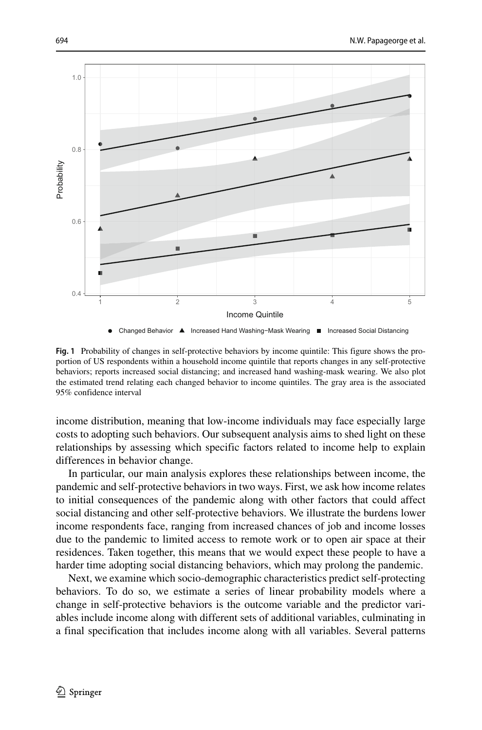**Fig. 1** Probability of changes in self-protective behaviors by income quintile: This figure shows the proportion of US respondents within a household income quintile that reports changes in any self-protective behaviors; reports increased social distancing; and increased hand washing-mask wearing. We also plot the estimated trend relating each changed behavior to income quintiles. The gray area is the associated 95% confidence interval

income distribution, meaning that low-income individuals may face especially large costs to adopting such behaviors. Our subsequent analysis aims to shed light on these relationships by assessing which specific factors related to income help to explain differences in behavior change.

In particular, our main analysis explores these relationships between income, the pandemic and self-protective behaviors in two ways. First, we ask how income relates to initial consequences of the pandemic along with other factors that could affect social distancing and other self-protective behaviors. We illustrate the burdens lower income respondents face, ranging from increased chances of job and income losses due to the pandemic to limited access to remote work or to open air space at their residences. Taken together, this means that we would expect these people to have a harder time adopting social distancing behaviors, which may prolong the pandemic.

Next, we examine which socio-demographic characteristics predict self-protecting behaviors. To do so, we estimate a series of linear probability models where a change in self-protective behaviors is the outcome variable and the predictor variables include income along with different sets of additional variables, culminating in a final specification that includes income along with all variables. Several patterns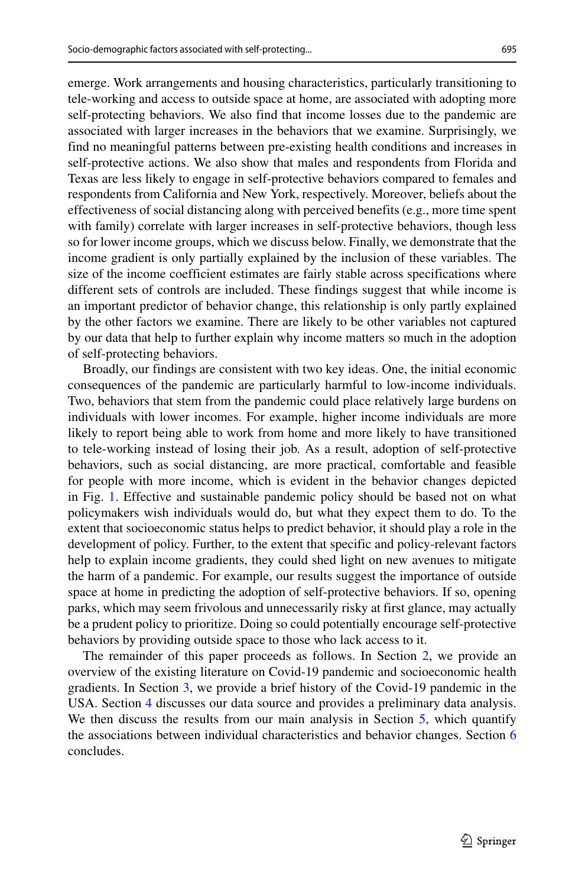emerge. Work arrangements and housing characteristics, particularly transitioning to tele-working and access to outside space at home, are associated with adopting more self-protecting behaviors. We also find that income losses due to the pandemic are associated with larger increases in the behaviors that we examine. Surprisingly, we find no meaningful patterns between pre-existing health conditions and increases in self-protective actions. We also show that males and respondents from Florida and Texas are less likely to engage in self-protective behaviors compared to females and respondents from California and New York, respectively. Moreover, beliefs about the effectiveness of social distancing along with perceived benefits (e.g., more time spent with family) correlate with larger increases in self-protective behaviors, though less so for lower income groups, which we discuss below. Finally, we demonstrate that the income gradient is only partially explained by the inclusion of these variables. The size of the income coefficient estimates are fairly stable across specifications where different sets of controls are included. These findings suggest that while income is an important predictor of behavior change, this relationship is only partly explained by the other factors we examine. There are likely to be other variables not captured by our data that help to further explain why income matters so much in the adoption of self-protecting behaviors.

Broadly, our findings are consistent with two key ideas. One, the initial economic consequences of the pandemic are particularly harmful to low-income individuals. Two, behaviors that stem from the pandemic could place relatively large burdens on individuals with lower incomes. For example, higher income individuals are more likely to report being able to work from home and more likely to have transitioned to tele-working instead of losing their job. As a result, adoption of self-protective behaviors, such as social distancing, are more practical, comfortable and feasible for people with more income, which is evident in the behavior changes depicted in Fig. 1. Effective and sustainable pandemic policy should be based not on what policymakers wish individuals would do, but what they expect them to do. To the extent that socioeconomic status helps to predict behavior, it should play a role in the development of policy. Further, to the extent that specific and policy-relevant factors help to explain income gradients, they could shed light on new avenues to mitigate the harm of a pandemic. For example, our results suggest the importance of outside space at home in predicting the adoption of self-protective behaviors. If so, opening parks, which may seem frivolous and unnecessarily risky at first glance, may actually be a prudent policy to prioritize. Doing so could potentially encourage self-protective behaviors by providing outside space to those who lack access to it.

The remainder of this paper proceeds as follows. In Section 2, we provide an overview of the existing literature on Covid-19 pandemic and socioeconomic health gradients. In Section 3, we provide a brief history of the Covid-19 pandemic in the USA. Section 4 discusses our data source and provides a preliminary data analysis. We then discuss the results from our main analysis in Section 5, which quantify the associations between individual characteristics and behavior changes. Section 6 concludes.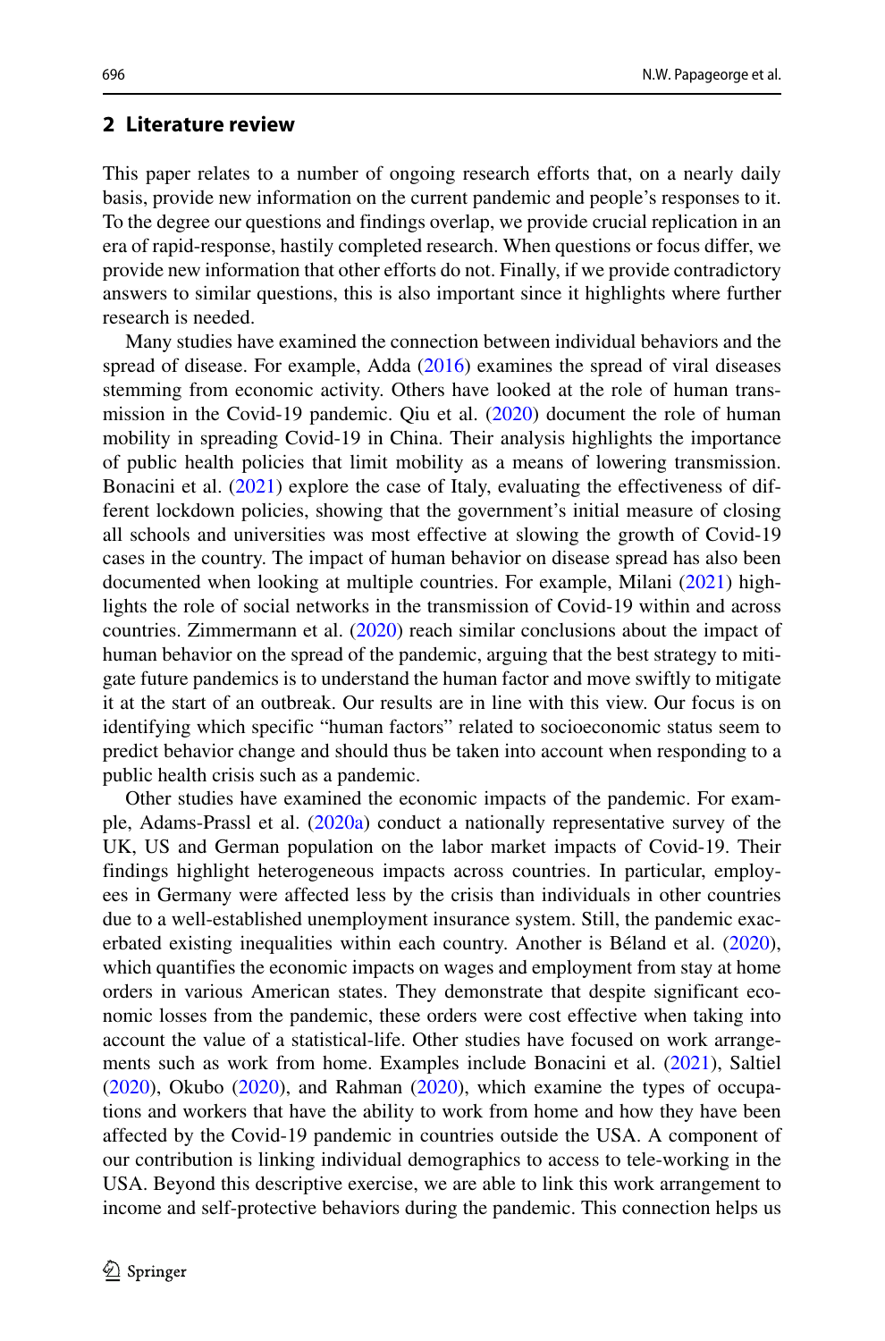## 2 Literature review

This paper relates to a number of ongoing research efforts that, on a nearly daily basis, provide new information on the current pandemic and people's responses to it. To the degree our questions and findings overlap, we provide crucial replication in an era of rapid-response, hastily completed research. When questions or focus differ, we provide new information that other efforts do not. Finally, if we provide contradictory answers to similar questions, this is also important since it highlights where further research is needed.

Many studies have examined the connection between individual behaviors and the spread of disease. For example, Adda (2016) examines the spread of viral diseases stemming from economic activity. Others have looked at the role of human transmission in the Covid-19 pandemic. Qiu et al. (2020) document the role of human mobility in spreading Covid-19 in China. Their analysis highlights the importance of public health policies that limit mobility as a means of lowering transmission. Bonacini et al. (2021) explore the case of Italy, evaluating the effectiveness of different lockdown policies, showing that the government's initial measure of closing all schools and universities was most effective at slowing the growth of Covid-19 cases in the country. The impact of human behavior on disease spread has also been documented when looking at multiple countries. For example, Milani (2021) highlights the role of social networks in the transmission of Covid-19 within and across countries. Zimmermann et al. (2020) reach similar conclusions about the impact of human behavior on the spread of the pandemic, arguing that the best strategy to mitigate future pandemics is to understand the human factor and move swiftly to mitigate it at the start of an outbreak. Our results are in line with this view. Our focus is on identifying which specific "human factors" related to socioeconomic status seem to predict behavior change and should thus be taken into account when responding to a public health crisis such as a pandemic.

Other studies have examined the economic impacts of the pandemic. For example, Adams-Prassl et al. (2020a) conduct a nationally representative survey of the UK, US and German population on the labor market impacts of Covid-19. Their findings highlight heterogeneous impacts across countries. In particular, employees in Germany were affected less by the crisis than individuals in other countries due to a well-established unemployment insurance system. Still, the pandemic exacerbated existing inequalities within each country. Another is Béland et al. (2020), which quantifies the economic impacts on wages and employment from stay at home orders in various American states. They demonstrate that despite significant economic losses from the pandemic, these orders were cost effective when taking into account the value of a statistical-life. Other studies have focused on work arrangements such as work from home. Examples include Bonacini et al. (2021), Saltiel (2020), Okubo (2020), and Rahman (2020), which examine the types of occupations and workers that have the ability to work from home and how they have been affected by the Covid-19 pandemic in countries outside the USA. A component of our contribution is linking individual demographics to access to tele-working in the USA. Beyond this descriptive exercise, we are able to link this work arrangement to income and self-protective behaviors during the pandemic. This connection helps us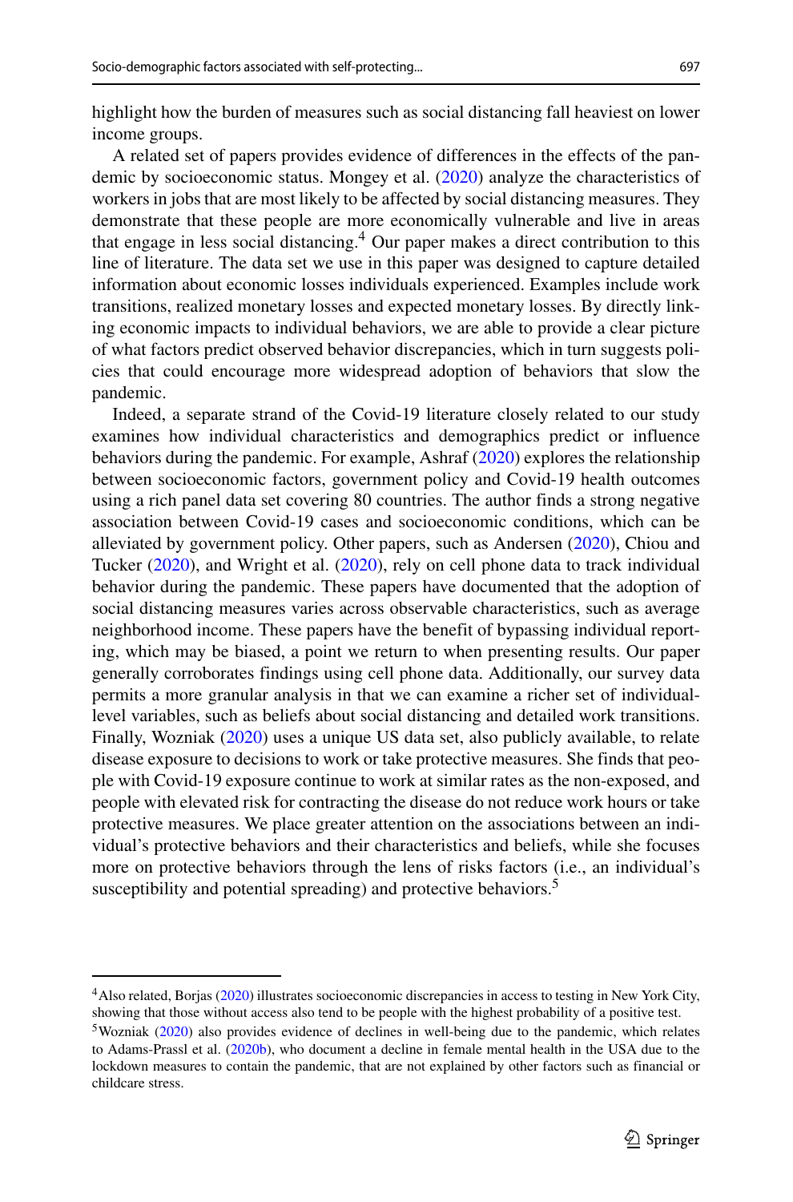highlight how the burden of measures such as social distancing fall heaviest on lower income groups.

A related set of papers provides evidence of differences in the effects of the pandemic by socioeconomic status. Mongey et al. (2020) analyze the characteristics of workers in jobs that are most likely to be affected by social distancing measures. They demonstrate that these people are more economically vulnerable and live in areas that engage in less social distancing.[4] Our paper makes a direct contribution to this line of literature. The data set we use in this paper was designed to capture detailed information about economic losses individuals experienced. Examples include work transitions, realized monetary losses and expected monetary losses. By directly linking economic impacts to individual behaviors, we are able to provide a clear picture of what factors predict observed behavior discrepancies, which in turn suggests policies that could encourage more widespread adoption of behaviors that slow the pandemic.

Indeed, a separate strand of the Covid-19 literature closely related to our study examines how individual characteristics and demographics predict or influence behaviors during the pandemic. For example, Ashraf (2020) explores the relationship between socioeconomic factors, government policy and Covid-19 health outcomes using a rich panel data set covering 80 countries. The author finds a strong negative association between Covid-19 cases and socioeconomic conditions, which can be alleviated by government policy. Other papers, such as Andersen (2020), Chiou and Tucker (2020), and Wright et al. (2020), rely on cell phone data to track individual behavior during the pandemic. These papers have documented that the adoption of social distancing measures varies across observable characteristics, such as average neighborhood income. These papers have the benefit of bypassing individual reporting, which may be biased, a point we return to when presenting results. Our paper generally corroborates findings using cell phone data. Additionally, our survey data permits a more granular analysis in that we can examine a richer set of individual-level variables, such as beliefs about social distancing and detailed work transitions. Finally, Wozniak (2020) uses a unique US data set, also publicly available, to relate disease exposure to decisions to work or take protective measures. She finds that people with Covid-19 exposure continue to work at similar rates as the non-exposed, and people with elevated risk for contracting the disease do not reduce work hours or take protective measures. We place greater attention on the associations between an individual's protective behaviors and their characteristics and beliefs, while she focuses more on protective behaviors through the lens of risks factors (i.e., an individual's susceptibility and potential spreading) and protective behaviors.[5]

---

[4] Also related, Borjas (2020) illustrates socioeconomic discrepancies in access to testing in New York City, showing that those without access also tend to be people with the highest probability of a positive test.

[5] Wozniak (2020) also provides evidence of declines in well-being due to the pandemic, which relates to Adams-Prassl et al. (2020b), who document a decline in female mental health in the USA due to the lockdown measures to contain the pandemic, that are not explained by other factors such as financial or childcare stress.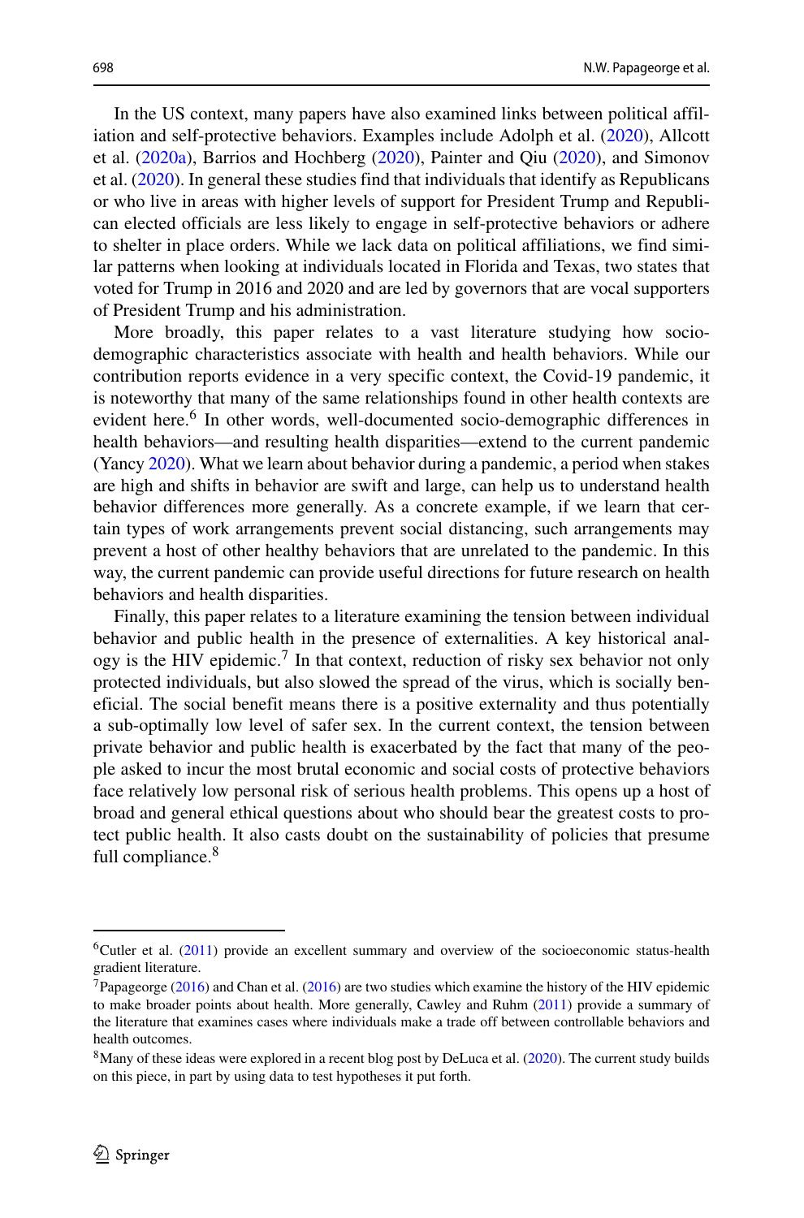In the US context, many papers have also examined links between political affiliation and self-protective behaviors. Examples include Adolph et al. (2020), Allcott et al. (2020a), Barrios and Hochberg (2020), Painter and Qiu (2020), and Simonov et al. (2020). In general these studies find that individuals that identify as Republicans or who live in areas with higher levels of support for President Trump and Republican elected officials are less likely to engage in self-protective behaviors or adhere to shelter in place orders. While we lack data on political affiliations, we find similar patterns when looking at individuals located in Florida and Texas, two states that voted for Trump in 2016 and 2020 and are led by governors that are vocal supporters of President Trump and his administration.

More broadly, this paper relates to a vast literature studying how socio-demographic characteristics associate with health and health behaviors. While our contribution reports evidence in a very specific context, the Covid-19 pandemic, it is noteworthy that many of the same relationships found in other health contexts are evident here.[6] In other words, well-documented socio-demographic differences in health behaviors—and resulting health disparities—extend to the current pandemic (Yancy 2020). What we learn about behavior during a pandemic, a period when stakes are high and shifts in behavior are swift and large, can help us to understand health behavior differences more generally. As a concrete example, if we learn that certain types of work arrangements prevent social distancing, such arrangements may prevent a host of other healthy behaviors that are unrelated to the pandemic. In this way, the current pandemic can provide useful directions for future research on health behaviors and health disparities.

Finally, this paper relates to a literature examining the tension between individual behavior and public health in the presence of externalities. A key historical analogy is the HIV epidemic.[7] In that context, reduction of risky sex behavior not only protected individuals, but also slowed the spread of the virus, which is socially beneficial. The social benefit means there is a positive externality and thus potentially a sub-optimally low level of safer sex. In the current context, the tension between private behavior and public health is exacerbated by the fact that many of the people asked to incur the most brutal economic and social costs of protective behaviors face relatively low personal risk of serious health problems. This opens up a host of broad and general ethical questions about who should bear the greatest costs to protect public health. It also casts doubt on the sustainability of policies that presume full compliance.[8]

---

[6] Cutler et al. (2011) provide an excellent summary and overview of the socioeconomic status-health gradient literature.

[7] Papageorge (2016) and Chan et al. (2016) are two studies which examine the history of the HIV epidemic to make broader points about health. More generally, Cawley and Ruhm (2011) provide a summary of the literature that examines cases where individuals make a trade off between controllable behaviors and health outcomes.

[8] Many of these ideas were explored in a recent blog post by DeLuca et al. (2020). The current study builds on this piece, in part by using data to test hypotheses it put forth.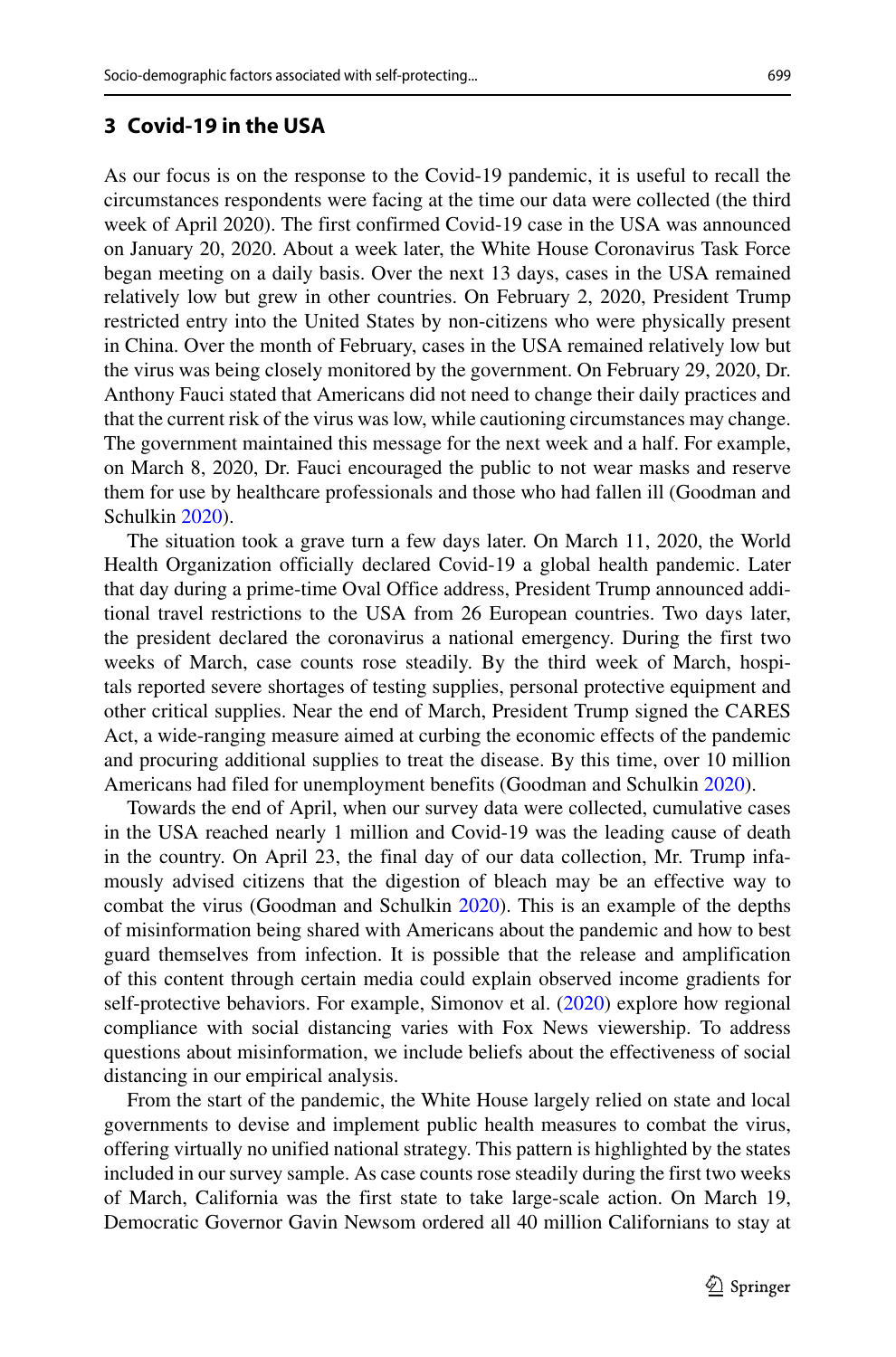## 3 Covid-19 in the USA

As our focus is on the response to the Covid-19 pandemic, it is useful to recall the circumstances respondents were facing at the time our data were collected (the third week of April 2020). The first confirmed Covid-19 case in the USA was announced on January 20, 2020. About a week later, the White House Coronavirus Task Force began meeting on a daily basis. Over the next 13 days, cases in the USA remained relatively low but grew in other countries. On February 2, 2020, President Trump restricted entry into the United States by non-citizens who were physically present in China. Over the month of February, cases in the USA remained relatively low but the virus was being closely monitored by the government. On February 29, 2020, Dr. Anthony Fauci stated that Americans did not need to change their daily practices and that the current risk of the virus was low, while cautioning circumstances may change. The government maintained this message for the next week and a half. For example, on March 8, 2020, Dr. Fauci encouraged the public to not wear masks and reserve them for use by healthcare professionals and those who had fallen ill (Goodman and Schulkin 2020).

The situation took a grave turn a few days later. On March 11, 2020, the World Health Organization officially declared Covid-19 a global health pandemic. Later that day during a prime-time Oval Office address, President Trump announced additional travel restrictions to the USA from 26 European countries. Two days later, the president declared the coronavirus a national emergency. During the first two weeks of March, case counts rose steadily. By the third week of March, hospitals reported severe shortages of testing supplies, personal protective equipment and other critical supplies. Near the end of March, President Trump signed the CARES Act, a wide-ranging measure aimed at curbing the economic effects of the pandemic and procuring additional supplies to treat the disease. By this time, over 10 million Americans had filed for unemployment benefits (Goodman and Schulkin 2020).

Towards the end of April, when our survey data were collected, cumulative cases in the USA reached nearly 1 million and Covid-19 was the leading cause of death in the country. On April 23, the final day of our data collection, Mr. Trump infamously advised citizens that the digestion of bleach may be an effective way to combat the virus (Goodman and Schulkin 2020). This is an example of the depths of misinformation being shared with Americans about the pandemic and how to best guard themselves from infection. It is possible that the release and amplification of this content through certain media could explain observed income gradients for self-protective behaviors. For example, Simonov et al. (2020) explore how regional compliance with social distancing varies with Fox News viewership. To address questions about misinformation, we include beliefs about the effectiveness of social distancing in our empirical analysis.

From the start of the pandemic, the White House largely relied on state and local governments to devise and implement public health measures to combat the virus, offering virtually no unified national strategy. This pattern is highlighted by the states included in our survey sample. As case counts rose steadily during the first two weeks of March, California was the first state to take large-scale action. On March 19, Democratic Governor Gavin Newsom ordered all 40 million Californians to stay at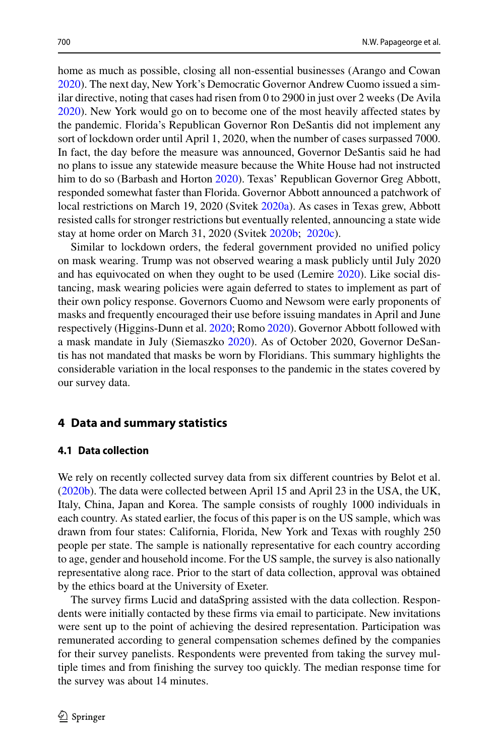home as much as possible, closing all non-essential businesses (Arango and Cowan 2020). The next day, New York's Democratic Governor Andrew Cuomo issued a similar directive, noting that cases had risen from 0 to 2900 in just over 2 weeks (De Avila 2020). New York would go on to become one of the most heavily affected states by the pandemic. Florida's Republican Governor Ron DeSantis did not implement any sort of lockdown order until April 1, 2020, when the number of cases surpassed 7000. In fact, the day before the measure was announced, Governor DeSantis said he had no plans to issue any statewide measure because the White House had not instructed him to do so (Barbash and Horton 2020). Texas' Republican Governor Greg Abbott, responded somewhat faster than Florida. Governor Abbott announced a patchwork of local restrictions on March 19, 2020 (Svitek 2020a). As cases in Texas grew, Abbott resisted calls for stronger restrictions but eventually relented, announcing a state wide stay at home order on March 31, 2020 (Svitek 2020b; 2020c).

Similar to lockdown orders, the federal government provided no unified policy on mask wearing. Trump was not observed wearing a mask publicly until July 2020 and has equivocated on when they ought to be used (Lemire 2020). Like social distancing, mask wearing policies were again deferred to states to implement as part of their own policy response. Governors Cuomo and Newsom were early proponents of masks and frequently encouraged their use before issuing mandates in April and June respectively (Higgins-Dunn et al. 2020; Romo 2020). Governor Abbott followed with a mask mandate in July (Siemaszko 2020). As of October 2020, Governor DeSantis has not mandated that masks be worn by Floridians. This summary highlights the considerable variation in the local responses to the pandemic in the states covered by our survey data.

## 4 Data and summary statistics

### 4.1 Data collection

We rely on recently collected survey data from six different countries by Belot et al. (2020b). The data were collected between April 15 and April 23 in the USA, the UK, Italy, China, Japan and Korea. The sample consists of roughly 1000 individuals in each country. As stated earlier, the focus of this paper is on the US sample, which was drawn from four states: California, Florida, New York and Texas with roughly 250 people per state. The sample is nationally representative for each country according to age, gender and household income. For the US sample, the survey is also nationally representative along race. Prior to the start of data collection, approval was obtained by the ethics board at the University of Exeter.

The survey firms Lucid and dataSpring assisted with the data collection. Respondents were initially contacted by these firms via email to participate. New invitations were sent up to the point of achieving the desired representation. Participation was remunerated according to general compensation schemes defined by the companies for their survey panelists. Respondents were prevented from taking the survey multiple times and from finishing the survey too quickly. The median response time for the survey was about 14 minutes.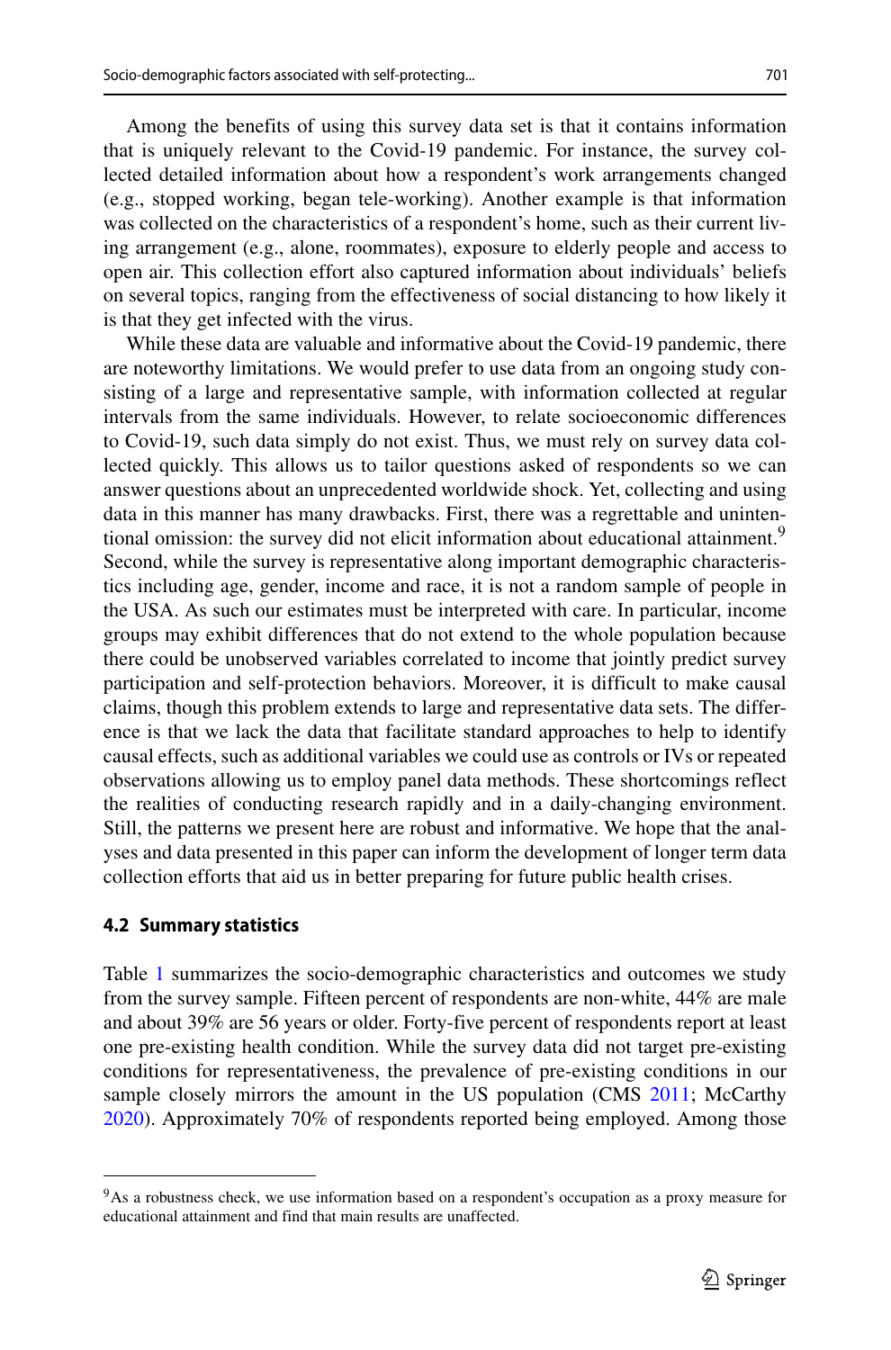Among the benefits of using this survey data set is that it contains information that is uniquely relevant to the Covid-19 pandemic. For instance, the survey collected detailed information about how a respondent's work arrangements changed (e.g., stopped working, began tele-working). Another example is that information was collected on the characteristics of a respondent's home, such as their current living arrangement (e.g., alone, roommates), exposure to elderly people and access to open air. This collection effort also captured information about individuals' beliefs on several topics, ranging from the effectiveness of social distancing to how likely it is that they get infected with the virus.

While these data are valuable and informative about the Covid-19 pandemic, there are noteworthy limitations. We would prefer to use data from an ongoing study consisting of a large and representative sample, with information collected at regular intervals from the same individuals. However, to relate socioeconomic differences to Covid-19, such data simply do not exist. Thus, we must rely on survey data collected quickly. This allows us to tailor questions asked of respondents so we can answer questions about an unprecedented worldwide shock. Yet, collecting and using data in this manner has many drawbacks. First, there was a regrettable and unintentional omission: the survey did not elicit information about educational attainment.[9] Second, while the survey is representative along important demographic characteristics including age, gender, income and race, it is not a random sample of people in the USA. As such our estimates must be interpreted with care. In particular, income groups may exhibit differences that do not extend to the whole population because there could be unobserved variables correlated to income that jointly predict survey participation and self-protection behaviors. Moreover, it is difficult to make causal claims, though this problem extends to large and representative data sets. The difference is that we lack the data that facilitate standard approaches to help to identify causal effects, such as additional variables we could use as controls or IVs or repeated observations allowing us to employ panel data methods. These shortcomings reflect the realities of conducting research rapidly and in a daily-changing environment. Still, the patterns we present here are robust and informative. We hope that the analyses and data presented in this paper can inform the development of longer term data collection efforts that aid us in better preparing for future public health crises.

### 4.2 Summary statistics

Table 1 summarizes the socio-demographic characteristics and outcomes we study from the survey sample. Fifteen percent of respondents are non-white, 44% are male and about 39% are 56 years or older. Forty-five percent of respondents report at least one pre-existing health condition. While the survey data did not target pre-existing conditions for representativeness, the prevalence of pre-existing conditions in our sample closely mirrors the amount in the US population (CMS 2011; McCarthy 2020). Approximately 70% of respondents reported being employed. Among those

[9] As a robustness check, we use information based on a respondent's occupation as a proxy measure for educational attainment and find that main results are unaffected.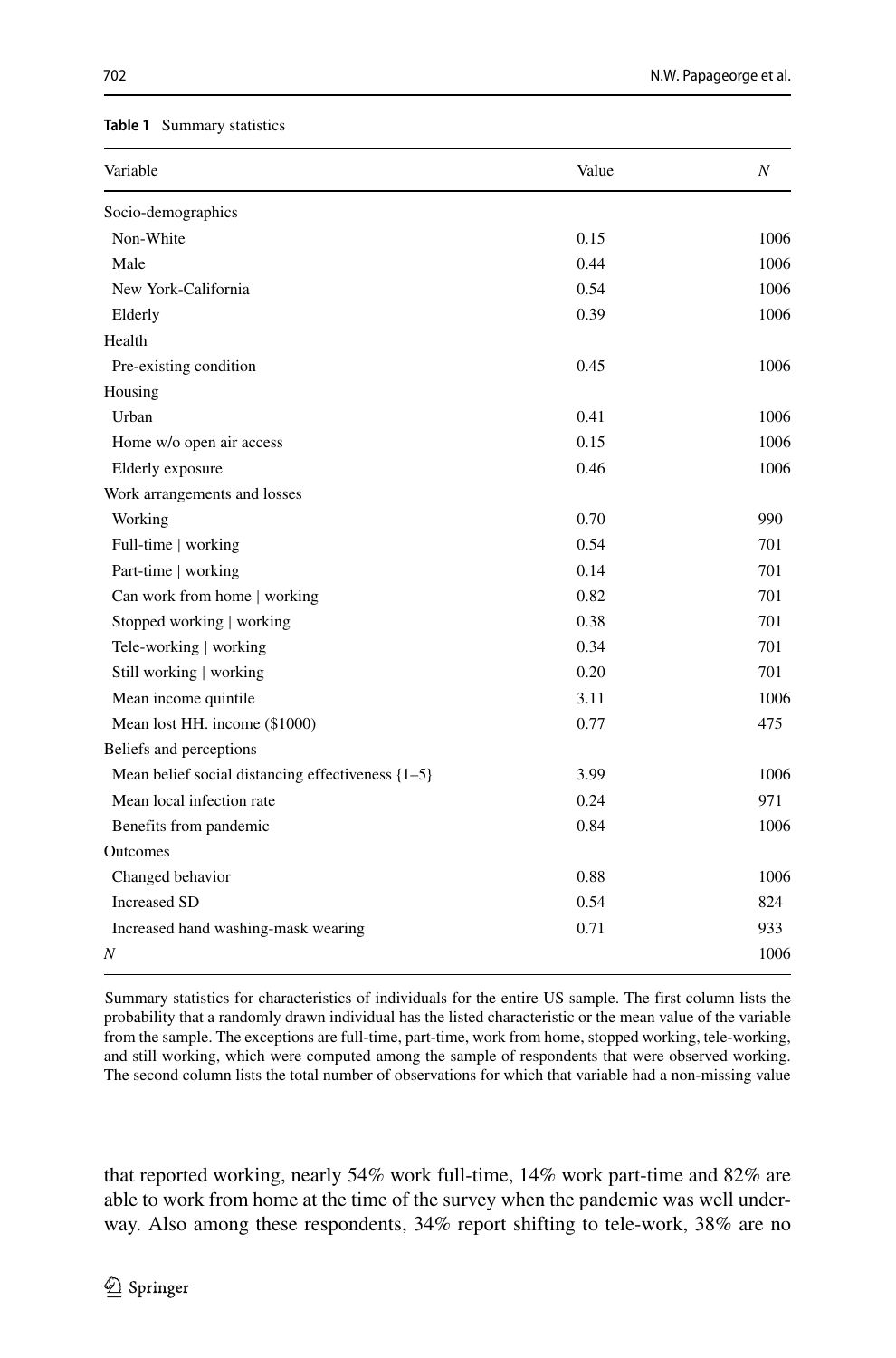**Table 1** Summary statistics

| Variable | Value | $N$ |
|---|---|---|
| Socio-demographics | | |
| Non-White | 0.15 | 1006 |
| Male | 0.44 | 1006 |
| New York-California | 0.54 | 1006 |
| Elderly | 0.39 | 1006 |
| Health | | |
| Pre-existing condition | 0.45 | 1006 |
| Housing | | |
| Urban | 0.41 | 1006 |
| Home w/o open air access | 0.15 | 1006 |
| Elderly exposure | 0.46 | 1006 |
| Work arrangements and losses | | |
| Working | 0.70 | 990 |
| Full-time \| working | 0.54 | 701 |
| Part-time \| working | 0.14 | 701 |
| Can work from home \| working | 0.82 | 701 |
| Stopped working \| working | 0.38 | 701 |
| Tele-working \| working | 0.34 | 701 |
| Still working \| working | 0.20 | 701 |
| Mean income quintile | 3.11 | 1006 |
| Mean lost HH. income ($1000) | 0.77 | 475 |
| Beliefs and perceptions | | |
| Mean belief social distancing effectiveness {1–5} | 3.99 | 1006 |
| Mean local infection rate | 0.24 | 971 |
| Benefits from pandemic | 0.84 | 1006 |
| Outcomes | | |
| Changed behavior | 0.88 | 1006 |
| Increased SD | 0.54 | 824 |
| Increased hand washing-mask wearing | 0.71 | 933 |
| $N$ | | 1006 |

Summary statistics for characteristics of individuals for the entire US sample. The first column lists the probability that a randomly drawn individual has the listed characteristic or the mean value of the variable from the sample. The exceptions are full-time, part-time, work from home, stopped working, tele-working, and still working, which were computed among the sample of respondents that were observed working. The second column lists the total number of observations for which that variable had a non-missing value

that reported working, nearly 54% work full-time, 14% work part-time and 82% are able to work from home at the time of the survey when the pandemic was well underway. Also among these respondents, 34% report shifting to tele-work, 38% are no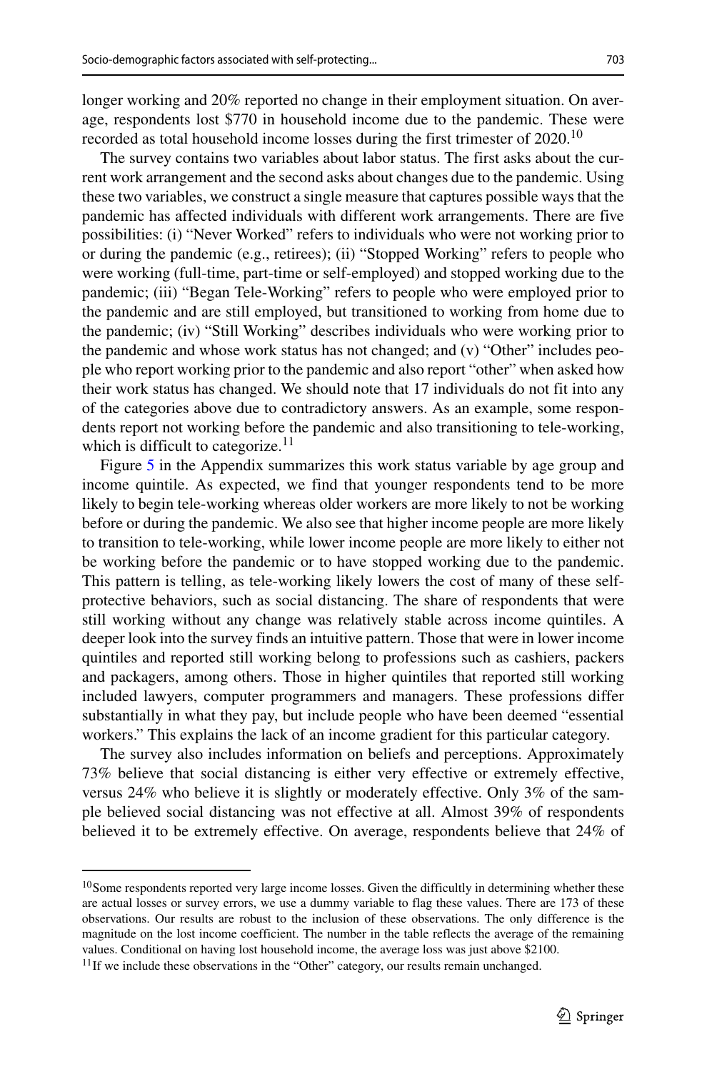longer working and 20% reported no change in their employment situation. On average, respondents lost \$770 in household income due to the pandemic. These were recorded as total household income losses during the first trimester of 2020.[10]

The survey contains two variables about labor status. The first asks about the current work arrangement and the second asks about changes due to the pandemic. Using these two variables, we construct a single measure that captures possible ways that the pandemic has affected individuals with different work arrangements. There are five possibilities: (i) "Never Worked" refers to individuals who were not working prior to or during the pandemic (e.g., retirees); (ii) "Stopped Working" refers to people who were working (full-time, part-time or self-employed) and stopped working due to the pandemic; (iii) "Began Tele-Working" refers to people who were employed prior to the pandemic and are still employed, but transitioned to working from home due to the pandemic; (iv) "Still Working" describes individuals who were working prior to the pandemic and whose work status has not changed; and (v) "Other" includes people who report working prior to the pandemic and also report "other" when asked how their work status has changed. We should note that 17 individuals do not fit into any of the categories above due to contradictory answers. As an example, some respondents report not working before the pandemic and also transitioning to tele-working, which is difficult to categorize.[11]

Figure 5 in the Appendix summarizes this work status variable by age group and income quintile. As expected, we find that younger respondents tend to be more likely to begin tele-working whereas older workers are more likely to not be working before or during the pandemic. We also see that higher income people are more likely to transition to tele-working, while lower income people are more likely to either not be working before the pandemic or to have stopped working due to the pandemic. This pattern is telling, as tele-working likely lowers the cost of many of these self-protective behaviors, such as social distancing. The share of respondents that were still working without any change was relatively stable across income quintiles. A deeper look into the survey finds an intuitive pattern. Those that were in lower income quintiles and reported still working belong to professions such as cashiers, packers and packagers, among others. Those in higher quintiles that reported still working included lawyers, computer programmers and managers. These professions differ substantially in what they pay, but include people who have been deemed "essential workers." This explains the lack of an income gradient for this particular category.

The survey also includes information on beliefs and perceptions. Approximately 73% believe that social distancing is either very effective or extremely effective, versus 24% who believe it is slightly or moderately effective. Only 3% of the sample believed social distancing was not effective at all. Almost 39% of respondents believed it to be extremely effective. On average, respondents believe that 24% of

---

[10] Some respondents reported very large income losses. Given the difficultly in determining whether these are actual losses or survey errors, we use a dummy variable to flag these values. There are 173 of these observations. Our results are robust to the inclusion of these observations. The only difference is the magnitude on the lost income coefficient. The number in the table reflects the average of the remaining values. Conditional on having lost household income, the average loss was just above \$2100.

[11] If we include these observations in the "Other" category, our results remain unchanged.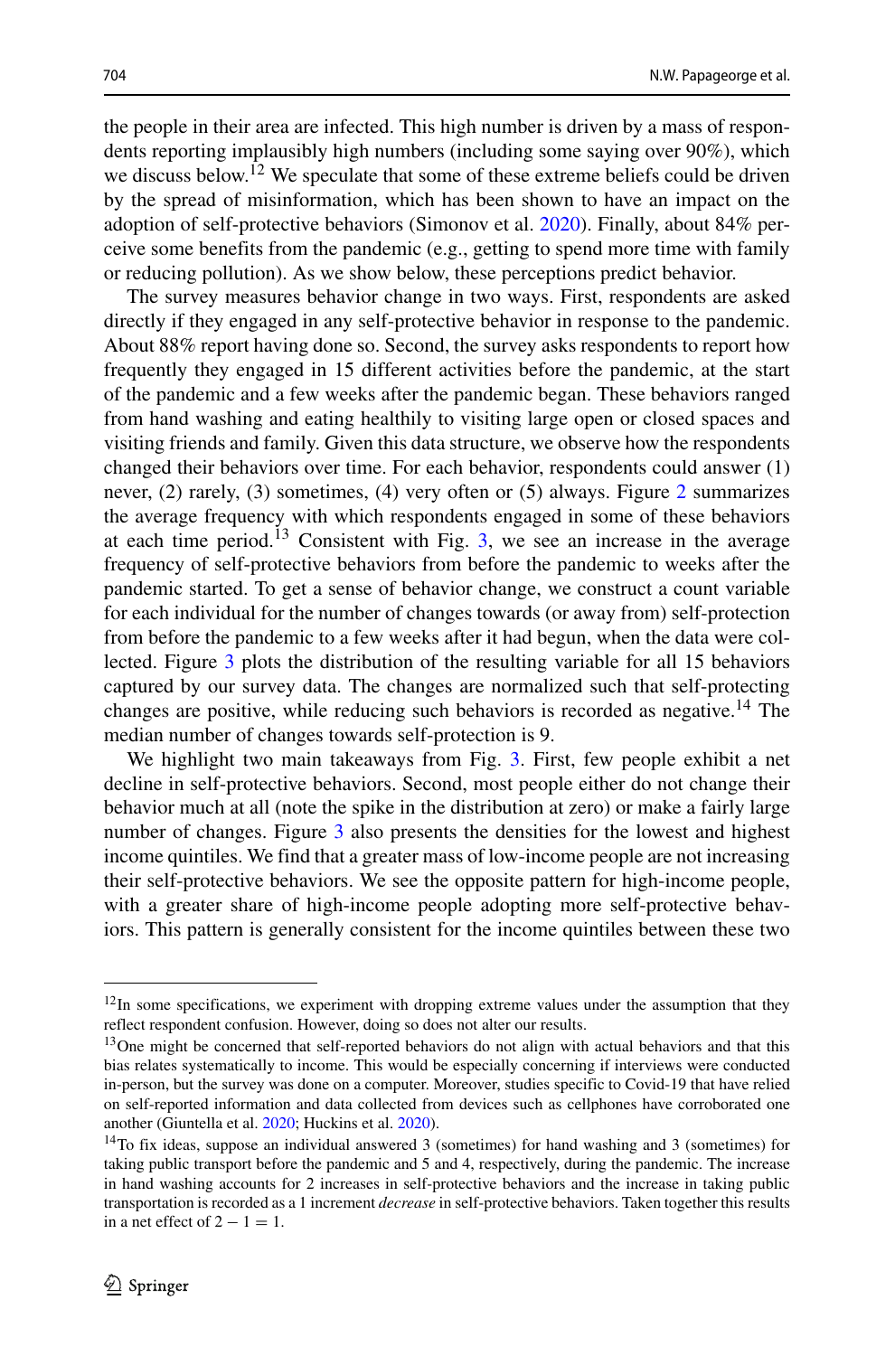the people in their area are infected. This high number is driven by a mass of respondents reporting implausibly high numbers (including some saying over 90%), which we discuss below.[12] We speculate that some of these extreme beliefs could be driven by the spread of misinformation, which has been shown to have an impact on the adoption of self-protective behaviors (Simonov et al. 2020). Finally, about 84% perceive some benefits from the pandemic (e.g., getting to spend more time with family or reducing pollution). As we show below, these perceptions predict behavior.

The survey measures behavior change in two ways. First, respondents are asked directly if they engaged in any self-protective behavior in response to the pandemic. About 88% report having done so. Second, the survey asks respondents to report how frequently they engaged in 15 different activities before the pandemic, at the start of the pandemic and a few weeks after the pandemic began. These behaviors ranged from hand washing and eating healthily to visiting large open or closed spaces and visiting friends and family. Given this data structure, we observe how the respondents changed their behaviors over time. For each behavior, respondents could answer (1) never, (2) rarely, (3) sometimes, (4) very often or (5) always. Figure 2 summarizes the average frequency with which respondents engaged in some of these behaviors at each time period.[13] Consistent with Fig. 3, we see an increase in the average frequency of self-protective behaviors from before the pandemic to weeks after the pandemic started. To get a sense of behavior change, we construct a count variable for each individual for the number of changes towards (or away from) self-protection from before the pandemic to a few weeks after it had begun, when the data were collected. Figure 3 plots the distribution of the resulting variable for all 15 behaviors captured by our survey data. The changes are normalized such that self-protecting changes are positive, while reducing such behaviors is recorded as negative.[14] The median number of changes towards self-protection is 9.

We highlight two main takeaways from Fig. 3. First, few people exhibit a net decline in self-protective behaviors. Second, most people either do not change their behavior much at all (note the spike in the distribution at zero) or make a fairly large number of changes. Figure 3 also presents the densities for the lowest and highest income quintiles. We find that a greater mass of low-income people are not increasing their self-protective behaviors. We see the opposite pattern for high-income people, with a greater share of high-income people adopting more self-protective behaviors. This pattern is generally consistent for the income quintiles between these two

---

[12] In some specifications, we experiment with dropping extreme values under the assumption that they reflect respondent confusion. However, doing so does not alter our results.

[13] One might be concerned that self-reported behaviors do not align with actual behaviors and that this bias relates systematically to income. This would be especially concerning if interviews were conducted in-person, but the survey was done on a computer. Moreover, studies specific to Covid-19 that have relied on self-reported information and data collected from devices such as cellphones have corroborated one another (Giuntella et al. 2020; Huckins et al. 2020).

[14] To fix ideas, suppose an individual answered 3 (sometimes) for hand washing and 3 (sometimes) for taking public transport before the pandemic and 5 and 4, respectively, during the pandemic. The increase in hand washing accounts for 2 increases in self-protective behaviors and the increase in taking public transportation is recorded as a 1 increment *decrease* in self-protective behaviors. Taken together this results in a net effect of $2 - 1 = 1$.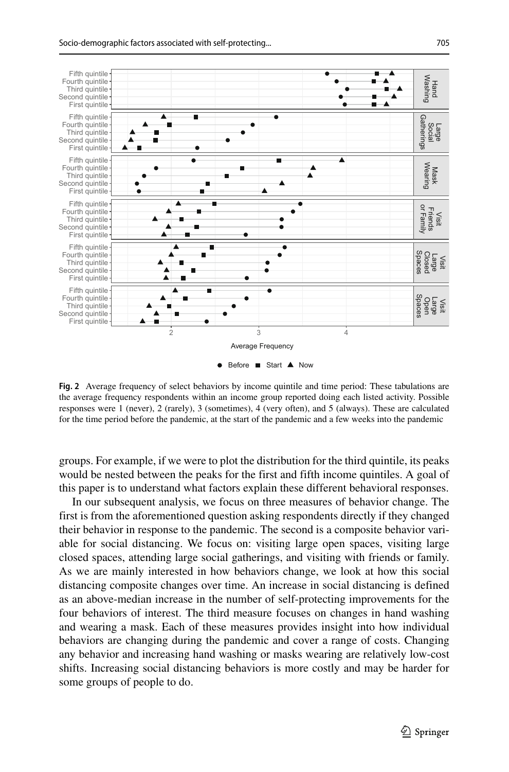**Fig. 2** Average frequency of select behaviors by income quintile and time period: These tabulations are the average frequency respondents within an income group reported doing each listed activity. Possible responses were 1 (never), 2 (rarely), 3 (sometimes), 4 (very often), and 5 (always). These are calculated for the time period before the pandemic, at the start of the pandemic and a few weeks into the pandemic

groups. For example, if we were to plot the distribution for the third quintile, its peaks would be nested between the peaks for the first and fifth income quintiles. A goal of this paper is to understand what factors explain these different behavioral responses.

In our subsequent analysis, we focus on three measures of behavior change. The first is from the aforementioned question asking respondents directly if they changed their behavior in response to the pandemic. The second is a composite behavior variable for social distancing. We focus on: visiting large open spaces, visiting large closed spaces, attending large social gatherings, and visiting with friends or family. As we are mainly interested in how behaviors change, we look at how this social distancing composite changes over time. An increase in social distancing is defined as an above-median increase in the number of self-protecting improvements for the four behaviors of interest. The third measure focuses on changes in hand washing and wearing a mask. Each of these measures provides insight into how individual behaviors are changing during the pandemic and cover a range of costs. Changing any behavior and increasing hand washing or masks wearing are relatively low-cost shifts. Increasing social distancing behaviors is more costly and may be harder for some groups of people to do.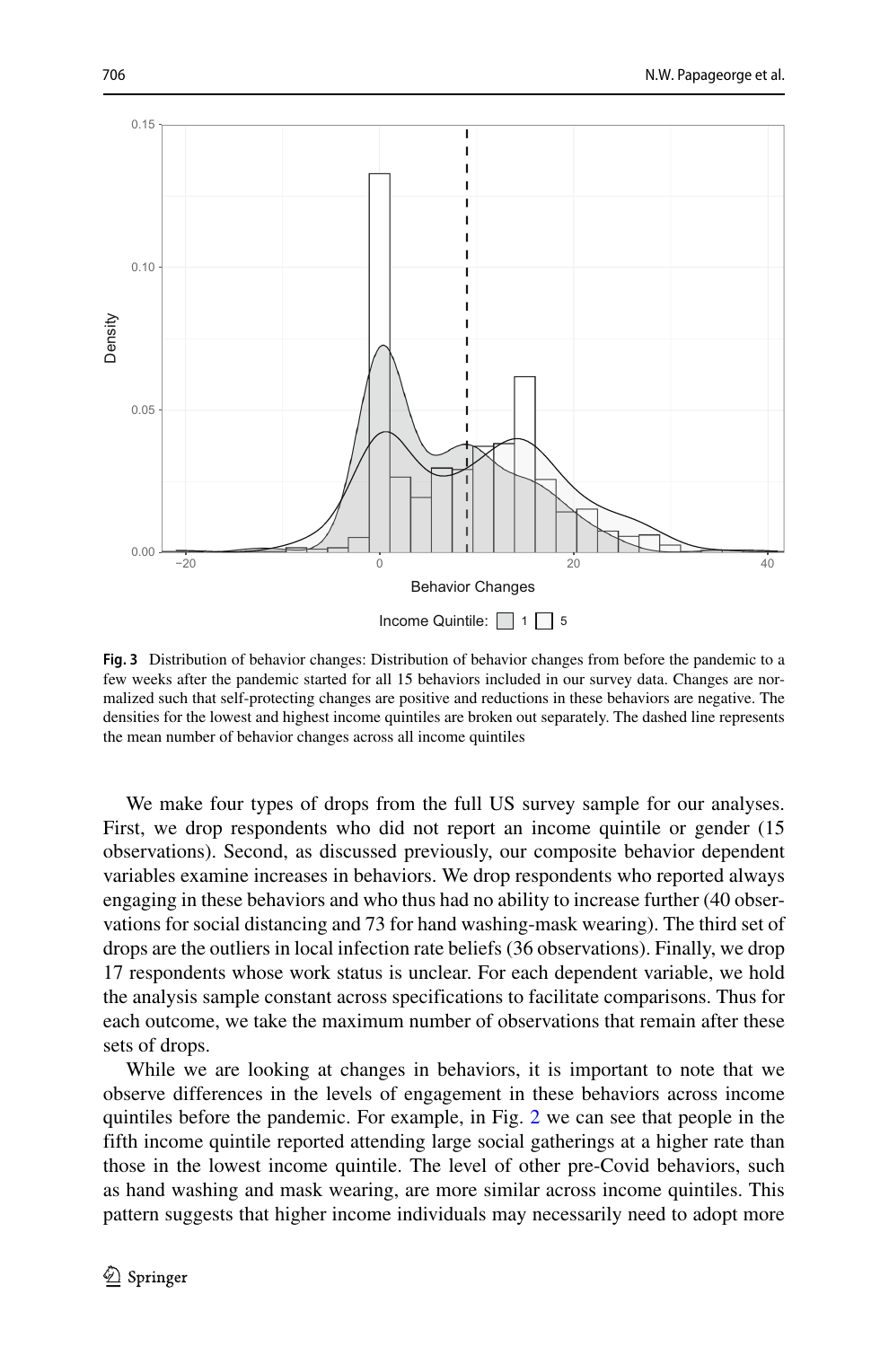Fig. 3 Distribution of behavior changes: Distribution of behavior changes from before the pandemic to a few weeks after the pandemic started for all 15 behaviors included in our survey data. Changes are normalized such that self-protecting changes are positive and reductions in these behaviors are negative. The densities for the lowest and highest income quintiles are broken out separately. The dashed line represents the mean number of behavior changes across all income quintiles

We make four types of drops from the full US survey sample for our analyses. First, we drop respondents who did not report an income quintile or gender (15 observations). Second, as discussed previously, our composite behavior dependent variables examine increases in behaviors. We drop respondents who reported always engaging in these behaviors and who thus had no ability to increase further (40 observations for social distancing and 73 for hand washing-mask wearing). The third set of drops are the outliers in local infection rate beliefs (36 observations). Finally, we drop 17 respondents whose work status is unclear. For each dependent variable, we hold the analysis sample constant across specifications to facilitate comparisons. Thus for each outcome, we take the maximum number of observations that remain after these sets of drops.

While we are looking at changes in behaviors, it is important to note that we observe differences in the levels of engagement in these behaviors across income quintiles before the pandemic. For example, in Fig. 2 we can see that people in the fifth income quintile reported attending large social gatherings at a higher rate than those in the lowest income quintile. The level of other pre-Covid behaviors, such as hand washing and mask wearing, are more similar across income quintiles. This pattern suggests that higher income individuals may necessarily need to adopt more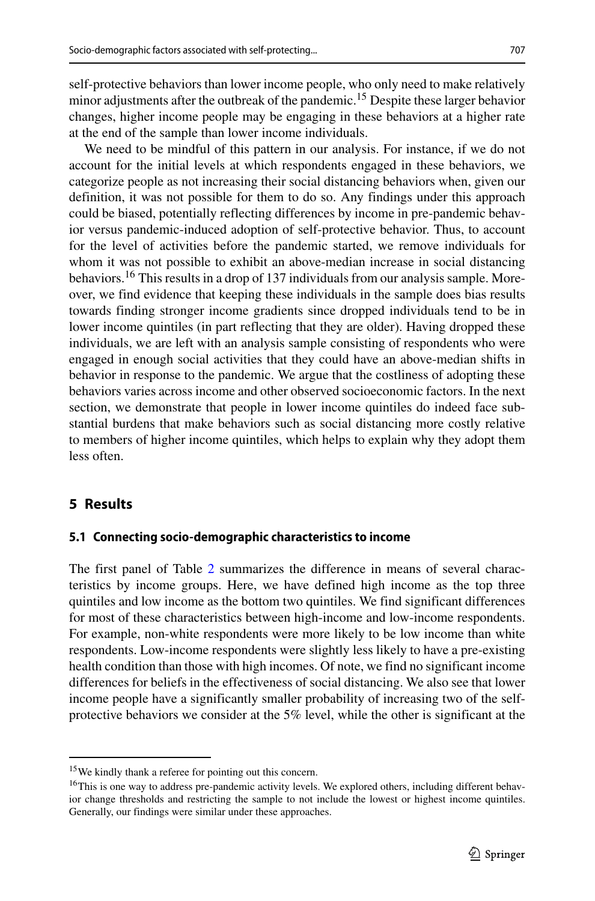self-protective behaviors than lower income people, who only need to make relatively minor adjustments after the outbreak of the pandemic.[15] Despite these larger behavior changes, higher income people may be engaging in these behaviors at a higher rate at the end of the sample than lower income individuals.

We need to be mindful of this pattern in our analysis. For instance, if we do not account for the initial levels at which respondents engaged in these behaviors, we categorize people as not increasing their social distancing behaviors when, given our definition, it was not possible for them to do so. Any findings under this approach could be biased, potentially reflecting differences by income in pre-pandemic behavior versus pandemic-induced adoption of self-protective behavior. Thus, to account for the level of activities before the pandemic started, we remove individuals for whom it was not possible to exhibit an above-median increase in social distancing behaviors.[16] This results in a drop of 137 individuals from our analysis sample. Moreover, we find evidence that keeping these individuals in the sample does bias results towards finding stronger income gradients since dropped individuals tend to be in lower income quintiles (in part reflecting that they are older). Having dropped these individuals, we are left with an analysis sample consisting of respondents who were engaged in enough social activities that they could have an above-median shifts in behavior in response to the pandemic. We argue that the costliness of adopting these behaviors varies across income and other observed socioeconomic factors. In the next section, we demonstrate that people in lower income quintiles do indeed face substantial burdens that make behaviors such as social distancing more costly relative to members of higher income quintiles, which helps to explain why they adopt them less often.

## 5 Results

### 5.1 Connecting socio-demographic characteristics to income

The first panel of Table 2 summarizes the difference in means of several characteristics by income groups. Here, we have defined high income as the top three quintiles and low income as the bottom two quintiles. We find significant differences for most of these characteristics between high-income and low-income respondents. For example, non-white respondents were more likely to be low income than white respondents. Low-income respondents were slightly less likely to have a pre-existing health condition than those with high incomes. Of note, we find no significant income differences for beliefs in the effectiveness of social distancing. We also see that lower income people have a significantly smaller probability of increasing two of the self-protective behaviors we consider at the 5% level, while the other is significant at the

---

[15] We kindly thank a referee for pointing out this concern.

[16] This is one way to address pre-pandemic activity levels. We explored others, including different behavior change thresholds and restricting the sample to not include the lowest or highest income quintiles. Generally, our findings were similar under these approaches.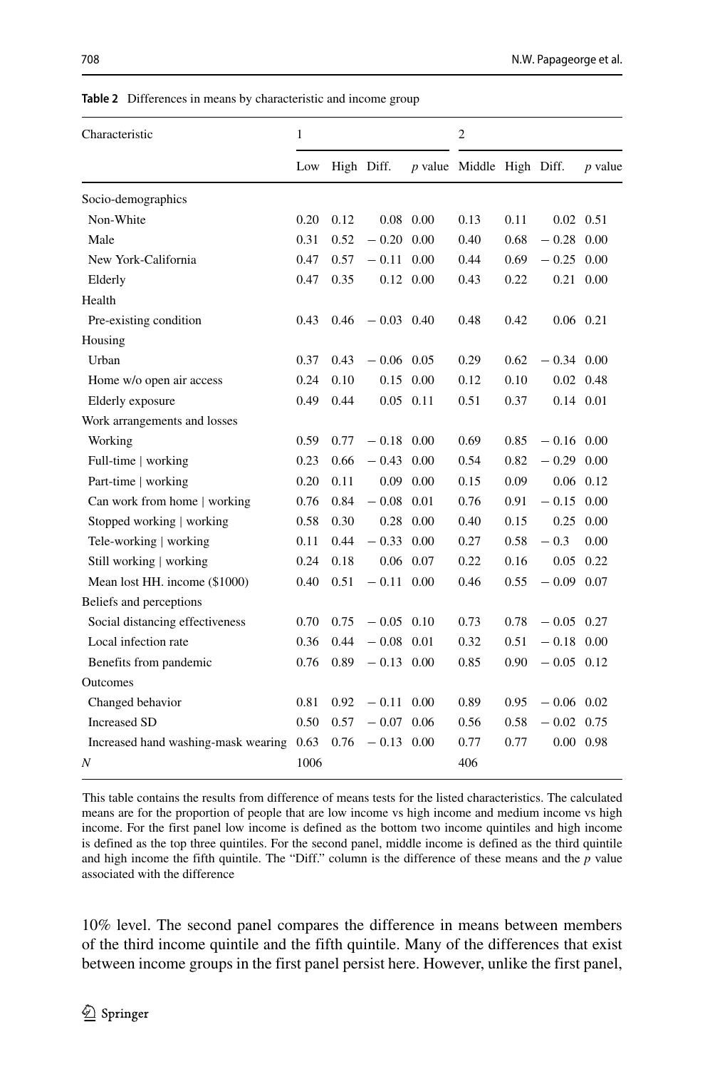**Table 2** Differences in means by characteristic and income group

| Characteristic | 1 | | | | 2 | | | |
|---|---|---|---|---|---|---|---|---|
| | Low | High | Diff. | *p* value | Middle | High | Diff. | *p* value |
| Socio-demographics | | | | | | | | |
| Non-White | 0.20 | 0.12 | 0.08 | 0.00 | 0.13 | 0.11 | 0.02 | 0.51 |
| Male | 0.31 | 0.52 | − 0.20 | 0.00 | 0.40 | 0.68 | − 0.28 | 0.00 |
| New York-California | 0.47 | 0.57 | − 0.11 | 0.00 | 0.44 | 0.69 | − 0.25 | 0.00 |
| Elderly | 0.47 | 0.35 | 0.12 | 0.00 | 0.43 | 0.22 | 0.21 | 0.00 |
| Health | | | | | | | | |
| Pre-existing condition | 0.43 | 0.46 | − 0.03 | 0.40 | 0.48 | 0.42 | 0.06 | 0.21 |
| Housing | | | | | | | | |
| Urban | 0.37 | 0.43 | − 0.06 | 0.05 | 0.29 | 0.62 | − 0.34 | 0.00 |
| Home w/o open air access | 0.24 | 0.10 | 0.15 | 0.00 | 0.12 | 0.10 | 0.02 | 0.48 |
| Elderly exposure | 0.49 | 0.44 | 0.05 | 0.11 | 0.51 | 0.37 | 0.14 | 0.01 |
| Work arrangements and losses | | | | | | | | |
| Working | 0.59 | 0.77 | − 0.18 | 0.00 | 0.69 | 0.85 | − 0.16 | 0.00 |
| Full-time \| working | 0.23 | 0.66 | − 0.43 | 0.00 | 0.54 | 0.82 | − 0.29 | 0.00 |
| Part-time \| working | 0.20 | 0.11 | 0.09 | 0.00 | 0.15 | 0.09 | 0.06 | 0.12 |
| Can work from home \| working | 0.76 | 0.84 | − 0.08 | 0.01 | 0.76 | 0.91 | − 0.15 | 0.00 |
| Stopped working \| working | 0.58 | 0.30 | 0.28 | 0.00 | 0.40 | 0.15 | 0.25 | 0.00 |
| Tele-working \| working | 0.11 | 0.44 | − 0.33 | 0.00 | 0.27 | 0.58 | − 0.3 | 0.00 |
| Still working \| working | 0.24 | 0.18 | 0.06 | 0.07 | 0.22 | 0.16 | 0.05 | 0.22 |
| Mean lost HH. income ($1000) | 0.40 | 0.51 | − 0.11 | 0.00 | 0.46 | 0.55 | − 0.09 | 0.07 |
| Beliefs and perceptions | | | | | | | | |
| Social distancing effectiveness | 0.70 | 0.75 | − 0.05 | 0.10 | 0.73 | 0.78 | − 0.05 | 0.27 |
| Local infection rate | 0.36 | 0.44 | − 0.08 | 0.01 | 0.32 | 0.51 | − 0.18 | 0.00 |
| Benefits from pandemic | 0.76 | 0.89 | − 0.13 | 0.00 | 0.85 | 0.90 | − 0.05 | 0.12 |
| Outcomes | | | | | | | | |
| Changed behavior | 0.81 | 0.92 | − 0.11 | 0.00 | 0.89 | 0.95 | − 0.06 | 0.02 |
| Increased SD | 0.50 | 0.57 | − 0.07 | 0.06 | 0.56 | 0.58 | − 0.02 | 0.75 |
| Increased hand washing-mask wearing | 0.63 | 0.76 | − 0.13 | 0.00 | 0.77 | 0.77 | 0.00 | 0.98 |
| *N* | 1006 | | | | 406 | | | |

This table contains the results from difference of means tests for the listed characteristics. The calculated means are for the proportion of people that are low income vs high income and medium income vs high income. For the first panel low income is defined as the bottom two income quintiles and high income is defined as the top three quintiles. For the second panel, middle income is defined as the third quintile and high income the fifth quintile. The "Diff." column is the difference of these means and the *p* value associated with the difference

10% level. The second panel compares the difference in means between members of the third income quintile and the fifth quintile. Many of the differences that exist between income groups in the first panel persist here. However, unlike the first panel,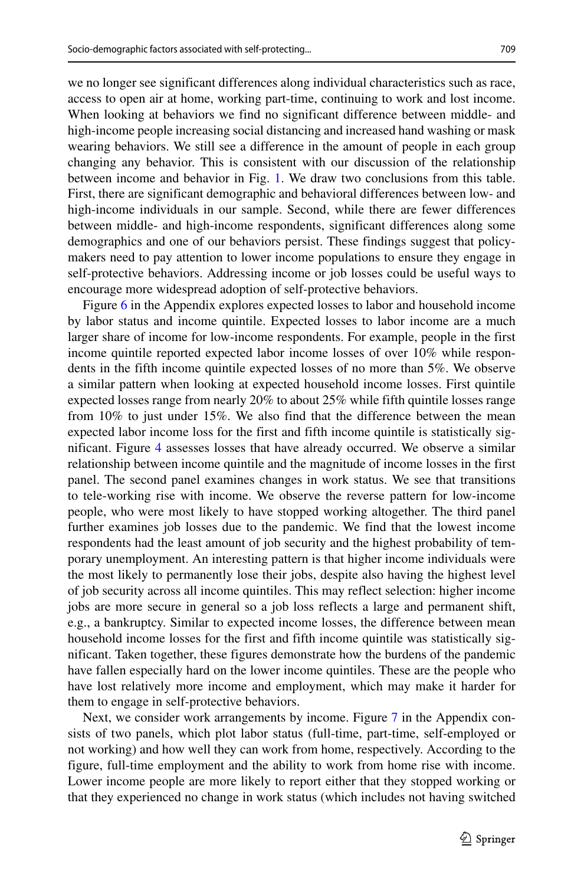we no longer see significant differences along individual characteristics such as race, access to open air at home, working part-time, continuing to work and lost income. When looking at behaviors we find no significant difference between middle- and high-income people increasing social distancing and increased hand washing or mask wearing behaviors. We still see a difference in the amount of people in each group changing any behavior. This is consistent with our discussion of the relationship between income and behavior in Fig. 1. We draw two conclusions from this table. First, there are significant demographic and behavioral differences between low- and high-income individuals in our sample. Second, while there are fewer differences between middle- and high-income respondents, significant differences along some demographics and one of our behaviors persist. These findings suggest that policymakers need to pay attention to lower income populations to ensure they engage in self-protective behaviors. Addressing income or job losses could be useful ways to encourage more widespread adoption of self-protective behaviors.

Figure 6 in the Appendix explores expected losses to labor and household income by labor status and income quintile. Expected losses to labor income are a much larger share of income for low-income respondents. For example, people in the first income quintile reported expected labor income losses of over 10% while respondents in the fifth income quintile expected losses of no more than 5%. We observe a similar pattern when looking at expected household income losses. First quintile expected losses range from nearly 20% to about 25% while fifth quintile losses range from 10% to just under 15%. We also find that the difference between the mean expected labor income loss for the first and fifth income quintile is statistically significant. Figure 4 assesses losses that have already occurred. We observe a similar relationship between income quintile and the magnitude of income losses in the first panel. The second panel examines changes in work status. We see that transitions to tele-working rise with income. We observe the reverse pattern for low-income people, who were most likely to have stopped working altogether. The third panel further examines job losses due to the pandemic. We find that the lowest income respondents had the least amount of job security and the highest probability of temporary unemployment. An interesting pattern is that higher income individuals were the most likely to permanently lose their jobs, despite also having the highest level of job security across all income quintiles. This may reflect selection: higher income jobs are more secure in general so a job loss reflects a large and permanent shift, e.g., a bankruptcy. Similar to expected income losses, the difference between mean household income losses for the first and fifth income quintile was statistically significant. Taken together, these figures demonstrate how the burdens of the pandemic have fallen especially hard on the lower income quintiles. These are the people who have lost relatively more income and employment, which may make it harder for them to engage in self-protective behaviors.

Next, we consider work arrangements by income. Figure 7 in the Appendix consists of two panels, which plot labor status (full-time, part-time, self-employed or not working) and how well they can work from home, respectively. According to the figure, full-time employment and the ability to work from home rise with income. Lower income people are more likely to report either that they stopped working or that they experienced no change in work status (which includes not having switched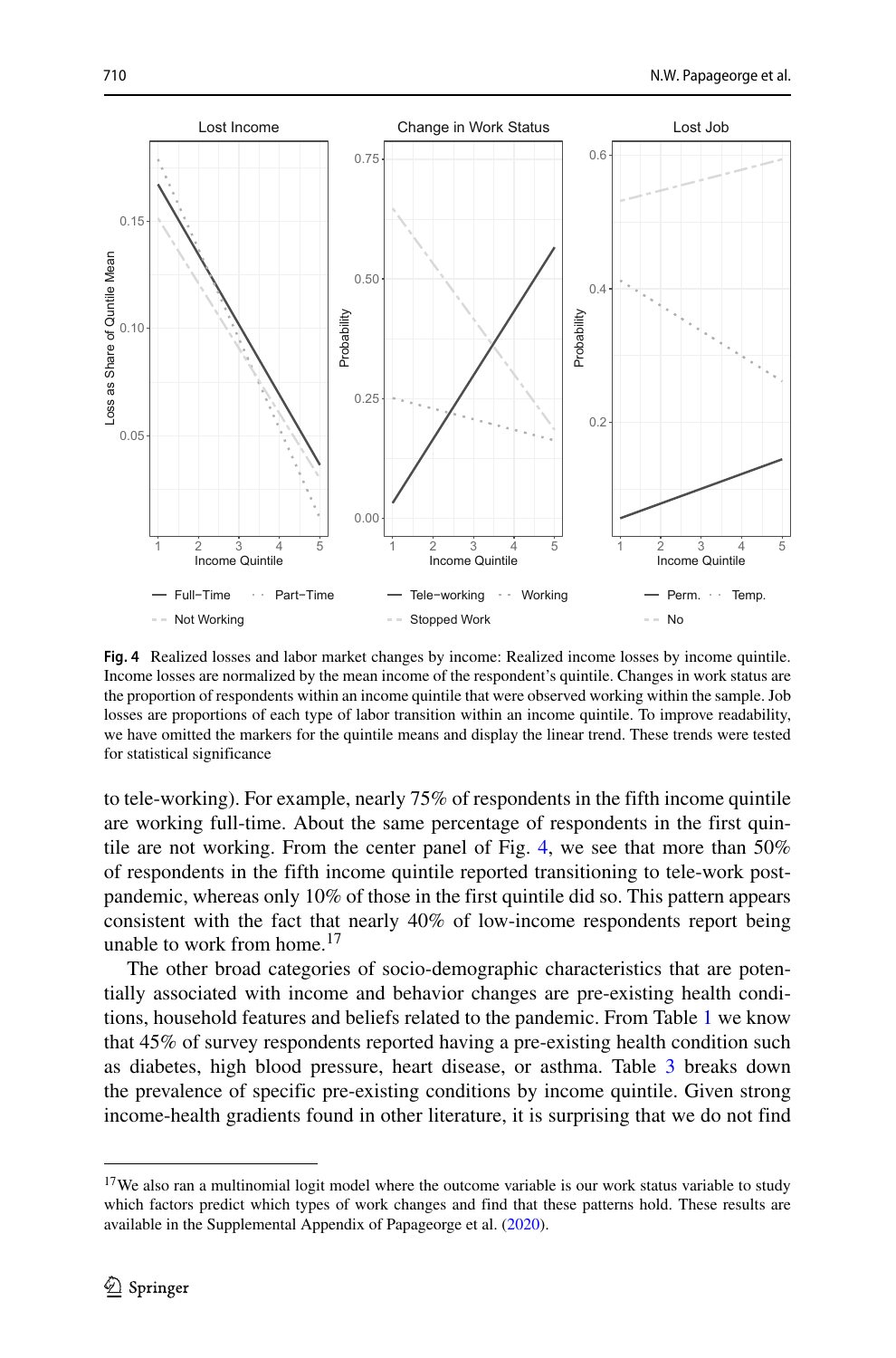**Fig. 4** Realized losses and labor market changes by income: Realized income losses by income quintile. Income losses are normalized by the mean income of the respondent's quintile. Changes in work status are the proportion of respondents within an income quintile that were observed working within the sample. Job losses are proportions of each type of labor transition within an income quintile. To improve readability, we have omitted the markers for the quintile means and display the linear trend. These trends were tested for statistical significance

to tele-working). For example, nearly 75% of respondents in the fifth income quintile are working full-time. About the same percentage of respondents in the first quintile are not working. From the center panel of Fig. 4, we see that more than 50% of respondents in the fifth income quintile reported transitioning to tele-work post-pandemic, whereas only 10% of those in the first quintile did so. This pattern appears consistent with the fact that nearly 40% of low-income respondents report being unable to work from home.[17]

The other broad categories of socio-demographic characteristics that are potentially associated with income and behavior changes are pre-existing health conditions, household features and beliefs related to the pandemic. From Table 1 we know that 45% of survey respondents reported having a pre-existing health condition such as diabetes, high blood pressure, heart disease, or asthma. Table 3 breaks down the prevalence of specific pre-existing conditions by income quintile. Given strong income-health gradients found in other literature, it is surprising that we do not find

[17] We also ran a multinomial logit model where the outcome variable is our work status variable to study which factors predict which types of work changes and find that these patterns hold. These results are available in the Supplemental Appendix of Papageorge et al. (2020).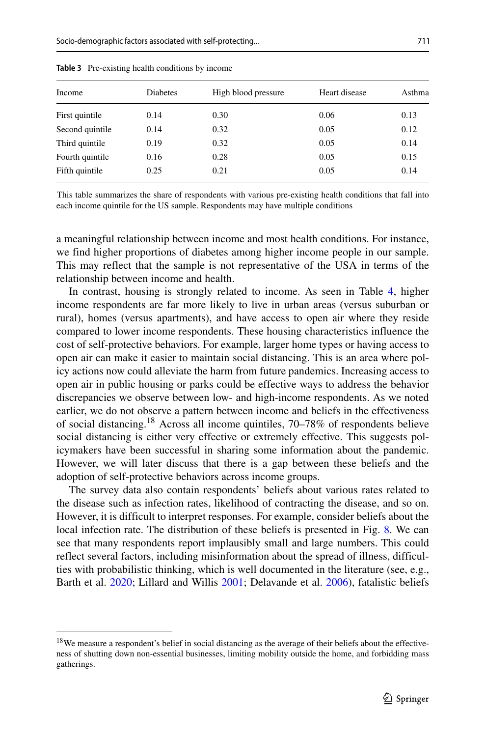**Table 3** Pre-existing health conditions by income

| Income | Diabetes | High blood pressure | Heart disease | Asthma |
|---|---|---|---|---|
| First quintile | 0.14 | 0.30 | 0.06 | 0.13 |
| Second quintile | 0.14 | 0.32 | 0.05 | 0.12 |
| Third quintile | 0.19 | 0.32 | 0.05 | 0.14 |
| Fourth quintile | 0.16 | 0.28 | 0.05 | 0.15 |
| Fifth quintile | 0.25 | 0.21 | 0.05 | 0.14 |

This table summarizes the share of respondents with various pre-existing health conditions that fall into each income quintile for the US sample. Respondents may have multiple conditions

a meaningful relationship between income and most health conditions. For instance, we find higher proportions of diabetes among higher income people in our sample. This may reflect that the sample is not representative of the USA in terms of the relationship between income and health.

In contrast, housing is strongly related to income. As seen in Table 4, higher income respondents are far more likely to live in urban areas (versus suburban or rural), homes (versus apartments), and have access to open air where they reside compared to lower income respondents. These housing characteristics influence the cost of self-protective behaviors. For example, larger home types or having access to open air can make it easier to maintain social distancing. This is an area where policy actions now could alleviate the harm from future pandemics. Increasing access to open air in public housing or parks could be effective ways to address the behavior discrepancies we observe between low- and high-income respondents. As we noted earlier, we do not observe a pattern between income and beliefs in the effectiveness of social distancing.[18] Across all income quintiles, 70–78% of respondents believe social distancing is either very effective or extremely effective. This suggests policymakers have been successful in sharing some information about the pandemic. However, we will later discuss that there is a gap between these beliefs and the adoption of self-protective behaviors across income groups.

The survey data also contain respondents' beliefs about various rates related to the disease such as infection rates, likelihood of contracting the disease, and so on. However, it is difficult to interpret responses. For example, consider beliefs about the local infection rate. The distribution of these beliefs is presented in Fig. 8. We can see that many respondents report implausibly small and large numbers. This could reflect several factors, including misinformation about the spread of illness, difficulties with probabilistic thinking, which is well documented in the literature (see, e.g., Barth et al. 2020; Lillard and Willis 2001; Delavande et al. 2006), fatalistic beliefs

[18] We measure a respondent's belief in social distancing as the average of their beliefs about the effectiveness of shutting down non-essential businesses, limiting mobility outside the home, and forbidding mass gatherings.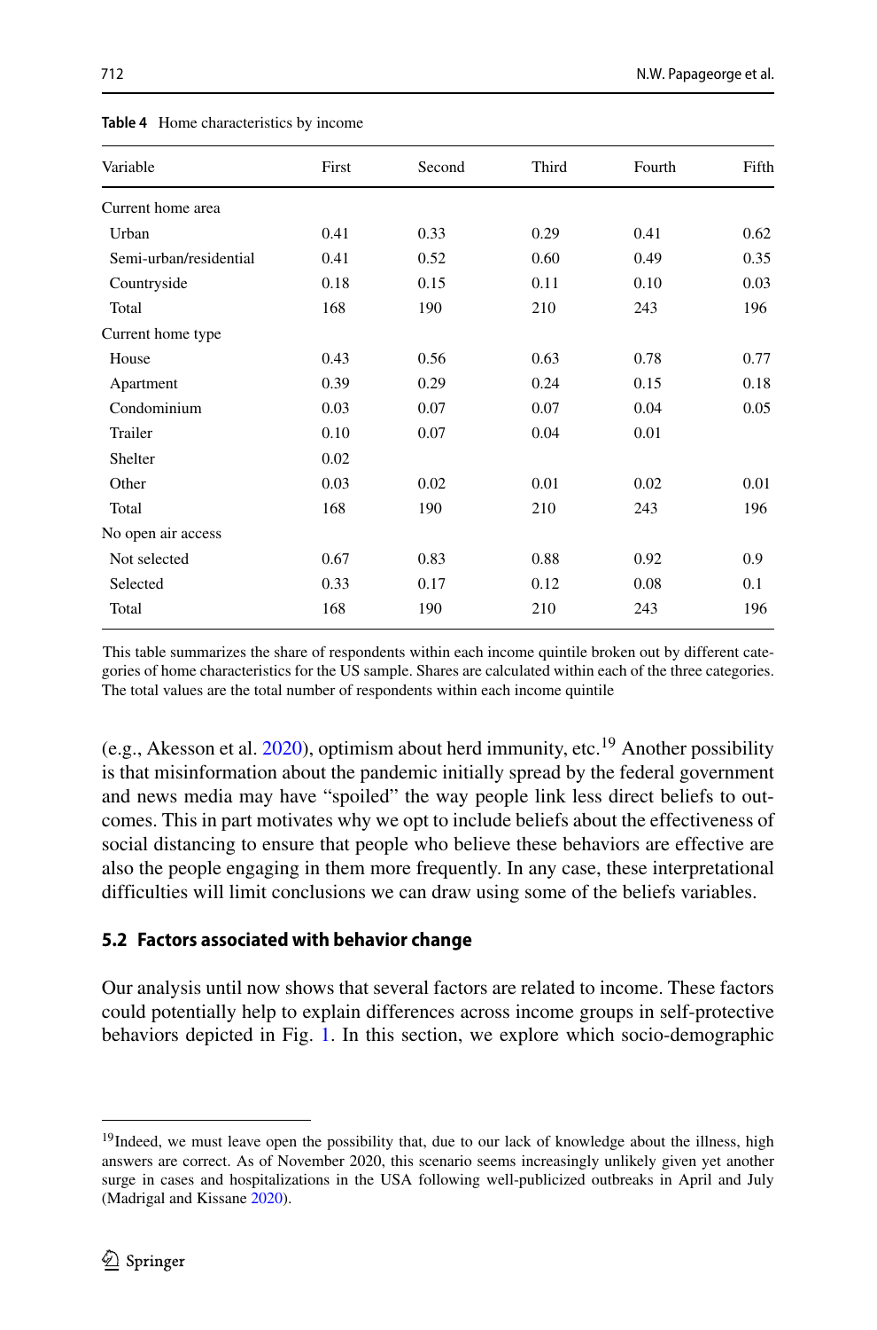**Table 4** Home characteristics by income

| Variable | First | Second | Third | Fourth | Fifth |
|---|---|---|---|---|---|
| Current home area | | | | | |
| Urban | 0.41 | 0.33 | 0.29 | 0.41 | 0.62 |
| Semi-urban/residential | 0.41 | 0.52 | 0.60 | 0.49 | 0.35 |
| Countryside | 0.18 | 0.15 | 0.11 | 0.10 | 0.03 |
| Total | 168 | 190 | 210 | 243 | 196 |
| Current home type | | | | | |
| House | 0.43 | 0.56 | 0.63 | 0.78 | 0.77 |
| Apartment | 0.39 | 0.29 | 0.24 | 0.15 | 0.18 |
| Condominium | 0.03 | 0.07 | 0.07 | 0.04 | 0.05 |
| Trailer | 0.10 | 0.07 | 0.04 | 0.01 | |
| Shelter | 0.02 | | | | |
| Other | 0.03 | 0.02 | 0.01 | 0.02 | 0.01 |
| Total | 168 | 190 | 210 | 243 | 196 |
| No open air access | | | | | |
| Not selected | 0.67 | 0.83 | 0.88 | 0.92 | 0.9 |
| Selected | 0.33 | 0.17 | 0.12 | 0.08 | 0.1 |
| Total | 168 | 190 | 210 | 243 | 196 |

This table summarizes the share of respondents within each income quintile broken out by different categories of home characteristics for the US sample. Shares are calculated within each of the three categories. The total values are the total number of respondents within each income quintile

(e.g., Akesson et al. 2020), optimism about herd immunity, etc.[19] Another possibility is that misinformation about the pandemic initially spread by the federal government and news media may have "spoiled" the way people link less direct beliefs to outcomes. This in part motivates why we opt to include beliefs about the effectiveness of social distancing to ensure that people who believe these behaviors are effective are also the people engaging in them more frequently. In any case, these interpretational difficulties will limit conclusions we can draw using some of the beliefs variables.

### 5.2 Factors associated with behavior change

Our analysis until now shows that several factors are related to income. These factors could potentially help to explain differences across income groups in self-protective behaviors depicted in Fig. 1. In this section, we explore which socio-demographic

[19] Indeed, we must leave open the possibility that, due to our lack of knowledge about the illness, high answers are correct. As of November 2020, this scenario seems increasingly unlikely given yet another surge in cases and hospitalizations in the USA following well-publicized outbreaks in April and July (Madrigal and Kissane 2020).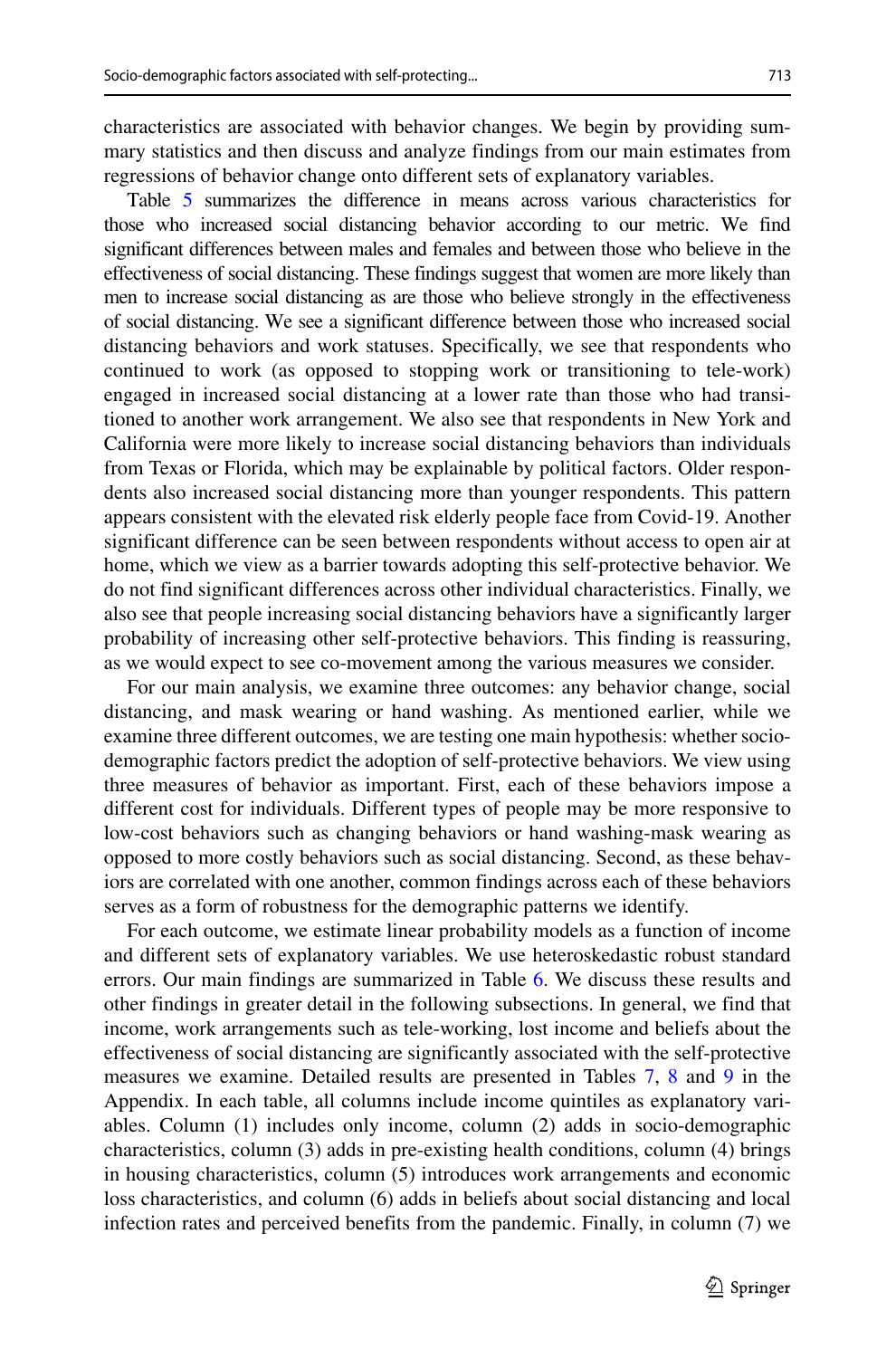characteristics are associated with behavior changes. We begin by providing summary statistics and then discuss and analyze findings from our main estimates from regressions of behavior change onto different sets of explanatory variables.

Table 5 summarizes the difference in means across various characteristics for those who increased social distancing behavior according to our metric. We find significant differences between males and females and between those who believe in the effectiveness of social distancing. These findings suggest that women are more likely than men to increase social distancing as are those who believe strongly in the effectiveness of social distancing. We see a significant difference between those who increased social distancing behaviors and work statuses. Specifically, we see that respondents who continued to work (as opposed to stopping work or transitioning to tele-work) engaged in increased social distancing at a lower rate than those who had transitioned to another work arrangement. We also see that respondents in New York and California were more likely to increase social distancing behaviors than individuals from Texas or Florida, which may be explainable by political factors. Older respondents also increased social distancing more than younger respondents. This pattern appears consistent with the elevated risk elderly people face from Covid-19. Another significant difference can be seen between respondents without access to open air at home, which we view as a barrier towards adopting this self-protective behavior. We do not find significant differences across other individual characteristics. Finally, we also see that people increasing social distancing behaviors have a significantly larger probability of increasing other self-protective behaviors. This finding is reassuring, as we would expect to see co-movement among the various measures we consider.

For our main analysis, we examine three outcomes: any behavior change, social distancing, and mask wearing or hand washing. As mentioned earlier, while we examine three different outcomes, we are testing one main hypothesis: whether socio-demographic factors predict the adoption of self-protective behaviors. We view using three measures of behavior as important. First, each of these behaviors impose a different cost for individuals. Different types of people may be more responsive to low-cost behaviors such as changing behaviors or hand washing-mask wearing as opposed to more costly behaviors such as social distancing. Second, as these behaviors are correlated with one another, common findings across each of these behaviors serves as a form of robustness for the demographic patterns we identify.

For each outcome, we estimate linear probability models as a function of income and different sets of explanatory variables. We use heteroskedastic robust standard errors. Our main findings are summarized in Table 6. We discuss these results and other findings in greater detail in the following subsections. In general, we find that income, work arrangements such as tele-working, lost income and beliefs about the effectiveness of social distancing are significantly associated with the self-protective measures we examine. Detailed results are presented in Tables 7, 8 and 9 in the Appendix. In each table, all columns include income quintiles as explanatory variables. Column (1) includes only income, column (2) adds in socio-demographic characteristics, column (3) adds in pre-existing health conditions, column (4) brings in housing characteristics, column (5) introduces work arrangements and economic loss characteristics, and column (6) adds in beliefs about social distancing and local infection rates and perceived benefits from the pandemic. Finally, in column (7) we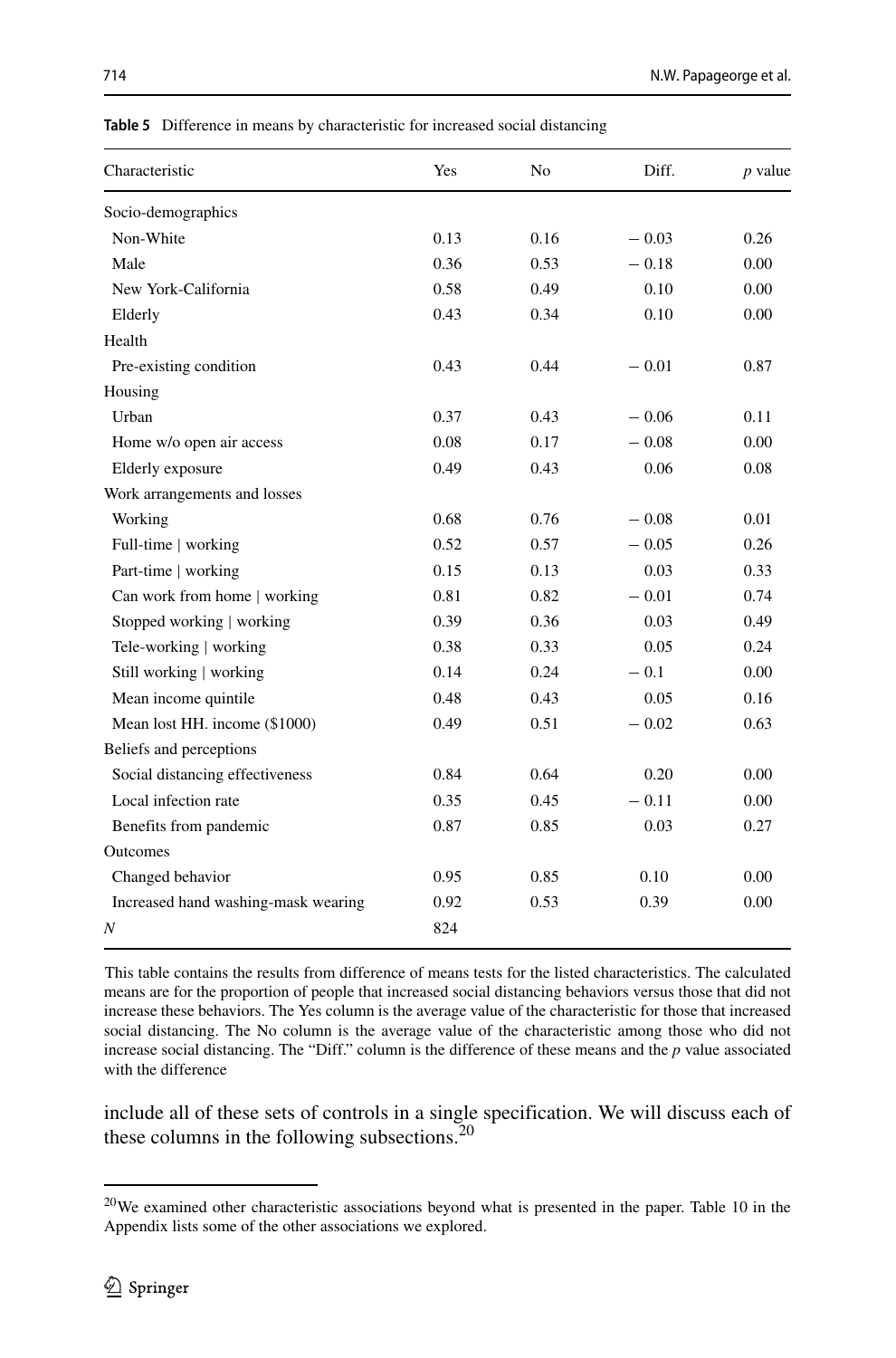**Table 5** Difference in means by characteristic for increased social distancing

| Characteristic | Yes | No | Diff. | *p* value |
|---|---|---|---|---|
| Socio-demographics | | | | |
| Non-White | 0.13 | 0.16 | − 0.03 | 0.26 |
| Male | 0.36 | 0.53 | − 0.18 | 0.00 |
| New York-California | 0.58 | 0.49 | 0.10 | 0.00 |
| Elderly | 0.43 | 0.34 | 0.10 | 0.00 |
| Health | | | | |
| Pre-existing condition | 0.43 | 0.44 | − 0.01 | 0.87 |
| Housing | | | | |
| Urban | 0.37 | 0.43 | − 0.06 | 0.11 |
| Home w/o open air access | 0.08 | 0.17 | − 0.08 | 0.00 |
| Elderly exposure | 0.49 | 0.43 | 0.06 | 0.08 |
| Work arrangements and losses | | | | |
| Working | 0.68 | 0.76 | − 0.08 | 0.01 |
| Full-time \| working | 0.52 | 0.57 | − 0.05 | 0.26 |
| Part-time \| working | 0.15 | 0.13 | 0.03 | 0.33 |
| Can work from home \| working | 0.81 | 0.82 | − 0.01 | 0.74 |
| Stopped working \| working | 0.39 | 0.36 | 0.03 | 0.49 |
| Tele-working \| working | 0.38 | 0.33 | 0.05 | 0.24 |
| Still working \| working | 0.14 | 0.24 | − 0.1 | 0.00 |
| Mean income quintile | 0.48 | 0.43 | 0.05 | 0.16 |
| Mean lost HH. income ($1000) | 0.49 | 0.51 | − 0.02 | 0.63 |
| Beliefs and perceptions | | | | |
| Social distancing effectiveness | 0.84 | 0.64 | 0.20 | 0.00 |
| Local infection rate | 0.35 | 0.45 | − 0.11 | 0.00 |
| Benefits from pandemic | 0.87 | 0.85 | 0.03 | 0.27 |
| Outcomes | | | | |
| Changed behavior | 0.95 | 0.85 | 0.10 | 0.00 |
| Increased hand washing-mask wearing | 0.92 | 0.53 | 0.39 | 0.00 |
| *N* | 824 | | | |

This table contains the results from difference of means tests for the listed characteristics. The calculated means are for the proportion of people that increased social distancing behaviors versus those that did not increase these behaviors. The Yes column is the average value of the characteristic for those that increased social distancing. The No column is the average value of the characteristic among those who did not increase social distancing. The "Diff." column is the difference of these means and the *p* value associated with the difference

include all of these sets of controls in a single specification. We will discuss each of these columns in the following subsections.[20]

[20]We examined other characteristic associations beyond what is presented in the paper. Table 10 in the Appendix lists some of the other associations we explored.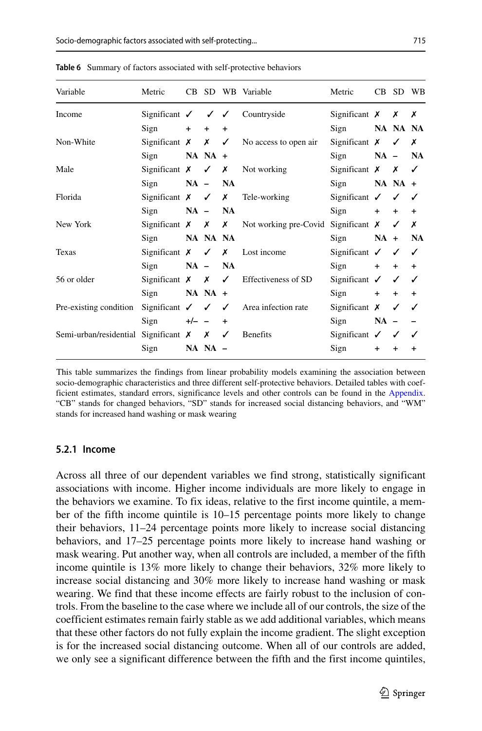**Table 6** Summary of factors associated with self-protective behaviors

| Variable | Metric | CB | SD | WB | Variable | Metric | CB | SD | WB |
|---|---|---|---|---|---|---|---|---|---|
| Income | Significant | ✓ | ✓ | ✓ | Countryside | Significant | ✗ | ✗ | ✗ |
| | Sign | + | + | + | | Sign | NA | NA | NA |
| Non-White | Significant | ✗ | ✗ | ✓ | No access to open air | Significant | ✗ | ✓ | ✗ |
| | Sign | NA | NA | + | | Sign | NA | – | NA |
| Male | Significant | ✗ | ✓ | ✗ | Not working | Significant | ✗ | ✗ | ✓ |
| | Sign | NA | – | NA | | Sign | NA | NA | + |
| Florida | Significant | ✗ | ✓ | ✗ | Tele-working | Significant | ✓ | ✓ | ✓ |
| | Sign | NA | – | NA | | Sign | + | + | + |
| New York | Significant | ✗ | ✗ | ✗ | Not working pre-Covid | Significant | ✗ | ✓ | ✗ |
| | Sign | NA | NA | NA | | Sign | NA | + | NA |
| Texas | Significant | ✗ | ✓ | ✗ | Lost income | Significant | ✓ | ✓ | ✓ |
| | Sign | NA | – | NA | | Sign | + | + | + |
| 56 or older | Significant | ✗ | ✗ | ✓ | Effectiveness of SD | Significant | ✓ | ✓ | ✓ |
| | Sign | NA | NA | + | | Sign | + | + | + |
| Pre-existing condition | Significant | ✓ | ✓ | ✓ | Area infection rate | Significant | ✗ | ✓ | ✓ |
| | Sign | +/– | – | + | | Sign | NA | – | – |
| Semi-urban/residential | Significant | ✗ | ✗ | ✓ | Benefits | Significant | ✓ | ✓ | ✓ |
| | Sign | NA | NA | – | | Sign | + | + | + |

This table summarizes the findings from linear probability models examining the association between socio-demographic characteristics and three different self-protective behaviors. Detailed tables with coefficient estimates, standard errors, significance levels and other controls can be found in the Appendix. "CB" stands for changed behaviors, "SD" stands for increased social distancing behaviors, and "WM" stands for increased hand washing or mask wearing

### 5.2.1 Income

Across all three of our dependent variables we find strong, statistically significant associations with income. Higher income individuals are more likely to engage in the behaviors we examine. To fix ideas, relative to the first income quintile, a member of the fifth income quintile is 10–15 percentage points more likely to change their behaviors, 11–24 percentage points more likely to increase social distancing behaviors, and 17–25 percentage points more likely to increase hand washing or mask wearing. Put another way, when all controls are included, a member of the fifth income quintile is 13% more likely to change their behaviors, 32% more likely to increase social distancing and 30% more likely to increase hand washing or mask wearing. We find that these income effects are fairly robust to the inclusion of controls. From the baseline to the case where we include all of our controls, the size of the coefficient estimates remain fairly stable as we add additional variables, which means that these other factors do not fully explain the income gradient. The slight exception is for the increased social distancing outcome. When all of our controls are added, we only see a significant difference between the fifth and the first income quintiles,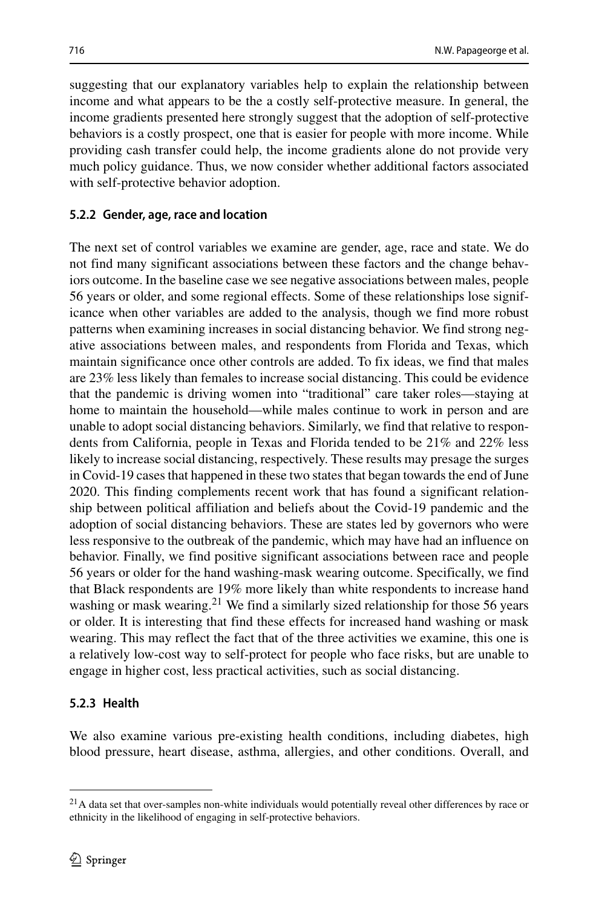suggesting that our explanatory variables help to explain the relationship between income and what appears to be the a costly self-protective measure. In general, the income gradients presented here strongly suggest that the adoption of self-protective behaviors is a costly prospect, one that is easier for people with more income. While providing cash transfer could help, the income gradients alone do not provide very much policy guidance. Thus, we now consider whether additional factors associated with self-protective behavior adoption.

### 5.2.2 Gender, age, race and location

The next set of control variables we examine are gender, age, race and state. We do not find many significant associations between these factors and the change behaviors outcome. In the baseline case we see negative associations between males, people 56 years or older, and some regional effects. Some of these relationships lose significance when other variables are added to the analysis, though we find more robust patterns when examining increases in social distancing behavior. We find strong negative associations between males, and respondents from Florida and Texas, which maintain significance once other controls are added. To fix ideas, we find that males are 23% less likely than females to increase social distancing. This could be evidence that the pandemic is driving women into "traditional" care taker roles—staying at home to maintain the household—while males continue to work in person and are unable to adopt social distancing behaviors. Similarly, we find that relative to respondents from California, people in Texas and Florida tended to be 21% and 22% less likely to increase social distancing, respectively. These results may presage the surges in Covid-19 cases that happened in these two states that began towards the end of June 2020. This finding complements recent work that has found a significant relationship between political affiliation and beliefs about the Covid-19 pandemic and the adoption of social distancing behaviors. These are states led by governors who were less responsive to the outbreak of the pandemic, which may have had an influence on behavior. Finally, we find positive significant associations between race and people 56 years or older for the hand washing-mask wearing outcome. Specifically, we find that Black respondents are 19% more likely than white respondents to increase hand washing or mask wearing.[21] We find a similarly sized relationship for those 56 years or older. It is interesting that find these effects for increased hand washing or mask wearing. This may reflect the fact that of the three activities we examine, this one is a relatively low-cost way to self-protect for people who face risks, but are unable to engage in higher cost, less practical activities, such as social distancing.

### 5.2.3 Health

We also examine various pre-existing health conditions, including diabetes, high blood pressure, heart disease, asthma, allergies, and other conditions. Overall, and

[21] A data set that over-samples non-white individuals would potentially reveal other differences by race or ethnicity in the likelihood of engaging in self-protective behaviors.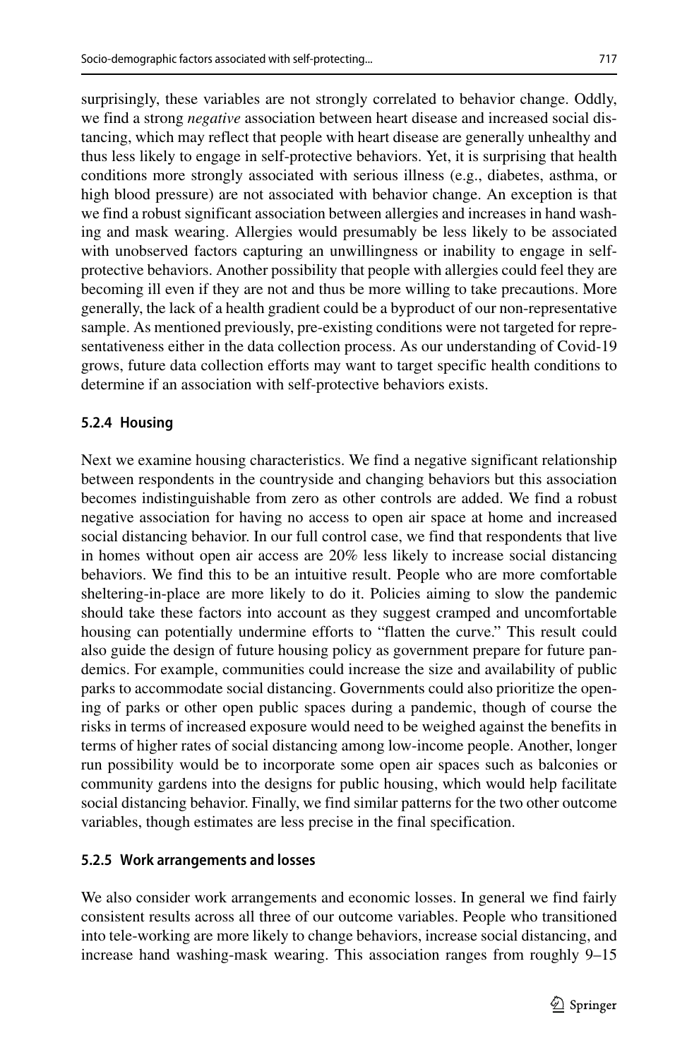surprisingly, these variables are not strongly correlated to behavior change. Oddly, we find a strong *negative* association between heart disease and increased social distancing, which may reflect that people with heart disease are generally unhealthy and thus less likely to engage in self-protective behaviors. Yet, it is surprising that health conditions more strongly associated with serious illness (e.g., diabetes, asthma, or high blood pressure) are not associated with behavior change. An exception is that we find a robust significant association between allergies and increases in hand washing and mask wearing. Allergies would presumably be less likely to be associated with unobserved factors capturing an unwillingness or inability to engage in self-protective behaviors. Another possibility that people with allergies could feel they are becoming ill even if they are not and thus be more willing to take precautions. More generally, the lack of a health gradient could be a byproduct of our non-representative sample. As mentioned previously, pre-existing conditions were not targeted for representativeness either in the data collection process. As our understanding of Covid-19 grows, future data collection efforts may want to target specific health conditions to determine if an association with self-protective behaviors exists.

#### 5.2.4 Housing

Next we examine housing characteristics. We find a negative significant relationship between respondents in the countryside and changing behaviors but this association becomes indistinguishable from zero as other controls are added. We find a robust negative association for having no access to open air space at home and increased social distancing behavior. In our full control case, we find that respondents that live in homes without open air access are 20% less likely to increase social distancing behaviors. We find this to be an intuitive result. People who are more comfortable sheltering-in-place are more likely to do it. Policies aiming to slow the pandemic should take these factors into account as they suggest cramped and uncomfortable housing can potentially undermine efforts to "flatten the curve." This result could also guide the design of future housing policy as government prepare for future pandemics. For example, communities could increase the size and availability of public parks to accommodate social distancing. Governments could also prioritize the opening of parks or other open public spaces during a pandemic, though of course the risks in terms of increased exposure would need to be weighed against the benefits in terms of higher rates of social distancing among low-income people. Another, longer run possibility would be to incorporate some open air spaces such as balconies or community gardens into the designs for public housing, which would help facilitate social distancing behavior. Finally, we find similar patterns for the two other outcome variables, though estimates are less precise in the final specification.

#### 5.2.5 Work arrangements and losses

We also consider work arrangements and economic losses. In general we find fairly consistent results across all three of our outcome variables. People who transitioned into tele-working are more likely to change behaviors, increase social distancing, and increase hand washing-mask wearing. This association ranges from roughly 9–15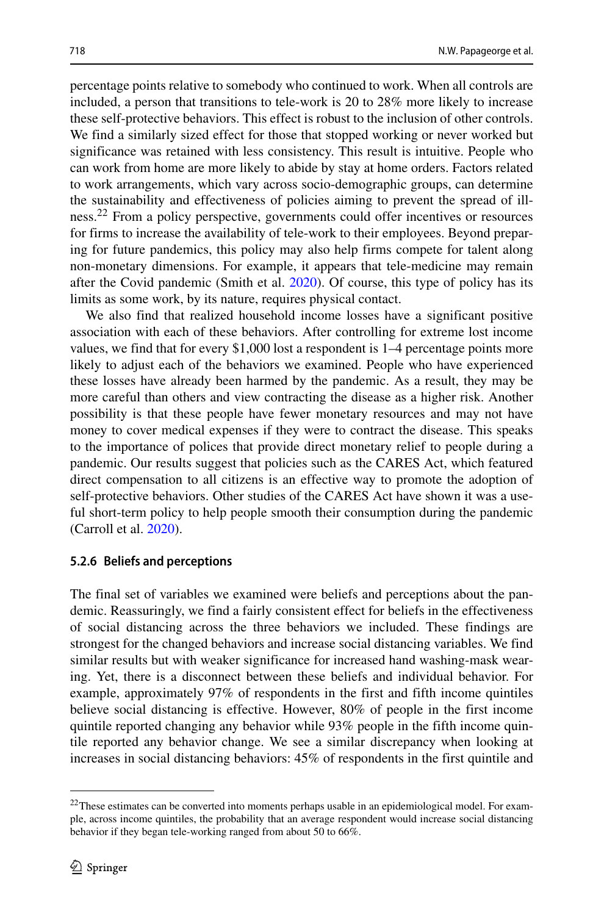percentage points relative to somebody who continued to work. When all controls are included, a person that transitions to tele-work is 20 to 28% more likely to increase these self-protective behaviors. This effect is robust to the inclusion of other controls. We find a similarly sized effect for those that stopped working or never worked but significance was retained with less consistency. This result is intuitive. People who can work from home are more likely to abide by stay at home orders. Factors related to work arrangements, which vary across socio-demographic groups, can determine the sustainability and effectiveness of policies aiming to prevent the spread of illness.[22] From a policy perspective, governments could offer incentives or resources for firms to increase the availability of tele-work to their employees. Beyond preparing for future pandemics, this policy may also help firms compete for talent along non-monetary dimensions. For example, it appears that tele-medicine may remain after the Covid pandemic (Smith et al. 2020). Of course, this type of policy has its limits as some work, by its nature, requires physical contact.

We also find that realized household income losses have a significant positive association with each of these behaviors. After controlling for extreme lost income values, we find that for every $1,000 lost a respondent is 1–4 percentage points more likely to adjust each of the behaviors we examined. People who have experienced these losses have already been harmed by the pandemic. As a result, they may be more careful than others and view contracting the disease as a higher risk. Another possibility is that these people have fewer monetary resources and may not have money to cover medical expenses if they were to contract the disease. This speaks to the importance of polices that provide direct monetary relief to people during a pandemic. Our results suggest that policies such as the CARES Act, which featured direct compensation to all citizens is an effective way to promote the adoption of self-protective behaviors. Other studies of the CARES Act have shown it was a useful short-term policy to help people smooth their consumption during the pandemic (Carroll et al. 2020).

#### 5.2.6 Beliefs and perceptions

The final set of variables we examined were beliefs and perceptions about the pandemic. Reassuringly, we find a fairly consistent effect for beliefs in the effectiveness of social distancing across the three behaviors we included. These findings are strongest for the changed behaviors and increase social distancing variables. We find similar results but with weaker significance for increased hand washing-mask wearing. Yet, there is a disconnect between these beliefs and individual behavior. For example, approximately 97% of respondents in the first and fifth income quintiles believe social distancing is effective. However, 80% of people in the first income quintile reported changing any behavior while 93% people in the fifth income quintile reported any behavior change. We see a similar discrepancy when looking at increases in social distancing behaviors: 45% of respondents in the first quintile and

[22] These estimates can be converted into moments perhaps usable in an epidemiological model. For example, across income quintiles, the probability that an average respondent would increase social distancing behavior if they began tele-working ranged from about 50 to 66%.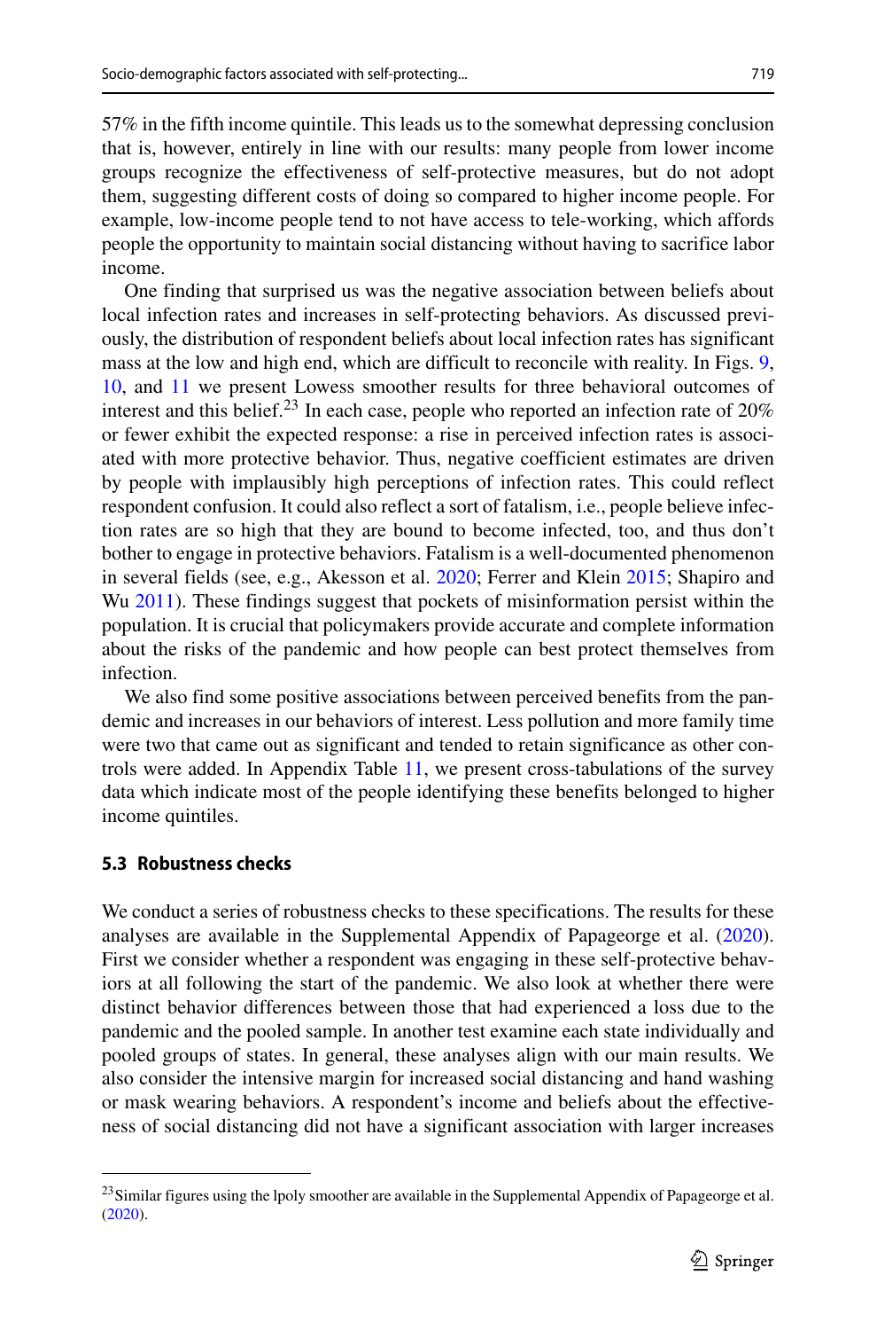57% in the fifth income quintile. This leads us to the somewhat depressing conclusion that is, however, entirely in line with our results: many people from lower income groups recognize the effectiveness of self-protective measures, but do not adopt them, suggesting different costs of doing so compared to higher income people. For example, low-income people tend to not have access to tele-working, which affords people the opportunity to maintain social distancing without having to sacrifice labor income.

One finding that surprised us was the negative association between beliefs about local infection rates and increases in self-protecting behaviors. As discussed previously, the distribution of respondent beliefs about local infection rates has significant mass at the low and high end, which are difficult to reconcile with reality. In Figs. 9, 10, and 11 we present Lowess smoother results for three behavioral outcomes of interest and this belief.[23] In each case, people who reported an infection rate of 20% or fewer exhibit the expected response: a rise in perceived infection rates is associated with more protective behavior. Thus, negative coefficient estimates are driven by people with implausibly high perceptions of infection rates. This could reflect respondent confusion. It could also reflect a sort of fatalism, i.e., people believe infection rates are so high that they are bound to become infected, too, and thus don't bother to engage in protective behaviors. Fatalism is a well-documented phenomenon in several fields (see, e.g., Akesson et al. 2020; Ferrer and Klein 2015; Shapiro and Wu 2011). These findings suggest that pockets of misinformation persist within the population. It is crucial that policymakers provide accurate and complete information about the risks of the pandemic and how people can best protect themselves from infection.

We also find some positive associations between perceived benefits from the pandemic and increases in our behaviors of interest. Less pollution and more family time were two that came out as significant and tended to retain significance as other controls were added. In Appendix Table 11, we present cross-tabulations of the survey data which indicate most of the people identifying these benefits belonged to higher income quintiles.

### 5.3 Robustness checks

We conduct a series of robustness checks to these specifications. The results for these analyses are available in the Supplemental Appendix of Papageorge et al. (2020). First we consider whether a respondent was engaging in these self-protective behaviors at all following the start of the pandemic. We also look at whether there were distinct behavior differences between those that had experienced a loss due to the pandemic and the pooled sample. In another test examine each state individually and pooled groups of states. In general, these analyses align with our main results. We also consider the intensive margin for increased social distancing and hand washing or mask wearing behaviors. A respondent's income and beliefs about the effectiveness of social distancing did not have a significant association with larger increases

[23] Similar figures using the lpoly smoother are available in the Supplemental Appendix of Papageorge et al. (2020).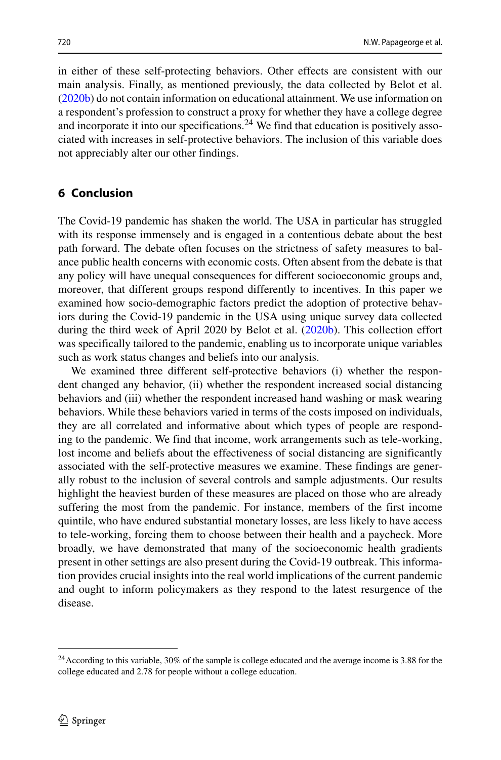in either of these self-protecting behaviors. Other effects are consistent with our main analysis. Finally, as mentioned previously, the data collected by Belot et al. (2020b) do not contain information on educational attainment. We use information on a respondent's profession to construct a proxy for whether they have a college degree and incorporate it into our specifications.[24] We find that education is positively associated with increases in self-protective behaviors. The inclusion of this variable does not appreciably alter our other findings.

## 6 Conclusion

The Covid-19 pandemic has shaken the world. The USA in particular has struggled with its response immensely and is engaged in a contentious debate about the best path forward. The debate often focuses on the strictness of safety measures to balance public health concerns with economic costs. Often absent from the debate is that any policy will have unequal consequences for different socioeconomic groups and, moreover, that different groups respond differently to incentives. In this paper we examined how socio-demographic factors predict the adoption of protective behaviors during the Covid-19 pandemic in the USA using unique survey data collected during the third week of April 2020 by Belot et al. (2020b). This collection effort was specifically tailored to the pandemic, enabling us to incorporate unique variables such as work status changes and beliefs into our analysis.

We examined three different self-protective behaviors (i) whether the respondent changed any behavior, (ii) whether the respondent increased social distancing behaviors and (iii) whether the respondent increased hand washing or mask wearing behaviors. While these behaviors varied in terms of the costs imposed on individuals, they are all correlated and informative about which types of people are responding to the pandemic. We find that income, work arrangements such as tele-working, lost income and beliefs about the effectiveness of social distancing are significantly associated with the self-protective measures we examine. These findings are generally robust to the inclusion of several controls and sample adjustments. Our results highlight the heaviest burden of these measures are placed on those who are already suffering the most from the pandemic. For instance, members of the first income quintile, who have endured substantial monetary losses, are less likely to have access to tele-working, forcing them to choose between their health and a paycheck. More broadly, we have demonstrated that many of the socioeconomic health gradients present in other settings are also present during the Covid-19 outbreak. This information provides crucial insights into the real world implications of the current pandemic and ought to inform policymakers as they respond to the latest resurgence of the disease.

[24] According to this variable, 30% of the sample is college educated and the average income is 3.88 for the college educated and 2.78 for people without a college education.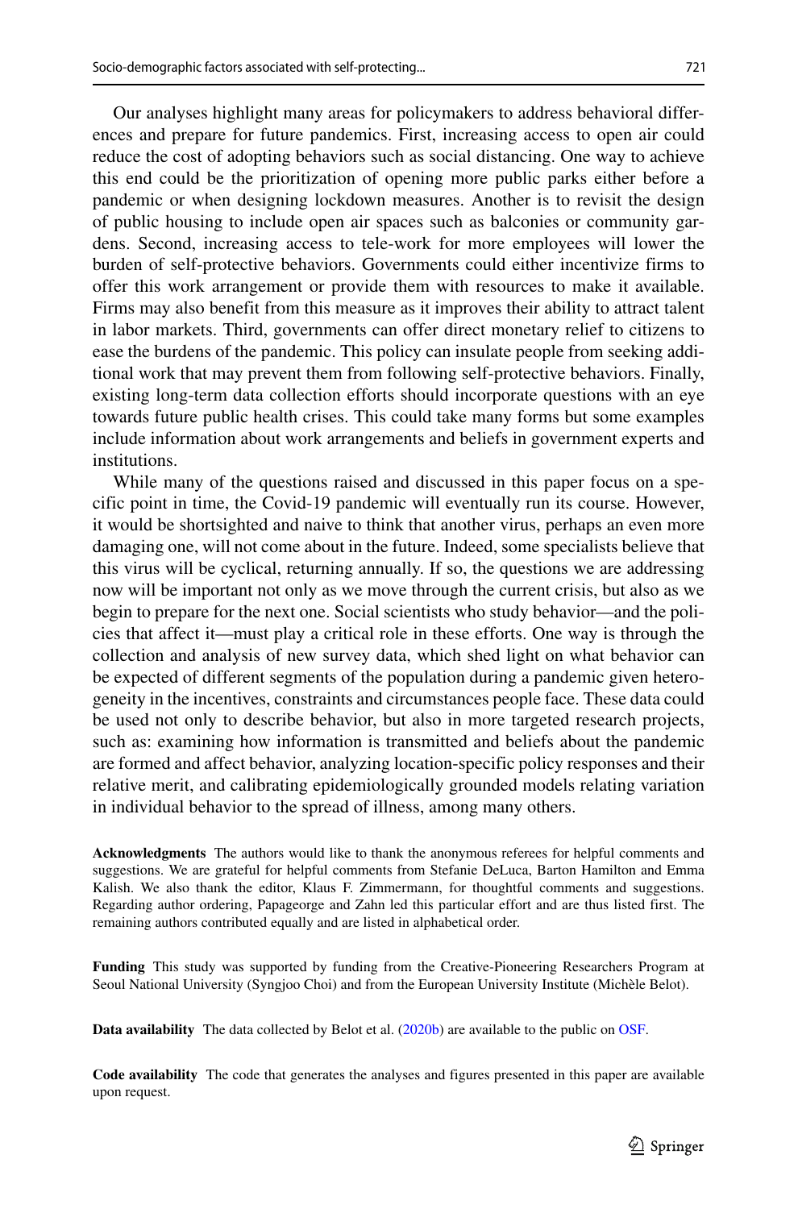Our analyses highlight many areas for policymakers to address behavioral differences and prepare for future pandemics. First, increasing access to open air could reduce the cost of adopting behaviors such as social distancing. One way to achieve this end could be the prioritization of opening more public parks either before a pandemic or when designing lockdown measures. Another is to revisit the design of public housing to include open air spaces such as balconies or community gardens. Second, increasing access to tele-work for more employees will lower the burden of self-protective behaviors. Governments could either incentivize firms to offer this work arrangement or provide them with resources to make it available. Firms may also benefit from this measure as it improves their ability to attract talent in labor markets. Third, governments can offer direct monetary relief to citizens to ease the burdens of the pandemic. This policy can insulate people from seeking additional work that may prevent them from following self-protective behaviors. Finally, existing long-term data collection efforts should incorporate questions with an eye towards future public health crises. This could take many forms but some examples include information about work arrangements and beliefs in government experts and institutions.

While many of the questions raised and discussed in this paper focus on a specific point in time, the Covid-19 pandemic will eventually run its course. However, it would be shortsighted and naive to think that another virus, perhaps an even more damaging one, will not come about in the future. Indeed, some specialists believe that this virus will be cyclical, returning annually. If so, the questions we are addressing now will be important not only as we move through the current crisis, but also as we begin to prepare for the next one. Social scientists who study behavior—and the policies that affect it—must play a critical role in these efforts. One way is through the collection and analysis of new survey data, which shed light on what behavior can be expected of different segments of the population during a pandemic given heterogeneity in the incentives, constraints and circumstances people face. These data could be used not only to describe behavior, but also in more targeted research projects, such as: examining how information is transmitted and beliefs about the pandemic are formed and affect behavior, analyzing location-specific policy responses and their relative merit, and calibrating epidemiologically grounded models relating variation in individual behavior to the spread of illness, among many others.

**Acknowledgments** The authors would like to thank the anonymous referees for helpful comments and suggestions. We are grateful for helpful comments from Stefanie DeLuca, Barton Hamilton and Emma Kalish. We also thank the editor, Klaus F. Zimmermann, for thoughtful comments and suggestions. Regarding author ordering, Papageorge and Zahn led this particular effort and are thus listed first. The remaining authors contributed equally and are listed in alphabetical order.

**Funding** This study was supported by funding from the Creative-Pioneering Researchers Program at Seoul National University (Syngjoo Choi) and from the European University Institute (Michèle Belot).

**Data availability** The data collected by Belot et al. (2020b) are available to the public on OSF.

**Code availability** The code that generates the analyses and figures presented in this paper are available upon request.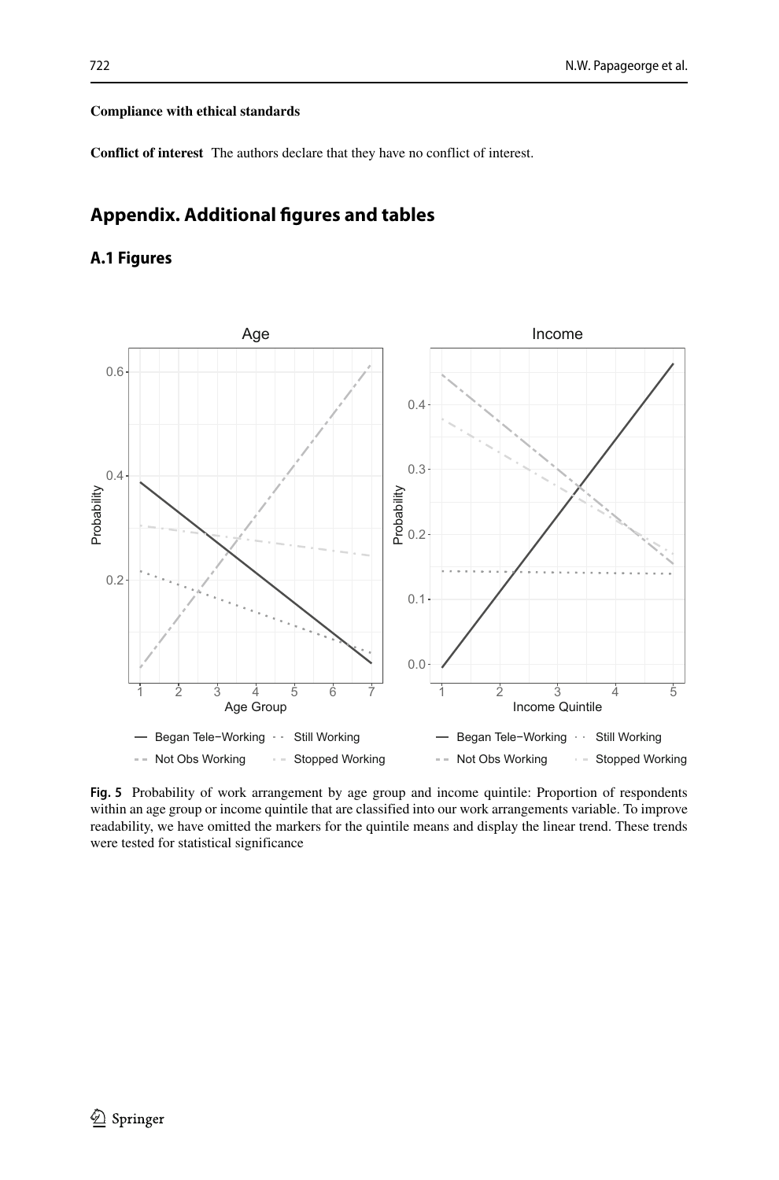**Compliance with ethical standards**

**Conflict of interest** The authors declare that they have no conflict of interest.

## Appendix. Additional figures and tables

### A.1 Figures

**Fig. 5** Probability of work arrangement by age group and income quintile: Proportion of respondents within an age group or income quintile that are classified into our work arrangements variable. To improve readability, we have omitted the markers for the quintile means and display the linear trend. These trends were tested for statistical significance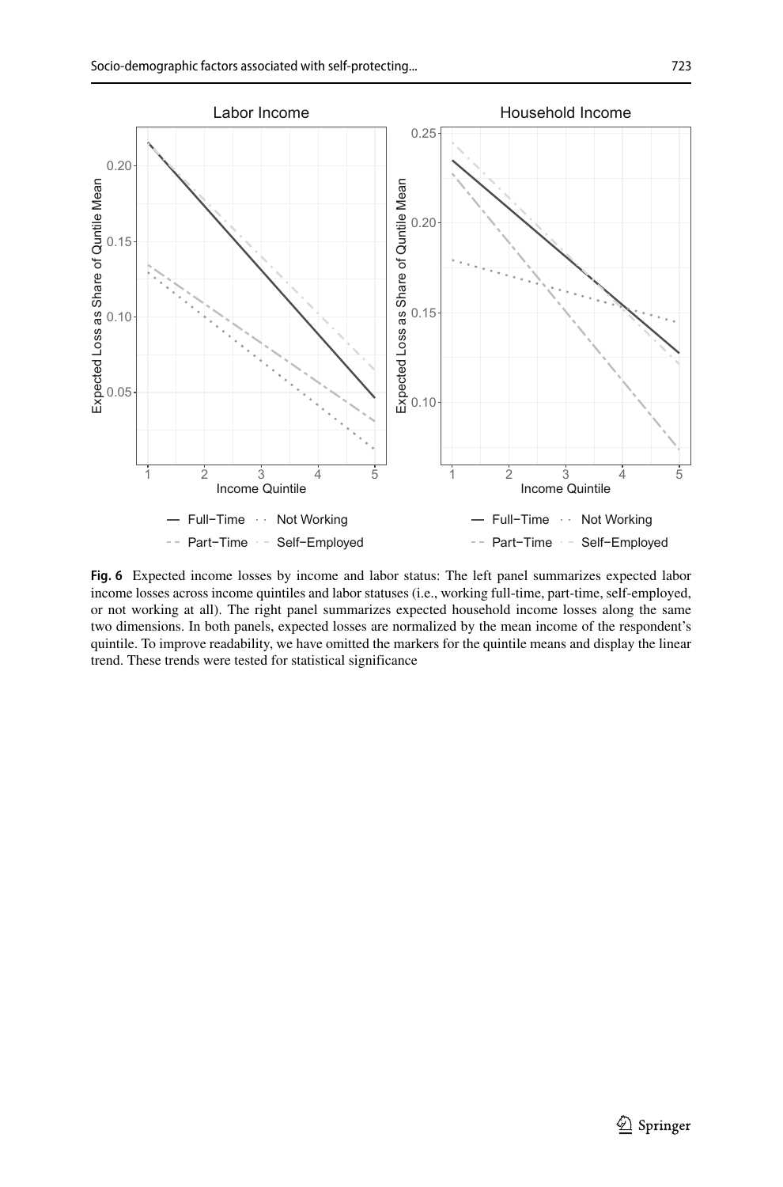**Fig. 6** Expected income losses by income and labor status: The left panel summarizes expected labor income losses across income quintiles and labor statuses (i.e., working full-time, part-time, self-employed, or not working at all). The right panel summarizes expected household income losses along the same two dimensions. In both panels, expected losses are normalized by the mean income of the respondent's quintile. To improve readability, we have omitted the markers for the quintile means and display the linear trend. These trends were tested for statistical significance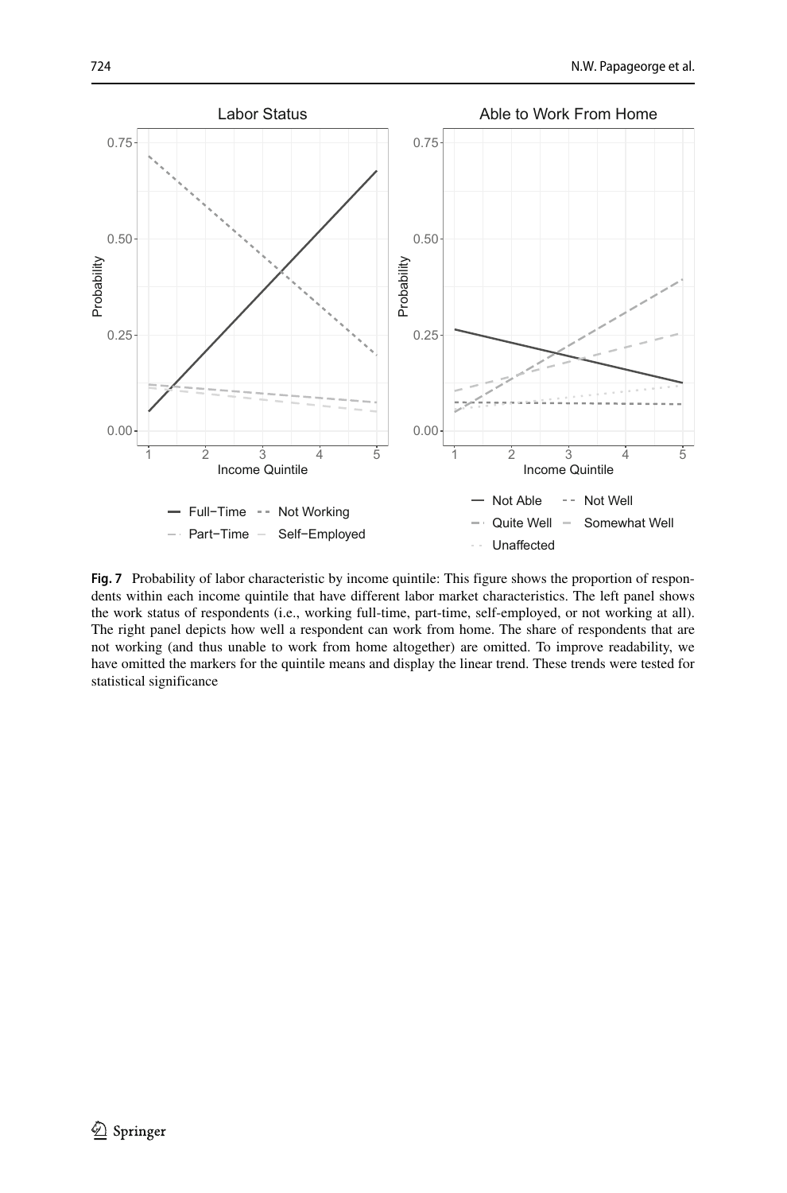**Fig. 7** Probability of labor characteristic by income quintile: This figure shows the proportion of respondents within each income quintile that have different labor market characteristics. The left panel shows the work status of respondents (i.e., working full-time, part-time, self-employed, or not working at all). The right panel depicts how well a respondent can work from home. The share of respondents that are not working (and thus unable to work from home altogether) are omitted. To improve readability, we have omitted the markers for the quintile means and display the linear trend. These trends were tested for statistical significance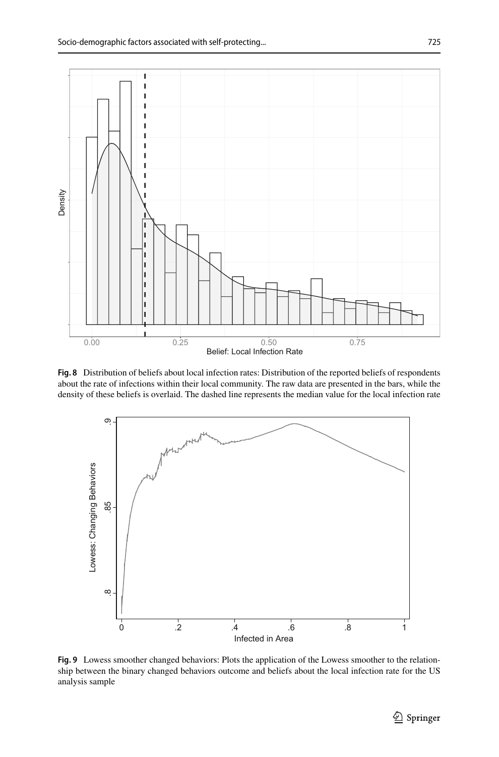**Fig. 8** Distribution of beliefs about local infection rates: Distribution of the reported beliefs of respondents about the rate of infections within their local community. The raw data are presented in the bars, while the density of these beliefs is overlaid. The dashed line represents the median value for the local infection rate

**Fig. 9** Lowess smoother changed behaviors: Plots the application of the Lowess smoother to the relationship between the binary changed behaviors outcome and beliefs about the local infection rate for the US analysis sample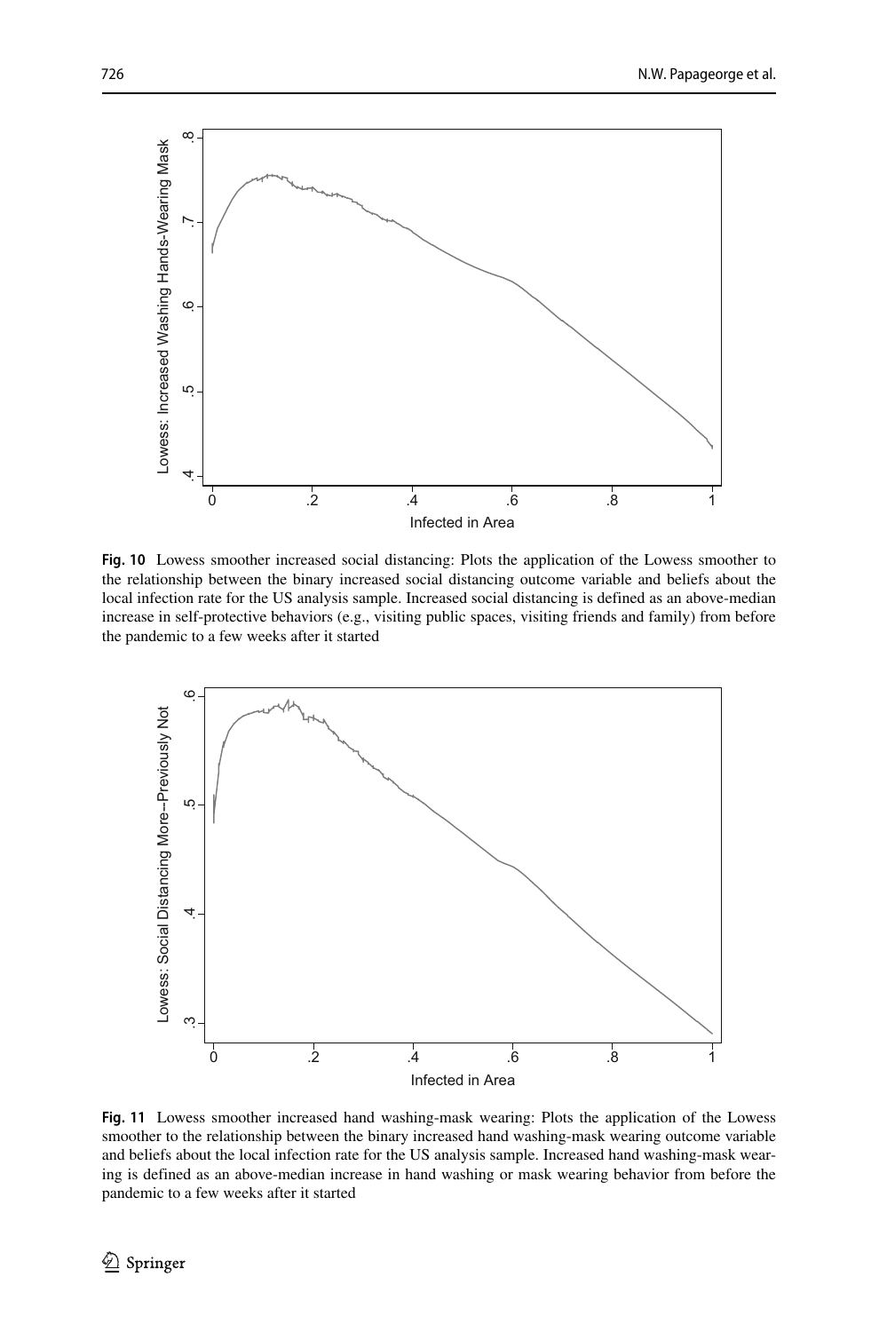**Fig. 10** Lowess smoother increased social distancing: Plots the application of the Lowess smoother to the relationship between the binary increased social distancing outcome variable and beliefs about the local infection rate for the US analysis sample. Increased social distancing is defined as an above-median increase in self-protective behaviors (e.g., visiting public spaces, visiting friends and family) from before the pandemic to a few weeks after it started

**Fig. 11** Lowess smoother increased hand washing-mask wearing: Plots the application of the Lowess smoother to the relationship between the binary increased hand washing-mask wearing outcome variable and beliefs about the local infection rate for the US analysis sample. Increased hand washing-mask wearing is defined as an above-median increase in hand washing or mask wearing behavior from before the pandemic to a few weeks after it started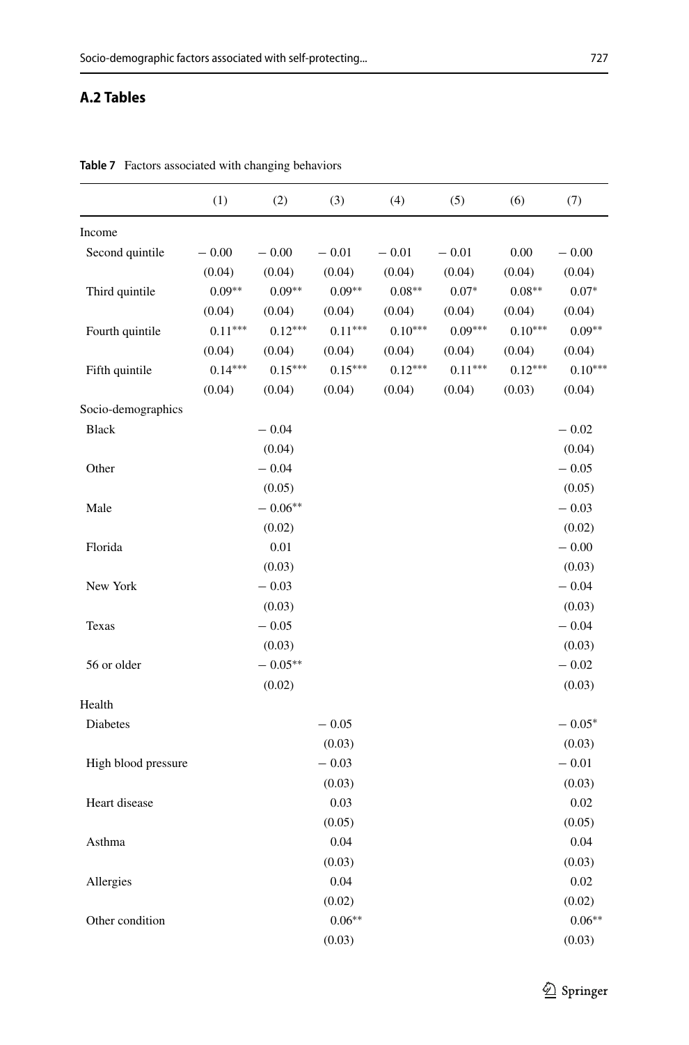## A.2 Tables

**Table 7** Factors associated with changing behaviors

| | (1) | (2) | (3) | (4) | (5) | (6) | (7) |
|---|---|---|---|---|---|---|---|
| Income | | | | | | | |
| Second quintile | − 0.00 | − 0.00 | − 0.01 | − 0.01 | − 0.01 | 0.00 | − 0.00 |
| | (0.04) | (0.04) | (0.04) | (0.04) | (0.04) | (0.04) | (0.04) |
| Third quintile | 0.09** | 0.09** | 0.09** | 0.08** | 0.07* | 0.08** | 0.07* |
| | (0.04) | (0.04) | (0.04) | (0.04) | (0.04) | (0.04) | (0.04) |
| Fourth quintile | 0.11*** | 0.12*** | 0.11*** | 0.10*** | 0.09*** | 0.10*** | 0.09** |
| | (0.04) | (0.04) | (0.04) | (0.04) | (0.04) | (0.04) | (0.04) |
| Fifth quintile | 0.14*** | 0.15*** | 0.15*** | 0.12*** | 0.11*** | 0.12*** | 0.10*** |
| | (0.04) | (0.04) | (0.04) | (0.04) | (0.04) | (0.03) | (0.04) |
| Socio-demographics | | | | | | | |
| Black | | − 0.04 | | | | | − 0.02 |
| | | (0.04) | | | | | (0.04) |
| Other | | − 0.04 | | | | | − 0.05 |
| | | (0.05) | | | | | (0.05) |
| Male | | − 0.06** | | | | | − 0.03 |
| | | (0.02) | | | | | (0.02) |
| Florida | | 0.01 | | | | | − 0.00 |
| | | (0.03) | | | | | (0.03) |
| New York | | − 0.03 | | | | | − 0.04 |
| | | (0.03) | | | | | (0.03) |
| Texas | | − 0.05 | | | | | − 0.04 |
| | | (0.03) | | | | | (0.03) |
| 56 or older | | − 0.05** | | | | | − 0.02 |
| | | (0.02) | | | | | (0.03) |
| Health | | | | | | | |
| Diabetes | | | − 0.05 | | | | − 0.05* |
| | | | (0.03) | | | | (0.03) |
| High blood pressure | | | − 0.03 | | | | − 0.01 |
| | | | (0.03) | | | | (0.03) |
| Heart disease | | | 0.03 | | | | 0.02 |
| | | | (0.05) | | | | (0.05) |
| Asthma | | | 0.04 | | | | 0.04 |
| | | | (0.03) | | | | (0.03) |
| Allergies | | | 0.04 | | | | 0.02 |
| | | | (0.02) | | | | (0.02) |
| Other condition | | | 0.06** | | | | 0.06** |
| | | | (0.03) | | | | (0.03) |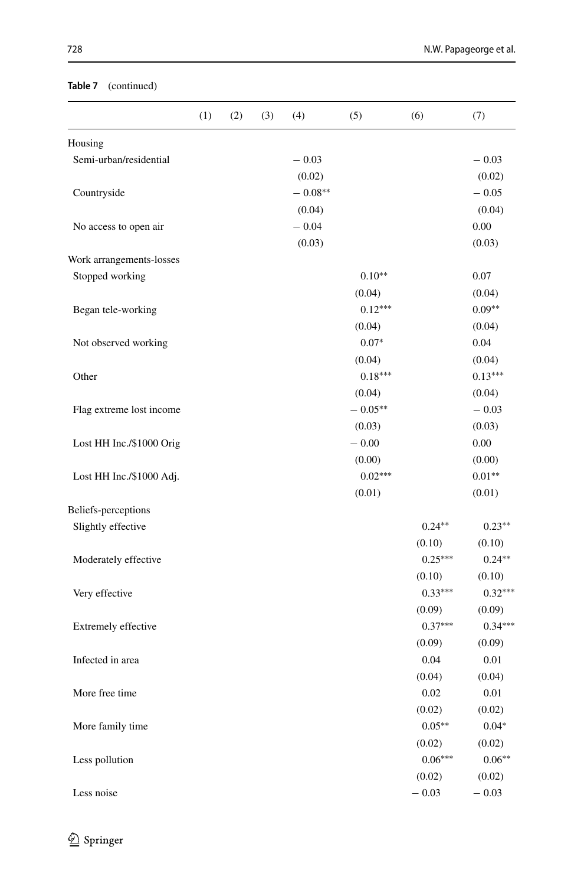**Table 7** (continued)

| | (1) | (2) | (3) | (4) | (5) | (6) | (7) |
|---|---|---|---|---|---|---|---|
| Housing | | | | | | | |
| Semi-urban/residential | | | | − 0.03 | | | − 0.03 |
| | | | | (0.02) | | | (0.02) |
| Countryside | | | | − 0.08** | | | − 0.05 |
| | | | | (0.04) | | | (0.04) |
| No access to open air | | | | − 0.04 | | | 0.00 |
| | | | | (0.03) | | | (0.03) |
| Work arrangements-losses | | | | | | | |
| Stopped working | | | | | 0.10** | | 0.07 |
| | | | | | (0.04) | | (0.04) |
| Began tele-working | | | | | 0.12*** | | 0.09** |
| | | | | | (0.04) | | (0.04) |
| Not observed working | | | | | 0.07* | | 0.04 |
| | | | | | (0.04) | | (0.04) |
| Other | | | | | 0.18*** | | 0.13*** |
| | | | | | (0.04) | | (0.04) |
| Flag extreme lost income | | | | | − 0.05** | | − 0.03 |
| | | | | | (0.03) | | (0.03) |
| Lost HH Inc./$1000 Orig | | | | | − 0.00 | | 0.00 |
| | | | | | (0.00) | | (0.00) |
| Lost HH Inc./$1000 Adj. | | | | | 0.02*** | | 0.01** |
| | | | | | (0.01) | | (0.01) |
| Beliefs-perceptions | | | | | | | |
| Slightly effective | | | | | | 0.24** | 0.23** |
| | | | | | | (0.10) | (0.10) |
| Moderately effective | | | | | | 0.25*** | 0.24** |
| | | | | | | (0.10) | (0.10) |
| Very effective | | | | | | 0.33*** | 0.32*** |
| | | | | | | (0.09) | (0.09) |
| Extremely effective | | | | | | 0.37*** | 0.34*** |
| | | | | | | (0.09) | (0.09) |
| Infected in area | | | | | | 0.04 | 0.01 |
| | | | | | | (0.04) | (0.04) |
| More free time | | | | | | 0.02 | 0.01 |
| | | | | | | (0.02) | (0.02) |
| More family time | | | | | | 0.05** | 0.04* |
| | | | | | | (0.02) | (0.02) |
| Less pollution | | | | | | 0.06*** | 0.06** |
| | | | | | | (0.02) | (0.02) |
| Less noise | | | | | | − 0.03 | − 0.03 |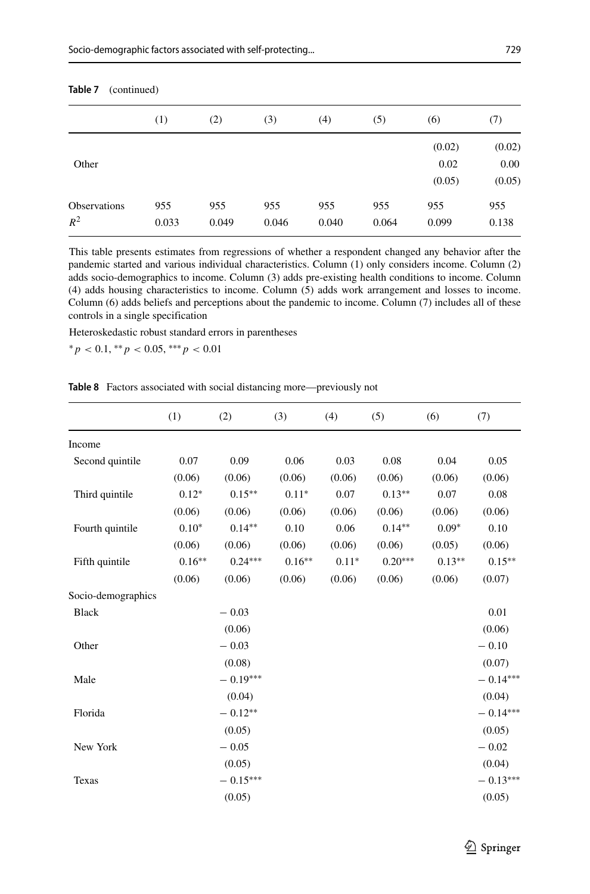**Table 7** (continued)

| | (1) | (2) | (3) | (4) | (5) | (6) | (7) |
|---|---|---|---|---|---|---|---|
| | | | | | | (0.02) | (0.02) |
| Other | | | | | | 0.02 | 0.00 |
| | | | | | | (0.05) | (0.05) |
| Observations | 955 | 955 | 955 | 955 | 955 | 955 | 955 |
| $R^2$ | 0.033 | 0.049 | 0.046 | 0.040 | 0.064 | 0.099 | 0.138 |

This table presents estimates from regressions of whether a respondent changed any behavior after the pandemic started and various individual characteristics. Column (1) only considers income. Column (2) adds socio-demographics to income. Column (3) adds pre-existing health conditions to income. Column (4) adds housing characteristics to income. Column (5) adds work arrangement and losses to income. Column (6) adds beliefs and perceptions about the pandemic to income. Column (7) includes all of these controls in a single specification

Heteroskedastic robust standard errors in parentheses

$^{*}p < 0.1$, $^{**}p < 0.05$, $^{***}p < 0.01$

**Table 8** Factors associated with social distancing more—previously not

| | (1) | (2) | (3) | (4) | (5) | (6) | (7) |
|---|---|---|---|---|---|---|---|
| Income | | | | | | | |
| Second quintile | 0.07 | 0.09 | 0.06 | 0.03 | 0.08 | 0.04 | 0.05 |
| | (0.06) | (0.06) | (0.06) | (0.06) | (0.06) | (0.06) | (0.06) |
| Third quintile | 0.12* | 0.15** | 0.11* | 0.07 | 0.13** | 0.07 | 0.08 |
| | (0.06) | (0.06) | (0.06) | (0.06) | (0.06) | (0.06) | (0.06) |
| Fourth quintile | 0.10* | 0.14** | 0.10 | 0.06 | 0.14** | 0.09* | 0.10 |
| | (0.06) | (0.06) | (0.06) | (0.06) | (0.06) | (0.05) | (0.06) |
| Fifth quintile | 0.16** | 0.24*** | 0.16** | 0.11* | 0.20*** | 0.13** | 0.15** |
| | (0.06) | (0.06) | (0.06) | (0.06) | (0.06) | (0.06) | (0.07) |
| Socio-demographics | | | | | | | |
| Black | | − 0.03 | | | | | 0.01 |
| | | (0.06) | | | | | (0.06) |
| Other | | − 0.03 | | | | | − 0.10 |
| | | (0.08) | | | | | (0.07) |
| Male | | − 0.19*** | | | | | − 0.14*** |
| | | (0.04) | | | | | (0.04) |
| Florida | | − 0.12** | | | | | − 0.14*** |
| | | (0.05) | | | | | (0.05) |
| New York | | − 0.05 | | | | | − 0.02 |
| | | (0.05) | | | | | (0.04) |
| Texas | | − 0.15*** | | | | | − 0.13*** |
| | | (0.05) | | | | | (0.05) |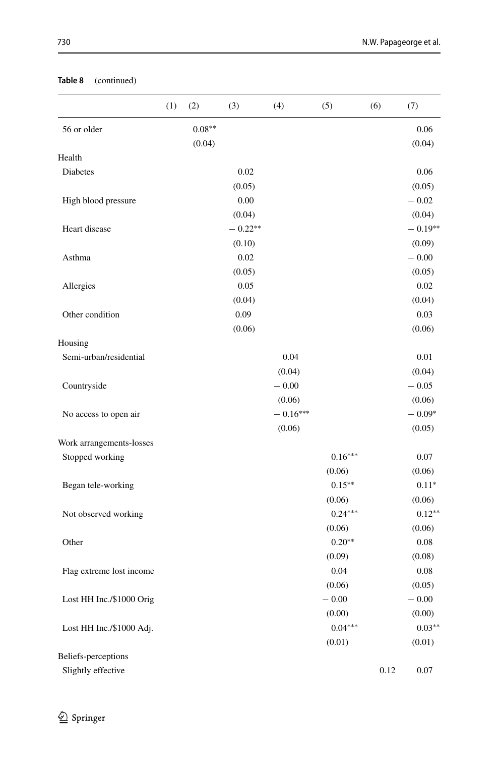**Table 8** (continued)

| | (1) | (2) | (3) | (4) | (5) | (6) | (7) |
|---|---|---|---|---|---|---|---|
| 56 or older | | 0.08** | | | | | 0.06 |
| | | (0.04) | | | | | (0.04) |
| Health | | | | | | | |
| Diabetes | | | 0.02 | | | | 0.06 |
| | | | (0.05) | | | | (0.05) |
| High blood pressure | | | 0.00 | | | | − 0.02 |
| | | | (0.04) | | | | (0.04) |
| Heart disease | | | − 0.22** | | | | − 0.19** |
| | | | (0.10) | | | | (0.09) |
| Asthma | | | 0.02 | | | | − 0.00 |
| | | | (0.05) | | | | (0.05) |
| Allergies | | | 0.05 | | | | 0.02 |
| | | | (0.04) | | | | (0.04) |
| Other condition | | | 0.09 | | | | 0.03 |
| | | | (0.06) | | | | (0.06) |
| Housing | | | | | | | |
| Semi-urban/residential | | | | 0.04 | | | 0.01 |
| | | | | (0.04) | | | (0.04) |
| Countryside | | | | − 0.00 | | | − 0.05 |
| | | | | (0.06) | | | (0.06) |
| No access to open air | | | | − 0.16*** | | | − 0.09* |
| | | | | (0.06) | | | (0.05) |
| Work arrangements-losses | | | | | | | |
| Stopped working | | | | | 0.16*** | | 0.07 |
| | | | | | (0.06) | | (0.06) |
| Began tele-working | | | | | 0.15** | | 0.11* |
| | | | | | (0.06) | | (0.06) |
| Not observed working | | | | | 0.24*** | | 0.12** |
| | | | | | (0.06) | | (0.06) |
| Other | | | | | 0.20** | | 0.08 |
| | | | | | (0.09) | | (0.08) |
| Flag extreme lost income | | | | | 0.04 | | 0.08 |
| | | | | | (0.06) | | (0.05) |
| Lost HH Inc./$1000 Orig | | | | | − 0.00 | | − 0.00 |
| | | | | | (0.00) | | (0.00) |
| Lost HH Inc./$1000 Adj. | | | | | 0.04*** | | 0.03** |
| | | | | | (0.01) | | (0.01) |
| Beliefs-perceptions | | | | | | | |
| Slightly effective | | | | | | 0.12 | 0.07 |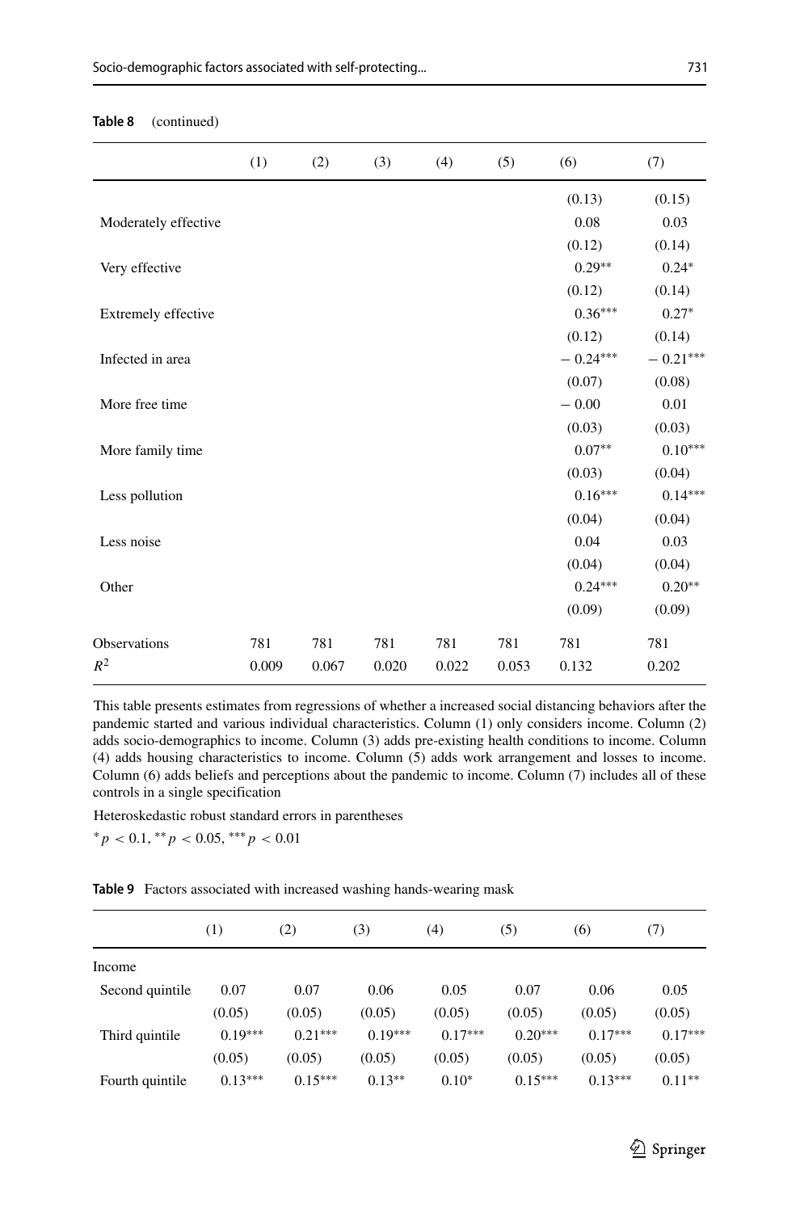**Table 8** (continued)

| | (1) | (2) | (3) | (4) | (5) | (6) | (7) |
|---|---|---|---|---|---|---|---|
| | | | | | | (0.13) | (0.15) |
| Moderately effective | | | | | | 0.08 | 0.03 |
| | | | | | | (0.12) | (0.14) |
| Very effective | | | | | | 0.29** | 0.24* |
| | | | | | | (0.12) | (0.14) |
| Extremely effective | | | | | | 0.36*** | 0.27* |
| | | | | | | (0.12) | (0.14) |
| Infected in area | | | | | | − 0.24*** | − 0.21*** |
| | | | | | | (0.07) | (0.08) |
| More free time | | | | | | − 0.00 | 0.01 |
| | | | | | | (0.03) | (0.03) |
| More family time | | | | | | 0.07** | 0.10*** |
| | | | | | | (0.03) | (0.04) |
| Less pollution | | | | | | 0.16*** | 0.14*** |
| | | | | | | (0.04) | (0.04) |
| Less noise | | | | | | 0.04 | 0.03 |
| | | | | | | (0.04) | (0.04) |
| Other | | | | | | 0.24*** | 0.20** |
| | | | | | | (0.09) | (0.09) |
| Observations | 781 | 781 | 781 | 781 | 781 | 781 | 781 |
| $R^2$ | 0.009 | 0.067 | 0.020 | 0.022 | 0.053 | 0.132 | 0.202 |

This table presents estimates from regressions of whether a increased social distancing behaviors after the pandemic started and various individual characteristics. Column (1) only considers income. Column (2) adds socio-demographics to income. Column (3) adds pre-existing health conditions to income. Column (4) adds housing characteristics to income. Column (5) adds work arrangement and losses to income. Column (6) adds beliefs and perceptions about the pandemic to income. Column (7) includes all of these controls in a single specification

Heteroskedastic robust standard errors in parentheses

$^{*}p < 0.1$, $^{**}p < 0.05$, $^{***}p < 0.01$

**Table 9** Factors associated with increased washing hands-wearing mask

| | (1) | (2) | (3) | (4) | (5) | (6) | (7) |
|---|---|---|---|---|---|---|---|
| Income | | | | | | | |
| Second quintile | 0.07 | 0.07 | 0.06 | 0.05 | 0.07 | 0.06 | 0.05 |
| | (0.05) | (0.05) | (0.05) | (0.05) | (0.05) | (0.05) | (0.05) |
| Third quintile | 0.19*** | 0.21*** | 0.19*** | 0.17*** | 0.20*** | 0.17*** | 0.17*** |
| | (0.05) | (0.05) | (0.05) | (0.05) | (0.05) | (0.05) | (0.05) |
| Fourth quintile | 0.13*** | 0.15*** | 0.13** | 0.10* | 0.15*** | 0.13*** | 0.11** |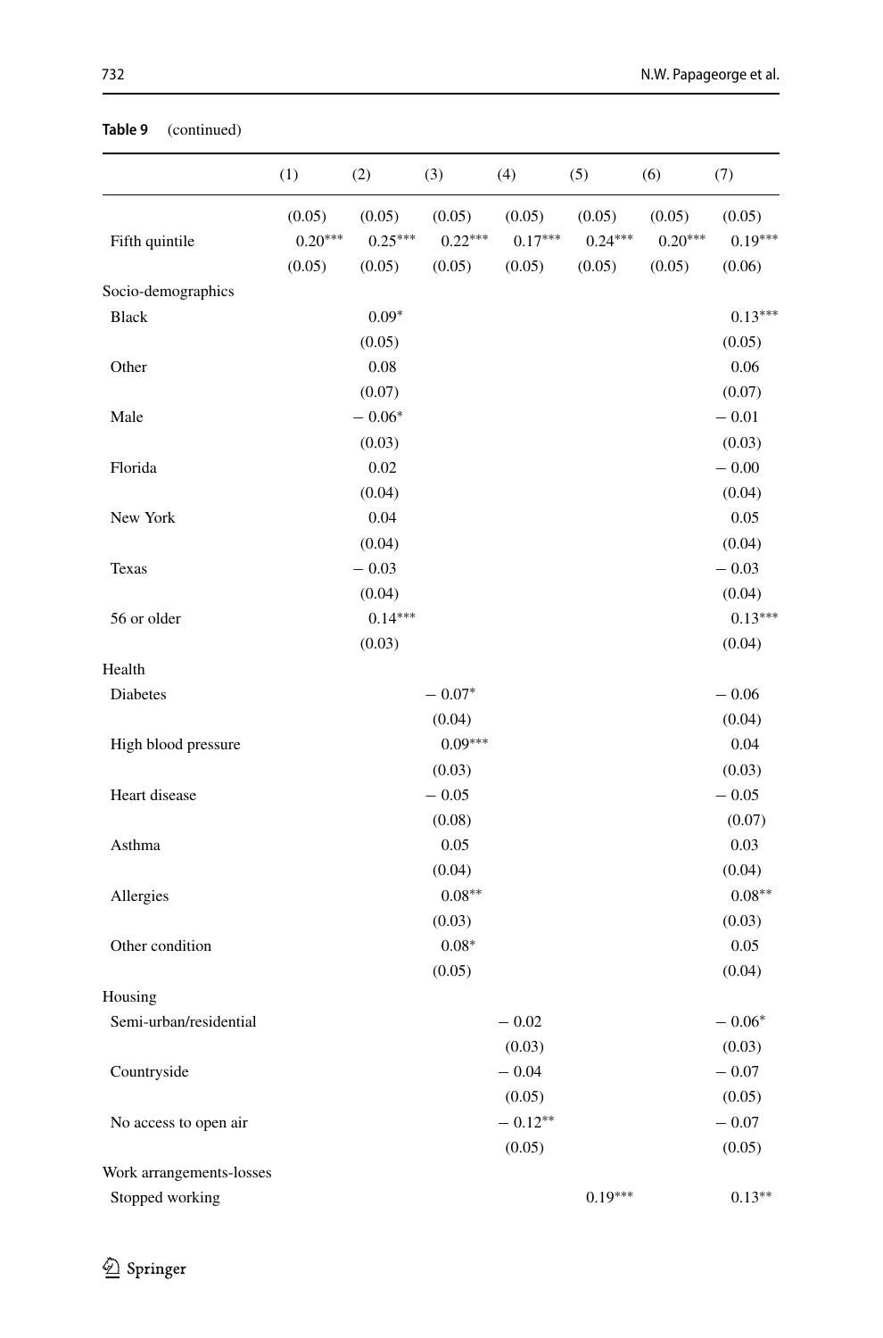**Table 9** (continued)

| | (1) | (2) | (3) | (4) | (5) | (6) | (7) |
|---|---|---|---|---|---|---|---|
| | (0.05) | (0.05) | (0.05) | (0.05) | (0.05) | (0.05) | (0.05) |
| Fifth quintile | 0.20*** | 0.25*** | 0.22*** | 0.17*** | 0.24*** | 0.20*** | 0.19*** |
| | (0.05) | (0.05) | (0.05) | (0.05) | (0.05) | (0.05) | (0.06) |
| Socio-demographics | | | | | | | |
| Black | | 0.09* | | | | | 0.13*** |
| | | (0.05) | | | | | (0.05) |
| Other | | 0.08 | | | | | 0.06 |
| | | (0.07) | | | | | (0.07) |
| Male | | − 0.06* | | | | | − 0.01 |
| | | (0.03) | | | | | (0.03) |
| Florida | | 0.02 | | | | | − 0.00 |
| | | (0.04) | | | | | (0.04) |
| New York | | 0.04 | | | | | 0.05 |
| | | (0.04) | | | | | (0.04) |
| Texas | | − 0.03 | | | | | − 0.03 |
| | | (0.04) | | | | | (0.04) |
| 56 or older | | 0.14*** | | | | | 0.13*** |
| | | (0.03) | | | | | (0.04) |
| Health | | | | | | | |
| Diabetes | | | − 0.07* | | | | − 0.06 |
| | | | (0.04) | | | | (0.04) |
| High blood pressure | | | 0.09*** | | | | 0.04 |
| | | | (0.03) | | | | (0.03) |
| Heart disease | | | − 0.05 | | | | − 0.05 |
| | | | (0.08) | | | | (0.07) |
| Asthma | | | 0.05 | | | | 0.03 |
| | | | (0.04) | | | | (0.04) |
| Allergies | | | 0.08** | | | | 0.08** |
| | | | (0.03) | | | | (0.03) |
| Other condition | | | 0.08* | | | | 0.05 |
| | | | (0.05) | | | | (0.04) |
| Housing | | | | | | | |
| Semi-urban/residential | | | | − 0.02 | | | − 0.06* |
| | | | | (0.03) | | | (0.03) |
| Countryside | | | | − 0.04 | | | − 0.07 |
| | | | | (0.05) | | | (0.05) |
| No access to open air | | | | − 0.12** | | | − 0.07 |
| | | | | (0.05) | | | (0.05) |
| Work arrangements-losses | | | | | | | |
| Stopped working | | | | | 0.19*** | | 0.13** |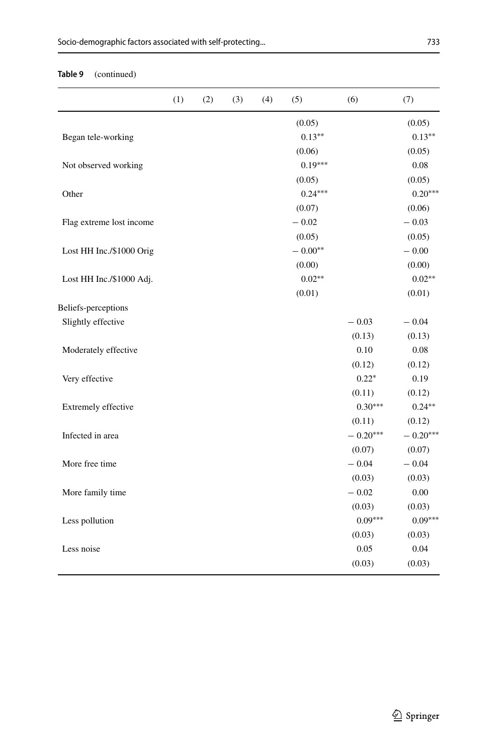**Table 9** (continued)

| | (1) | (2) | (3) | (4) | (5) | (6) | (7) |
|---|---|---|---|---|---|---|---|
| | | | | | (0.05) | | (0.05) |
| Began tele-working | | | | | 0.13** | | 0.13** |
| | | | | | (0.06) | | (0.05) |
| Not observed working | | | | | 0.19*** | | 0.08 |
| | | | | | (0.05) | | (0.05) |
| Other | | | | | 0.24*** | | 0.20*** |
| | | | | | (0.07) | | (0.06) |
| Flag extreme lost income | | | | | − 0.02 | | − 0.03 |
| | | | | | (0.05) | | (0.05) |
| Lost HH Inc./$1000 Orig | | | | | − 0.00** | | − 0.00 |
| | | | | | (0.00) | | (0.00) |
| Lost HH Inc./$1000 Adj. | | | | | 0.02** | | 0.02** |
| | | | | | (0.01) | | (0.01) |
| Beliefs-perceptions | | | | | | | |
| Slightly effective | | | | | | − 0.03 | − 0.04 |
| | | | | | | (0.13) | (0.13) |
| Moderately effective | | | | | | 0.10 | 0.08 |
| | | | | | | (0.12) | (0.12) |
| Very effective | | | | | | 0.22* | 0.19 |
| | | | | | | (0.11) | (0.12) |
| Extremely effective | | | | | | 0.30*** | 0.24** |
| | | | | | | (0.11) | (0.12) |
| Infected in area | | | | | | − 0.20*** | − 0.20*** |
| | | | | | | (0.07) | (0.07) |
| More free time | | | | | | − 0.04 | − 0.04 |
| | | | | | | (0.03) | (0.03) |
| More family time | | | | | | − 0.02 | 0.00 |
| | | | | | | (0.03) | (0.03) |
| Less pollution | | | | | | 0.09*** | 0.09*** |
| | | | | | | (0.03) | (0.03) |
| Less noise | | | | | | 0.05 | 0.04 |
| | | | | | | (0.03) | (0.03) |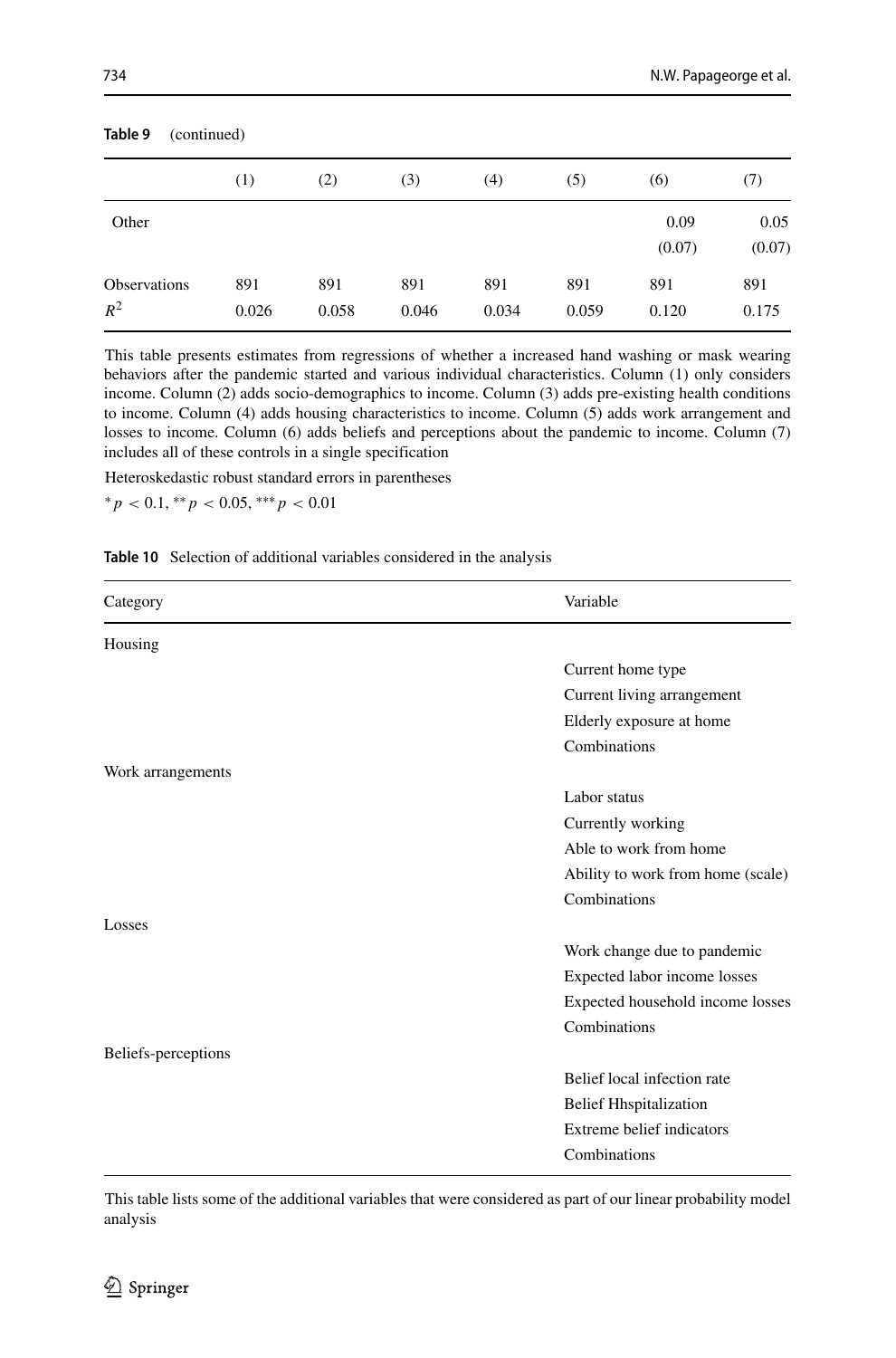**Table 9** (continued)

| | (1) | (2) | (3) | (4) | (5) | (6) | (7) |
|---|---|---|---|---|---|---|---|
| Other | | | | | | 0.09 | 0.05 |
| | | | | | | (0.07) | (0.07) |
| Observations | 891 | 891 | 891 | 891 | 891 | 891 | 891 |
| $R^2$ | 0.026 | 0.058 | 0.046 | 0.034 | 0.059 | 0.120 | 0.175 |

This table presents estimates from regressions of whether a increased hand washing or mask wearing behaviors after the pandemic started and various individual characteristics. Column (1) only considers income. Column (2) adds socio-demographics to income. Column (3) adds pre-existing health conditions to income. Column (4) adds housing characteristics to income. Column (5) adds work arrangement and losses to income. Column (6) adds beliefs and perceptions about the pandemic to income. Column (7) includes all of these controls in a single specification

Heteroskedastic robust standard errors in parentheses

$^{*}p < 0.1$, $^{**}p < 0.05$, $^{***}p < 0.01$

**Table 10** Selection of additional variables considered in the analysis

| Category | Variable |
|---|---|
| Housing | |
| | Current home type |
| | Current living arrangement |
| | Elderly exposure at home |
| | Combinations |
| Work arrangements | |
| | Labor status |
| | Currently working |
| | Able to work from home |
| | Ability to work from home (scale) |
| | Combinations |
| Losses | |
| | Work change due to pandemic |
| | Expected labor income losses |
| | Expected household income losses |
| | Combinations |
| Beliefs-perceptions | |
| | Belief local infection rate |
| | Belief Hhspitalization |
| | Extreme belief indicators |
| | Combinations |

This table lists some of the additional variables that were considered as part of our linear probability model analysis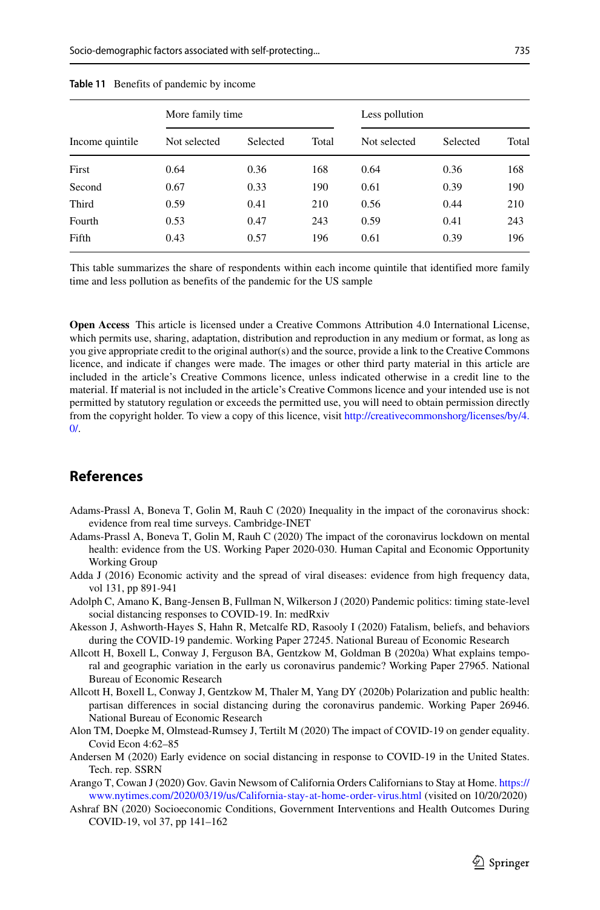**Table 11** Benefits of pandemic by income

| Income quintile | More family time | | | Less pollution | | |
|---|---|---|---|---|---|---|
| | Not selected | Selected | Total | Not selected | Selected | Total |
| First | 0.64 | 0.36 | 168 | 0.64 | 0.36 | 168 |
| Second | 0.67 | 0.33 | 190 | 0.61 | 0.39 | 190 |
| Third | 0.59 | 0.41 | 210 | 0.56 | 0.44 | 210 |
| Fourth | 0.53 | 0.47 | 243 | 0.59 | 0.41 | 243 |
| Fifth | 0.43 | 0.57 | 196 | 0.61 | 0.39 | 196 |

This table summarizes the share of respondents within each income quintile that identified more family time and less pollution as benefits of the pandemic for the US sample

**Open Access** This article is licensed under a Creative Commons Attribution 4.0 International License, which permits use, sharing, adaptation, distribution and reproduction in any medium or format, as long as you give appropriate credit to the original author(s) and the source, provide a link to the Creative Commons licence, and indicate if changes were made. The images or other third party material in this article are included in the article's Creative Commons licence, unless indicated otherwise in a credit line to the material. If material is not included in the article's Creative Commons licence and your intended use is not permitted by statutory regulation or exceeds the permitted use, you will need to obtain permission directly from the copyright holder. To view a copy of this licence, visit http://creativecommonshorg/licenses/by/4.0/.

## References

Adams-Prassl A, Boneva T, Golin M, Rauh C (2020) Inequality in the impact of the coronavirus shock: evidence from real time surveys. Cambridge-INET

Adams-Prassl A, Boneva T, Golin M, Rauh C (2020) The impact of the coronavirus lockdown on mental health: evidence from the US. Working Paper 2020-030. Human Capital and Economic Opportunity Working Group

Adda J (2016) Economic activity and the spread of viral diseases: evidence from high frequency data, vol 131, pp 891-941

Adolph C, Amano K, Bang-Jensen B, Fullman N, Wilkerson J (2020) Pandemic politics: timing state-level social distancing responses to COVID-19. In: medRxiv

Akesson J, Ashworth-Hayes S, Hahn R, Metcalfe RD, Rasooly I (2020) Fatalism, beliefs, and behaviors during the COVID-19 pandemic. Working Paper 27245. National Bureau of Economic Research

Allcott H, Boxell L, Conway J, Ferguson BA, Gentzkow M, Goldman B (2020a) What explains temporal and geographic variation in the early us coronavirus pandemic? Working Paper 27965. National Bureau of Economic Research

Allcott H, Boxell L, Conway J, Gentzkow M, Thaler M, Yang DY (2020b) Polarization and public health: partisan differences in social distancing during the coronavirus pandemic. Working Paper 26946. National Bureau of Economic Research

Alon TM, Doepke M, Olmstead-Rumsey J, Tertilt M (2020) The impact of COVID-19 on gender equality. Covid Econ 4:62–85

Andersen M (2020) Early evidence on social distancing in response to COVID-19 in the United States. Tech. rep. SSRN

Arango T, Cowan J (2020) Gov. Gavin Newsom of California Orders Californians to Stay at Home. https://www.nytimes.com/2020/03/19/us/California-stay-at-home-order-virus.html (visited on 10/20/2020)

Ashraf BN (2020) Socioeconomic Conditions, Government Interventions and Health Outcomes During COVID-19, vol 37, pp 141–162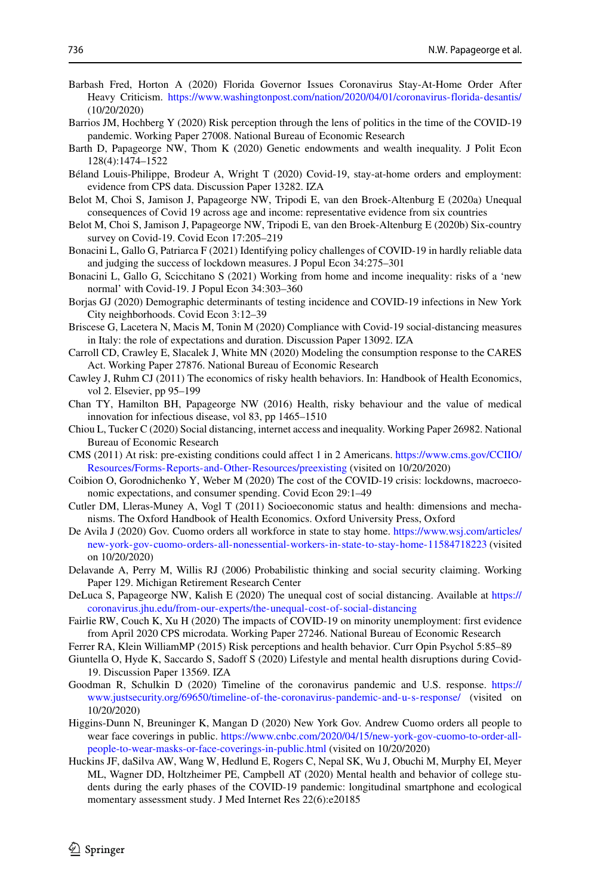Barbash Fred, Horton A (2020) Florida Governor Issues Coronavirus Stay-At-Home Order After Heavy Criticism. https://www.washingtonpost.com/nation/2020/04/01/coronavirus-florida-desantis/ (10/20/2020)

Barrios JM, Hochberg Y (2020) Risk perception through the lens of politics in the time of the COVID-19 pandemic. Working Paper 27008. National Bureau of Economic Research

Barth D, Papageorge NW, Thom K (2020) Genetic endowments and wealth inequality. J Polit Econ 128(4):1474–1522

Béland Louis-Philippe, Brodeur A, Wright T (2020) Covid-19, stay-at-home orders and employment: evidence from CPS data. Discussion Paper 13282. IZA

Belot M, Choi S, Jamison J, Papageorge NW, Tripodi E, van den Broek-Altenburg E (2020a) Unequal consequences of Covid 19 across age and income: representative evidence from six countries

Belot M, Choi S, Jamison J, Papageorge NW, Tripodi E, van den Broek-Altenburg E (2020b) Six-country survey on Covid-19. Covid Econ 17:205–219

Bonacini L, Gallo G, Patriarca F (2021) Identifying policy challenges of COVID-19 in hardly reliable data and judging the success of lockdown measures. J Popul Econ 34:275–301

Bonacini L, Gallo G, Scicchitano S (2021) Working from home and income inequality: risks of a 'new normal' with Covid-19. J Popul Econ 34:303–360

Borjas GJ (2020) Demographic determinants of testing incidence and COVID-19 infections in New York City neighborhoods. Covid Econ 3:12–39

Briscese G, Lacetera N, Macis M, Tonin M (2020) Compliance with Covid-19 social-distancing measures in Italy: the role of expectations and duration. Discussion Paper 13092. IZA

Carroll CD, Crawley E, Slacalek J, White MN (2020) Modeling the consumption response to the CARES Act. Working Paper 27876. National Bureau of Economic Research

Cawley J, Ruhm CJ (2011) The economics of risky health behaviors. In: Handbook of Health Economics, vol 2. Elsevier, pp 95–199

Chan TY, Hamilton BH, Papageorge NW (2016) Health, risky behaviour and the value of medical innovation for infectious disease, vol 83, pp 1465–1510

Chiou L, Tucker C (2020) Social distancing, internet access and inequality. Working Paper 26982. National Bureau of Economic Research

CMS (2011) At risk: pre-existing conditions could affect 1 in 2 Americans. https://www.cms.gov/CCIIO/Resources/Forms-Reports-and-Other-Resources/preexisting (visited on 10/20/2020)

Coibion O, Gorodnichenko Y, Weber M (2020) The cost of the COVID-19 crisis: lockdowns, macroeconomic expectations, and consumer spending. Covid Econ 29:1–49

Cutler DM, Lleras-Muney A, Vogl T (2011) Socioeconomic status and health: dimensions and mechanisms. The Oxford Handbook of Health Economics. Oxford University Press, Oxford

De Avila J (2020) Gov. Cuomo orders all workforce in state to stay home. https://www.wsj.com/articles/new-york-gov-cuomo-orders-all-nonessential-workers-in-state-to-stay-home-11584718223 (visited on 10/20/2020)

Delavande A, Perry M, Willis RJ (2006) Probabilistic thinking and social security claiming. Working Paper 129. Michigan Retirement Research Center

DeLuca S, Papageorge NW, Kalish E (2020) The unequal cost of social distancing. Available at https://coronavirus.jhu.edu/from-our-experts/the-unequal-cost-of-social-distancing

Fairlie RW, Couch K, Xu H (2020) The impacts of COVID-19 on minority unemployment: first evidence from April 2020 CPS microdata. Working Paper 27246. National Bureau of Economic Research

Ferrer RA, Klein WilliamMP (2015) Risk perceptions and health behavior. Curr Opin Psychol 5:85–89

Giuntella O, Hyde K, Saccardo S, Sadoff S (2020) Lifestyle and mental health disruptions during Covid-19. Discussion Paper 13569. IZA

Goodman R, Schulkin D (2020) Timeline of the coronavirus pandemic and U.S. response. https://www.justsecurity.org/69650/timeline-of-the-coronavirus-pandemic-and-u-s-response/ (visited on 10/20/2020)

Higgins-Dunn N, Breuninger K, Mangan D (2020) New York Gov. Andrew Cuomo orders all people to wear face coverings in public. https://www.cnbc.com/2020/04/15/new-york-gov-cuomo-to-order-all-people-to-wear-masks-or-face-coverings-in-public.html (visited on 10/20/2020)

Huckins JF, daSilva AW, Wang W, Hedlund E, Rogers C, Nepal SK, Wu J, Obuchi M, Murphy EI, Meyer ML, Wagner DD, Holtzheimer PE, Campbell AT (2020) Mental health and behavior of college students during the early phases of the COVID-19 pandemic: longitudinal smartphone and ecological momentary assessment study. J Med Internet Res 22(6):e20185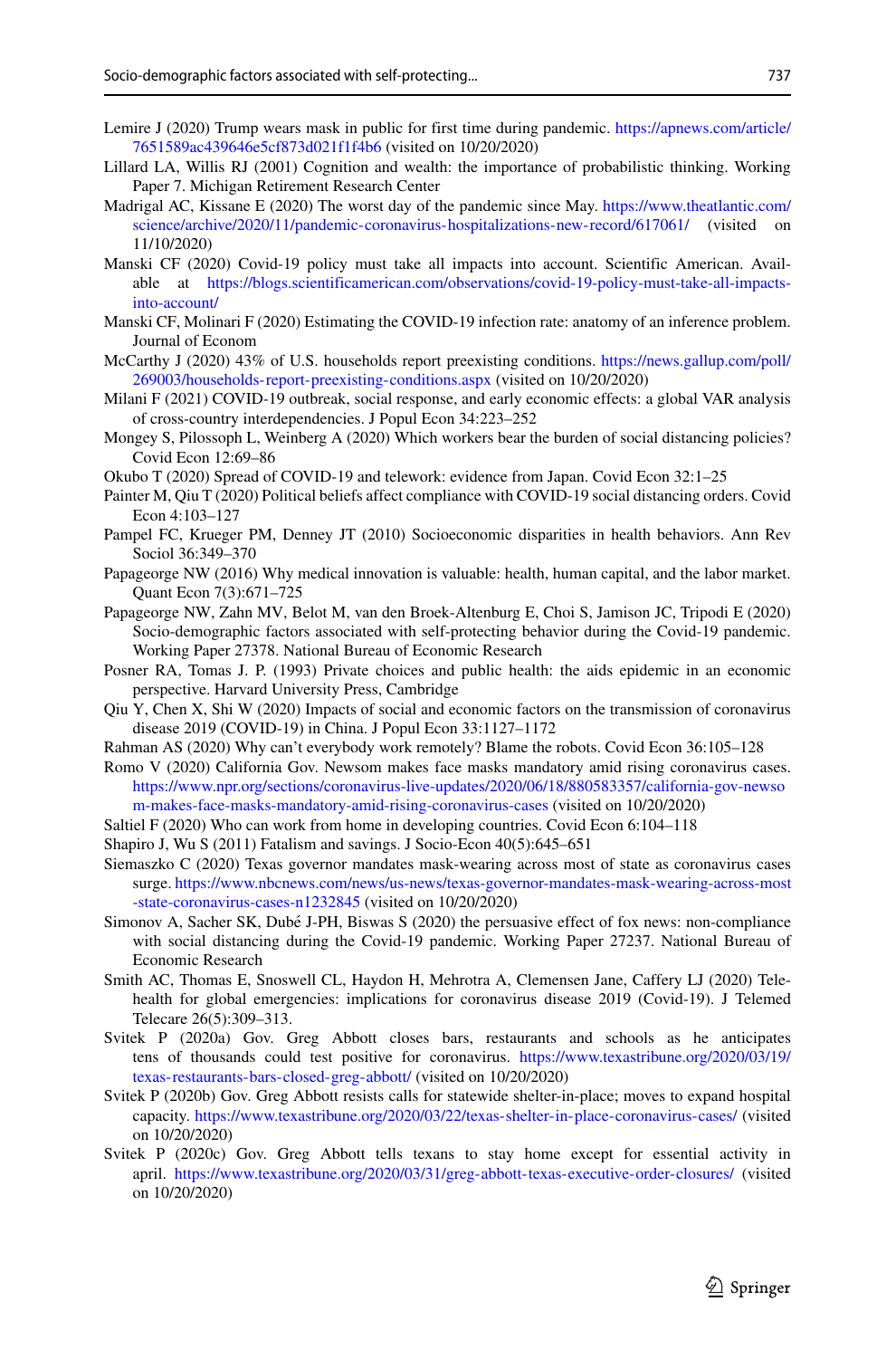Lemire J (2020) Trump wears mask in public for first time during pandemic. https://apnews.com/article/7651589ac439646e5cf873d021f1f4b6 (visited on 10/20/2020)

Lillard LA, Willis RJ (2001) Cognition and wealth: the importance of probabilistic thinking. Working Paper 7. Michigan Retirement Research Center

Madrigal AC, Kissane E (2020) The worst day of the pandemic since May. https://www.theatlantic.com/science/archive/2020/11/pandemic-coronavirus-hospitalizations-new-record/617061/ (visited on 11/10/2020)

Manski CF (2020) Covid-19 policy must take all impacts into account. Scientific American. Available at https://blogs.scientificamerican.com/observations/covid-19-policy-must-take-all-impacts-into-account/

Manski CF, Molinari F (2020) Estimating the COVID-19 infection rate: anatomy of an inference problem. Journal of Econom

McCarthy J (2020) 43% of U.S. households report preexisting conditions. https://news.gallup.com/poll/269003/households-report-preexisting-conditions.aspx (visited on 10/20/2020)

Milani F (2021) COVID-19 outbreak, social response, and early economic effects: a global VAR analysis of cross-country interdependencies. J Popul Econ 34:223–252

Mongey S, Pilossoph L, Weinberg A (2020) Which workers bear the burden of social distancing policies? Covid Econ 12:69–86

Okubo T (2020) Spread of COVID-19 and telework: evidence from Japan. Covid Econ 32:1–25

Painter M, Qiu T (2020) Political beliefs affect compliance with COVID-19 social distancing orders. Covid Econ 4:103–127

Pampel FC, Krueger PM, Denney JT (2010) Socioeconomic disparities in health behaviors. Ann Rev Sociol 36:349–370

Papageorge NW (2016) Why medical innovation is valuable: health, human capital, and the labor market. Quant Econ 7(3):671–725

Papageorge NW, Zahn MV, Belot M, van den Broek-Altenburg E, Choi S, Jamison JC, Tripodi E (2020) Socio-demographic factors associated with self-protecting behavior during the Covid-19 pandemic. Working Paper 27378. National Bureau of Economic Research

Posner RA, Tomas J. P. (1993) Private choices and public health: the aids epidemic in an economic perspective. Harvard University Press, Cambridge

Qiu Y, Chen X, Shi W (2020) Impacts of social and economic factors on the transmission of coronavirus disease 2019 (COVID-19) in China. J Popul Econ 33:1127–1172

Rahman AS (2020) Why can't everybody work remotely? Blame the robots. Covid Econ 36:105–128

Romo V (2020) California Gov. Newsom makes face masks mandatory amid rising coronavirus cases. https://www.npr.org/sections/coronavirus-live-updates/2020/06/18/880583357/california-gov-newsom-makes-face-masks-mandatory-amid-rising-coronavirus-cases (visited on 10/20/2020)

Saltiel F (2020) Who can work from home in developing countries. Covid Econ 6:104–118

Shapiro J, Wu S (2011) Fatalism and savings. J Socio-Econ 40(5):645–651

Siemaszko C (2020) Texas governor mandates mask-wearing across most of state as coronavirus cases surge. https://www.nbcnews.com/news/us-news/texas-governor-mandates-mask-wearing-across-most-state-coronavirus-cases-n1232845 (visited on 10/20/2020)

Simonov A, Sacher SK, Dubé J-PH, Biswas S (2020) the persuasive effect of fox news: non-compliance with social distancing during the Covid-19 pandemic. Working Paper 27237. National Bureau of Economic Research

Smith AC, Thomas E, Snoswell CL, Haydon H, Mehrotra A, Clemensen Jane, Caffery LJ (2020) Telehealth for global emergencies: implications for coronavirus disease 2019 (Covid-19). J Telemed Telecare 26(5):309–313.

Svitek P (2020a) Gov. Greg Abbott closes bars, restaurants and schools as he anticipates tens of thousands could test positive for coronavirus. https://www.texastribune.org/2020/03/19/texas-restaurants-bars-closed-greg-abbott/ (visited on 10/20/2020)

Svitek P (2020b) Gov. Greg Abbott resists calls for statewide shelter-in-place; moves to expand hospital capacity. https://www.texastribune.org/2020/03/22/texas-shelter-in-place-coronavirus-cases/ (visited on 10/20/2020)

Svitek P (2020c) Gov. Greg Abbott tells texans to stay home except for essential activity in april. https://www.texastribune.org/2020/03/31/greg-abbott-texas-executive-order-closures/ (visited on 10/20/2020)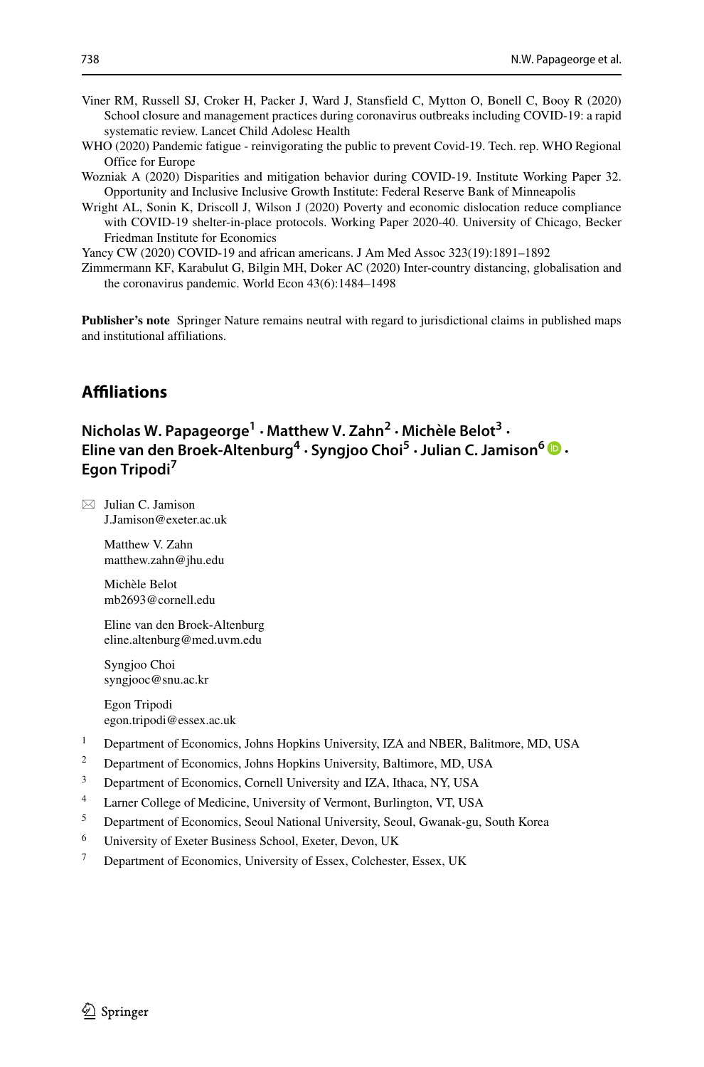Viner RM, Russell SJ, Croker H, Packer J, Ward J, Stansfield C, Mytton O, Bonell C, Booy R (2020) School closure and management practices during coronavirus outbreaks including COVID-19: a rapid systematic review. Lancet Child Adolesc Health

WHO (2020) Pandemic fatigue - reinvigorating the public to prevent Covid-19. Tech. rep. WHO Regional Office for Europe

Wozniak A (2020) Disparities and mitigation behavior during COVID-19. Institute Working Paper 32. Opportunity and Inclusive Inclusive Growth Institute: Federal Reserve Bank of Minneapolis

Wright AL, Sonin K, Driscoll J, Wilson J (2020) Poverty and economic dislocation reduce compliance with COVID-19 shelter-in-place protocols. Working Paper 2020-40. University of Chicago, Becker Friedman Institute for Economics

Yancy CW (2020) COVID-19 and african americans. J Am Med Assoc 323(19):1891–1892

Zimmermann KF, Karabulut G, Bilgin MH, Doker AC (2020) Inter-country distancing, globalisation and the coronavirus pandemic. World Econ 43(6):1484–1498

**Publisher's note** Springer Nature remains neutral with regard to jurisdictional claims in published maps and institutional affiliations.

## Affiliations

**Nicholas W. Papageorge[1] · Matthew V. Zahn[2] · Michèle Belot[3] · Eline van den Broek-Altenburg[4] · Syngjoo Choi[5] · Julian C. Jamison[6] · Egon Tripodi[7]**

✉ Julian C. Jamison
J.Jamison@exeter.ac.uk

Matthew V. Zahn
matthew.zahn@jhu.edu

Michèle Belot
mb2693@cornell.edu

Eline van den Broek-Altenburg
eline.altenburg@med.uvm.edu

Syngjoo Choi
syngjooc@snu.ac.kr

Egon Tripodi
egon.tripodi@essex.ac.uk

1. Department of Economics, Johns Hopkins University, IZA and NBER, Balitmore, MD, USA
2. Department of Economics, Johns Hopkins University, Baltimore, MD, USA
3. Department of Economics, Cornell University and IZA, Ithaca, NY, USA
4. Larner College of Medicine, University of Vermont, Burlington, VT, USA
5. Department of Economics, Seoul National University, Seoul, Gwanak-gu, South Korea
6. University of Exeter Business School, Exeter, Devon, UK
7. Department of Economics, University of Essex, Colchester, Essex, UK